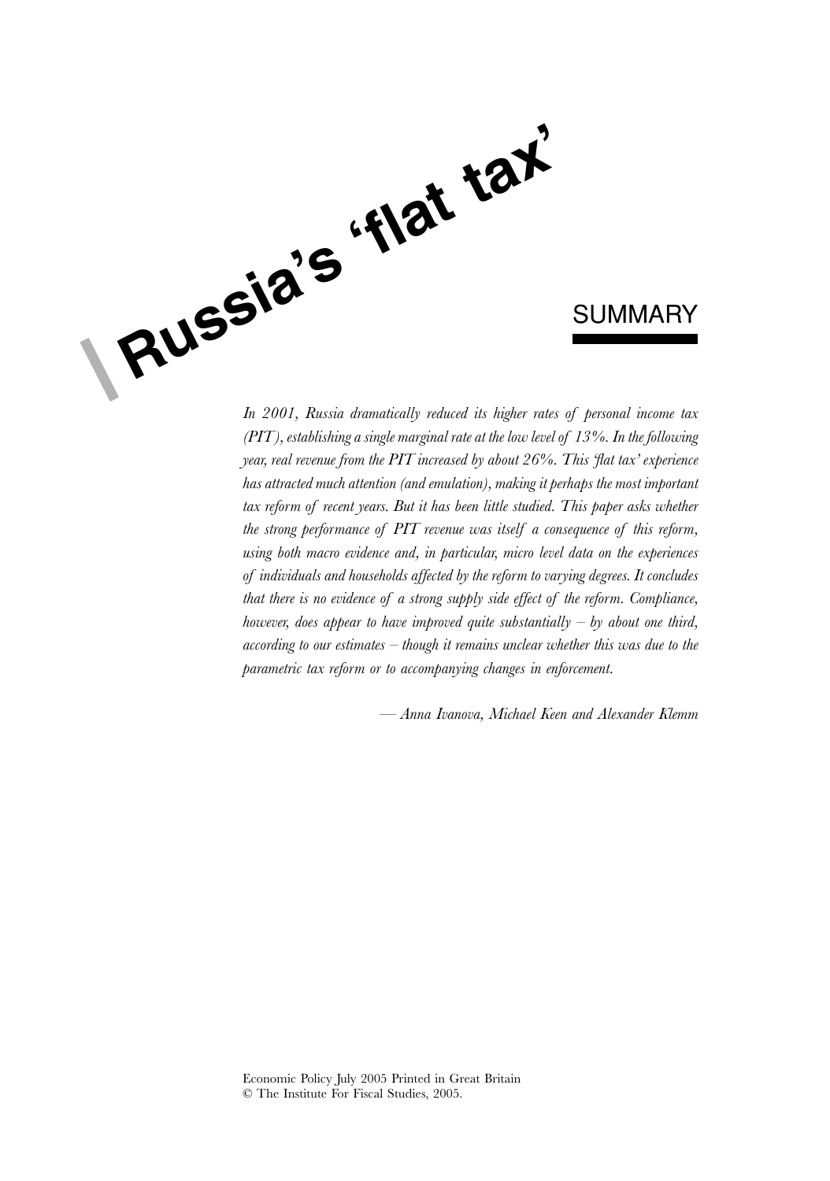# Russia's 'flat tax'

## SUMMARY

*In 2001, Russia dramatically reduced its higher rates of personal income tax (PIT), establishing a single marginal rate at the low level of 13%. In the following year, real revenue from the PIT increased by about 26%. This 'flat tax' experience has attracted much attention (and emulation), making it perhaps the most important tax reform of recent years. But it has been little studied. This paper asks whether the strong performance of PIT revenue was itself a consequence of this reform, using both macro evidence and, in particular, micro level data on the experiences of individuals and households affected by the reform to varying degrees. It concludes that there is no evidence of a strong supply side effect of the reform. Compliance, however, does appear to have improved quite substantially – by about one third, according to our estimates – though it remains unclear whether this was due to the parametric tax reform or to accompanying changes in enforcement.*

— *Anna Ivanova, Michael Keen and Alexander Klemm*

Economic Policy July 2005 Printed in Great Britain
© The Institute For Fiscal Studies, 2005.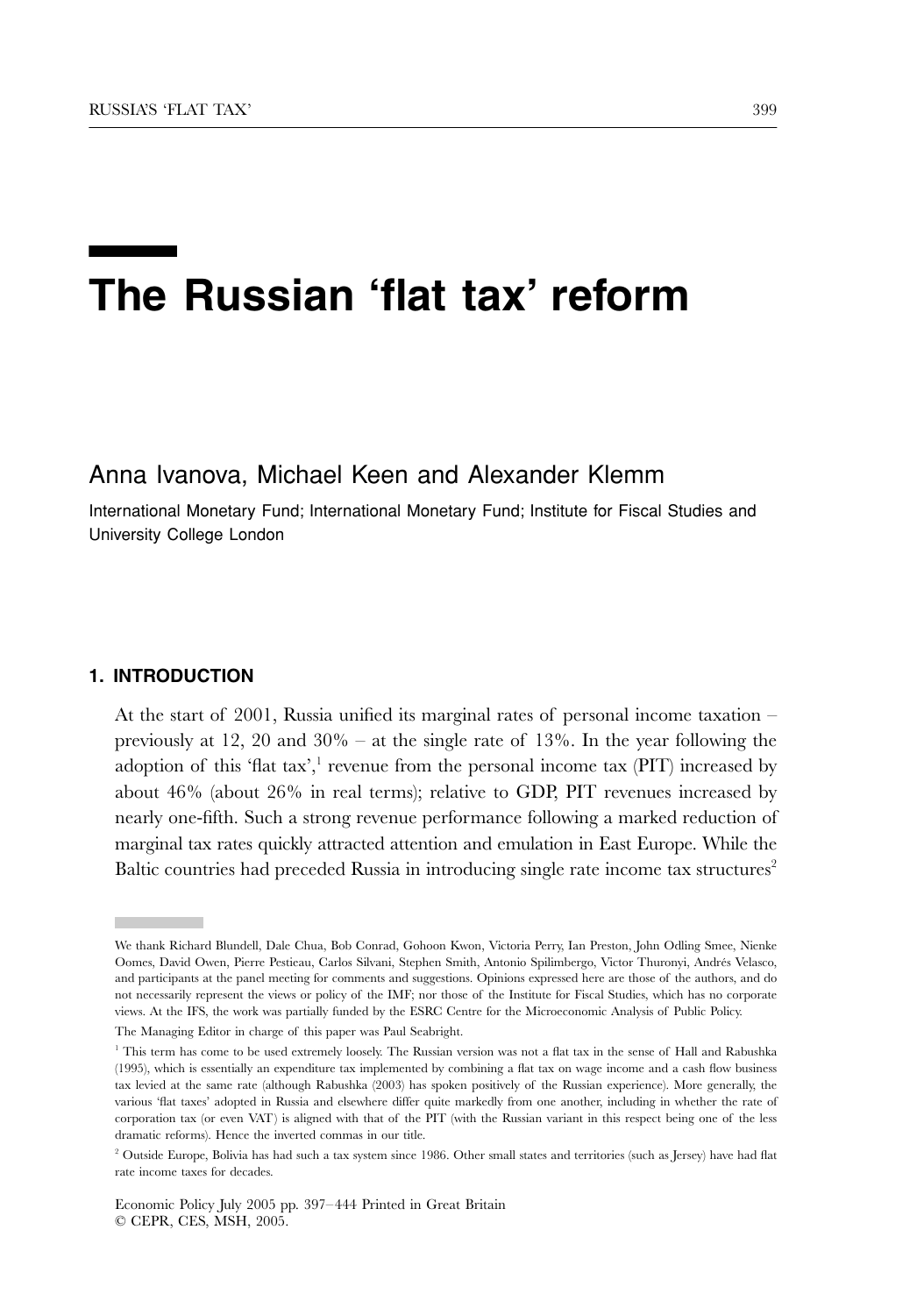# The Russian 'flat tax' reform

Anna Ivanova, Michael Keen and Alexander Klemm

International Monetary Fund; International Monetary Fund; Institute for Fiscal Studies and University College London

## 1. INTRODUCTION

At the start of 2001, Russia unified its marginal rates of personal income taxation – previously at 12, 20 and 30% – at the single rate of 13%. In the year following the adoption of this 'flat tax',[1] revenue from the personal income tax (PIT) increased by about 46% (about 26% in real terms); relative to GDP, PIT revenues increased by nearly one-fifth. Such a strong revenue performance following a marked reduction of marginal tax rates quickly attracted attention and emulation in East Europe. While the Baltic countries had preceded Russia in introducing single rate income tax structures[2]

---

We thank Richard Blundell, Dale Chua, Bob Conrad, Gohoon Kwon, Victoria Perry, Ian Preston, John Odling Smee, Nienke Oomes, David Owen, Pierre Pestieau, Carlos Silvani, Stephen Smith, Antonio Spilimbergo, Victor Thuronyi, Andrés Velasco, and participants at the panel meeting for comments and suggestions. Opinions expressed here are those of the authors, and do not necessarily represent the views or policy of the IMF; nor those of the Institute for Fiscal Studies, which has no corporate views. At the IFS, the work was partially funded by the ESRC Centre for the Microeconomic Analysis of Public Policy.

The Managing Editor in charge of this paper was Paul Seabright.

[1] This term has come to be used extremely loosely. The Russian version was not a flat tax in the sense of Hall and Rabushka (1995), which is essentially an expenditure tax implemented by combining a flat tax on wage income and a cash flow business tax levied at the same rate (although Rabushka (2003) has spoken positively of the Russian experience). More generally, the various 'flat taxes' adopted in Russia and elsewhere differ quite markedly from one another, including in whether the rate of corporation tax (or even VAT) is aligned with that of the PIT (with the Russian variant in this respect being one of the less dramatic reforms). Hence the inverted commas in our title.

[2] Outside Europe, Bolivia has had such a tax system since 1986. Other small states and territories (such as Jersey) have had flat rate income taxes for decades.

Economic Policy July 2005 pp. 397–444 Printed in Great Britain
© CEPR, CES, MSH, 2005.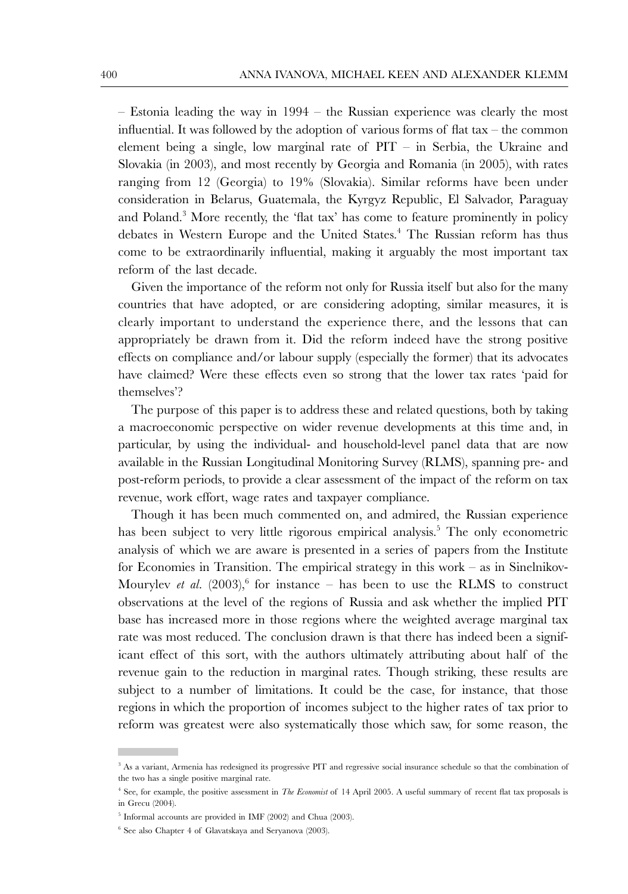– Estonia leading the way in 1994 – the Russian experience was clearly the most influential. It was followed by the adoption of various forms of flat tax – the common element being a single, low marginal rate of PIT – in Serbia, the Ukraine and Slovakia (in 2003), and most recently by Georgia and Romania (in 2005), with rates ranging from 12 (Georgia) to 19% (Slovakia). Similar reforms have been under consideration in Belarus, Guatemala, the Kyrgyz Republic, El Salvador, Paraguay and Poland.[3] More recently, the 'flat tax' has come to feature prominently in policy debates in Western Europe and the United States.[4] The Russian reform has thus come to be extraordinarily influential, making it arguably the most important tax reform of the last decade.

Given the importance of the reform not only for Russia itself but also for the many countries that have adopted, or are considering adopting, similar measures, it is clearly important to understand the experience there, and the lessons that can appropriately be drawn from it. Did the reform indeed have the strong positive effects on compliance and/or labour supply (especially the former) that its advocates have claimed? Were these effects even so strong that the lower tax rates 'paid for themselves'?

The purpose of this paper is to address these and related questions, both by taking a macroeconomic perspective on wider revenue developments at this time and, in particular, by using the individual- and household-level panel data that are now available in the Russian Longitudinal Monitoring Survey (RLMS), spanning pre- and post-reform periods, to provide a clear assessment of the impact of the reform on tax revenue, work effort, wage rates and taxpayer compliance.

Though it has been much commented on, and admired, the Russian experience has been subject to very little rigorous empirical analysis.[5] The only econometric analysis of which we are aware is presented in a series of papers from the Institute for Economies in Transition. The empirical strategy in this work – as in Sinelnikov-Mourylev *et al.* (2003),[6] for instance – has been to use the RLMS to construct observations at the level of the regions of Russia and ask whether the implied PIT base has increased more in those regions where the weighted average marginal tax rate was most reduced. The conclusion drawn is that there has indeed been a significant effect of this sort, with the authors ultimately attributing about half of the revenue gain to the reduction in marginal rates. Though striking, these results are subject to a number of limitations. It could be the case, for instance, that those regions in which the proportion of incomes subject to the higher rates of tax prior to reform was greatest were also systematically those which saw, for some reason, the

[3] As a variant, Armenia has redesigned its progressive PIT and regressive social insurance schedule so that the combination of the two has a single positive marginal rate.

[4] See, for example, the positive assessment in *The Economist* of 14 April 2005. A useful summary of recent flat tax proposals is in Grecu (2004).

[5] Informal accounts are provided in IMF (2002) and Chua (2003).

[6] See also Chapter 4 of Glavatskaya and Seryanova (2003).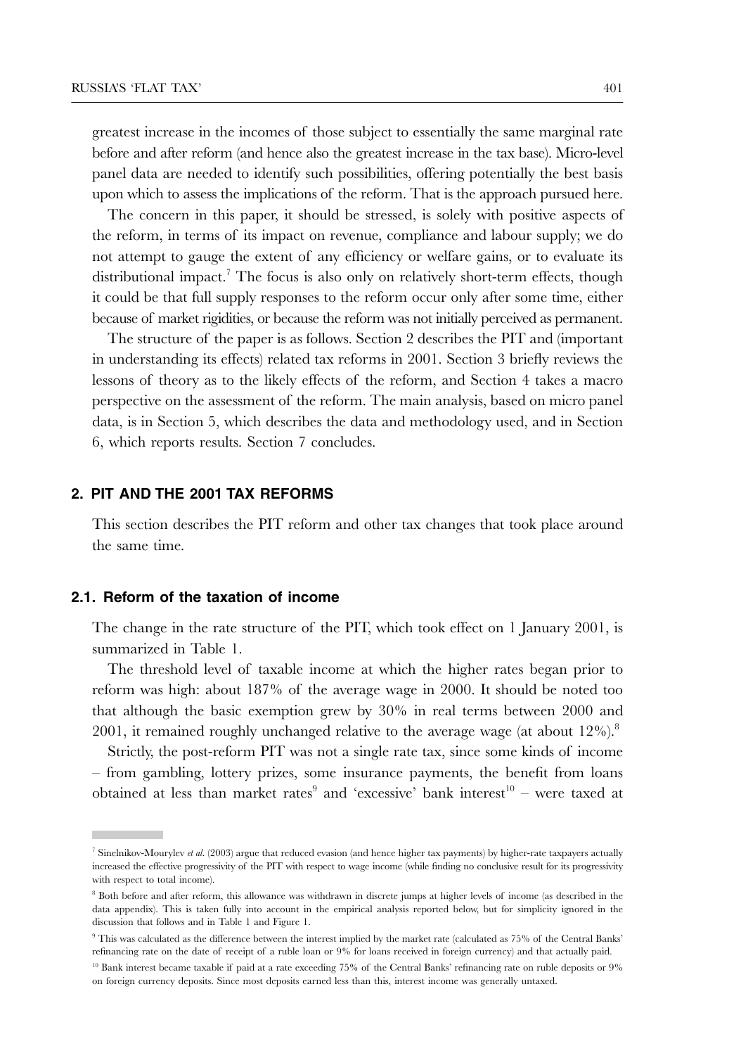greatest increase in the incomes of those subject to essentially the same marginal rate before and after reform (and hence also the greatest increase in the tax base). Micro-level panel data are needed to identify such possibilities, offering potentially the best basis upon which to assess the implications of the reform. That is the approach pursued here.

The concern in this paper, it should be stressed, is solely with positive aspects of the reform, in terms of its impact on revenue, compliance and labour supply; we do not attempt to gauge the extent of any efficiency or welfare gains, or to evaluate its distributional impact.[7] The focus is also only on relatively short-term effects, though it could be that full supply responses to the reform occur only after some time, either because of market rigidities, or because the reform was not initially perceived as permanent.

The structure of the paper is as follows. Section 2 describes the PIT and (important in understanding its effects) related tax reforms in 2001. Section 3 briefly reviews the lessons of theory as to the likely effects of the reform, and Section 4 takes a macro perspective on the assessment of the reform. The main analysis, based on micro panel data, is in Section 5, which describes the data and methodology used, and in Section 6, which reports results. Section 7 concludes.

## 2. PIT AND THE 2001 TAX REFORMS

This section describes the PIT reform and other tax changes that took place around the same time.

### 2.1. Reform of the taxation of income

The change in the rate structure of the PIT, which took effect on 1 January 2001, is summarized in Table 1.

The threshold level of taxable income at which the higher rates began prior to reform was high: about 187% of the average wage in 2000. It should be noted too that although the basic exemption grew by 30% in real terms between 2000 and 2001, it remained roughly unchanged relative to the average wage (at about 12%).[8]

Strictly, the post-reform PIT was not a single rate tax, since some kinds of income – from gambling, lottery prizes, some insurance payments, the benefit from loans obtained at less than market rates[9] and 'excessive' bank interest[10] – were taxed at

---

[7] Sinelnikov-Mourylev *et al.* (2003) argue that reduced evasion (and hence higher tax payments) by higher-rate taxpayers actually increased the effective progressivity of the PIT with respect to wage income (while finding no conclusive result for its progressivity with respect to total income).

[8] Both before and after reform, this allowance was withdrawn in discrete jumps at higher levels of income (as described in the data appendix). This is taken fully into account in the empirical analysis reported below, but for simplicity ignored in the discussion that follows and in Table 1 and Figure 1.

[9] This was calculated as the difference between the interest implied by the market rate (calculated as 75% of the Central Banks' refinancing rate on the date of receipt of a ruble loan or 9% for loans received in foreign currency) and that actually paid.

[10] Bank interest became taxable if paid at a rate exceeding 75% of the Central Banks' refinancing rate on ruble deposits or 9% on foreign currency deposits. Since most deposits earned less than this, interest income was generally untaxed.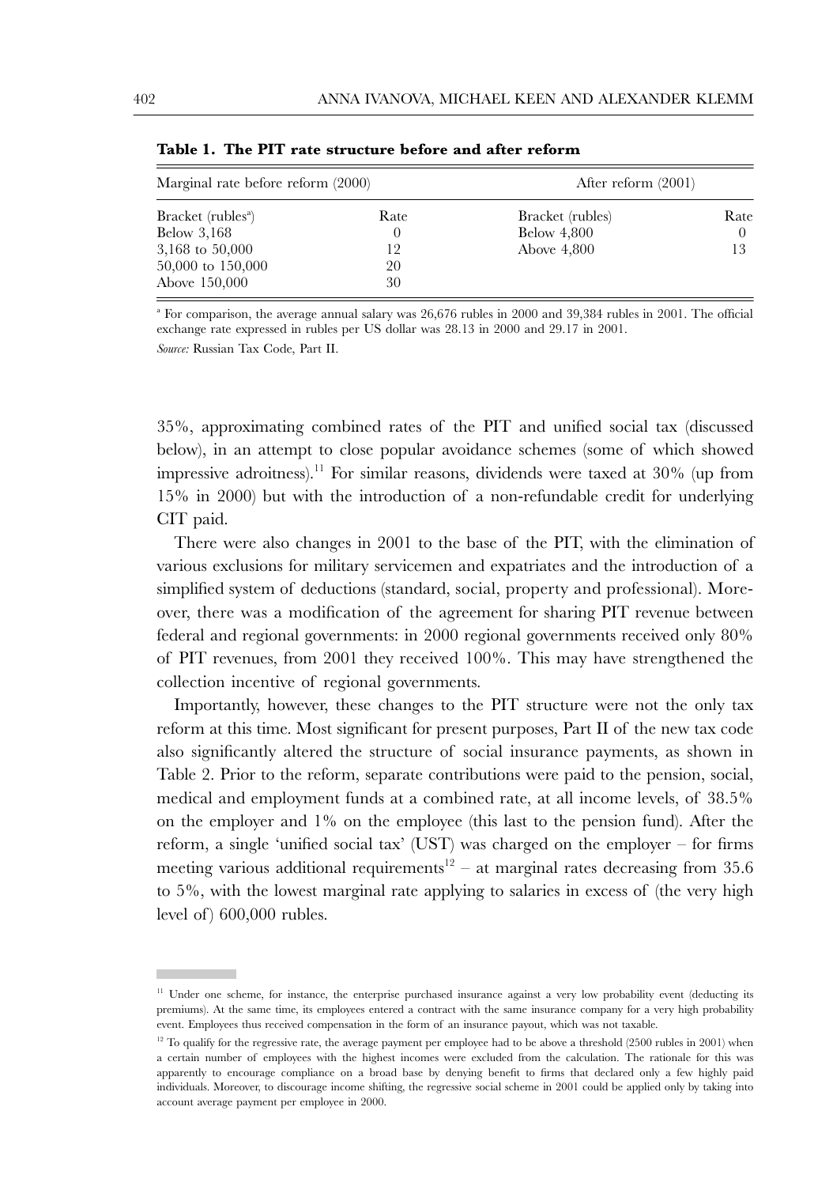**Table 1. The PIT rate structure before and after reform**

| Marginal rate before reform (2000) | | After reform (2001) | |
|---|---|---|---|
| Bracket (rubles[a]) | Rate | Bracket (rubles) | Rate |
| Below 3,168 | 0 | Below 4,800 | 0 |
| 3,168 to 50,000 | 12 | Above 4,800 | 13 |
| 50,000 to 150,000 | 20 | | |
| Above 150,000 | 30 | | |

[a] For comparison, the average annual salary was 26,676 rubles in 2000 and 39,384 rubles in 2001. The official exchange rate expressed in rubles per US dollar was 28.13 in 2000 and 29.17 in 2001.

*Source:* Russian Tax Code, Part II.

35%, approximating combined rates of the PIT and unified social tax (discussed below), in an attempt to close popular avoidance schemes (some of which showed impressive adroitness).[11] For similar reasons, dividends were taxed at 30% (up from 15% in 2000) but with the introduction of a non-refundable credit for underlying CIT paid.

There were also changes in 2001 to the base of the PIT, with the elimination of various exclusions for military servicemen and expatriates and the introduction of a simplified system of deductions (standard, social, property and professional). Moreover, there was a modification of the agreement for sharing PIT revenue between federal and regional governments: in 2000 regional governments received only 80% of PIT revenues, from 2001 they received 100%. This may have strengthened the collection incentive of regional governments.

Importantly, however, these changes to the PIT structure were not the only tax reform at this time. Most significant for present purposes, Part II of the new tax code also significantly altered the structure of social insurance payments, as shown in Table 2. Prior to the reform, separate contributions were paid to the pension, social, medical and employment funds at a combined rate, at all income levels, of 38.5% on the employer and 1% on the employee (this last to the pension fund). After the reform, a single 'unified social tax' (UST) was charged on the employer – for firms meeting various additional requirements[12] – at marginal rates decreasing from 35.6 to 5%, with the lowest marginal rate applying to salaries in excess of (the very high level of) 600,000 rubles.

[11] Under one scheme, for instance, the enterprise purchased insurance against a very low probability event (deducting its premiums). At the same time, its employees entered a contract with the same insurance company for a very high probability event. Employees thus received compensation in the form of an insurance payout, which was not taxable.

[12] To qualify for the regressive rate, the average payment per employee had to be above a threshold (2500 rubles in 2001) when a certain number of employees with the highest incomes were excluded from the calculation. The rationale for this was apparently to encourage compliance on a broad base by denying benefit to firms that declared only a few highly paid individuals. Moreover, to discourage income shifting, the regressive social scheme in 2001 could be applied only by taking into account average payment per employee in 2000.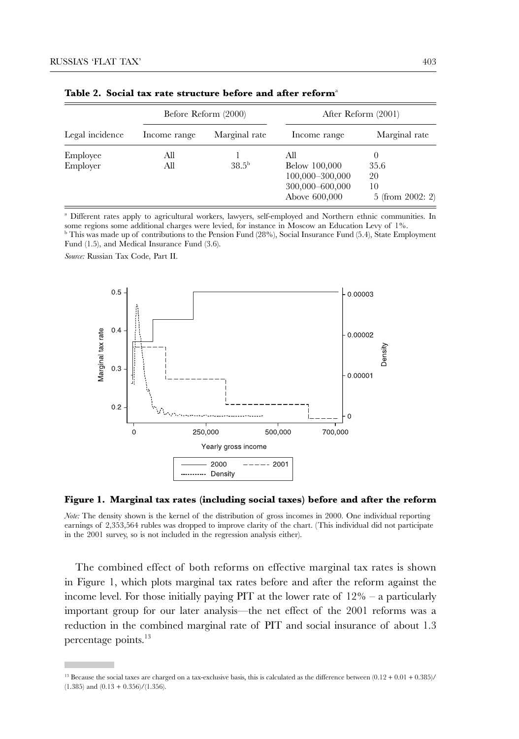**Table 2. Social tax rate structure before and after reform**[a]

| | Before Reform (2000) | | After Reform (2001) | |
|---|---|---|---|---|
| Legal incidence | Income range | Marginal rate | Income range | Marginal rate |
| Employee | All | 1 | All | 0 |
| Employer | All | 38.5[b] | Below 100,000 | 35.6 |
| | | | 100,000–300,000 | 20 |
| | | | 300,000–600,000 | 10 |
| | | | Above 600,000 | 5 (from 2002: 2) |

[a] Different rates apply to agricultural workers, lawyers, self-employed and Northern ethnic communities. In some regions some additional charges were levied, for instance in Moscow an Education Levy of 1%.
[b] This was made up of contributions to the Pension Fund (28%), Social Insurance Fund (5.4), State Employment Fund (1.5), and Medical Insurance Fund (3.6).

*Source:* Russian Tax Code, Part II.

**Figure 1. Marginal tax rates (including social taxes) before and after the reform**

*Note:* The density shown is the kernel of the distribution of gross incomes in 2000. One individual reporting earnings of 2,353,564 rubles was dropped to improve clarity of the chart. (This individual did not participate in the 2001 survey, so is not included in the regression analysis either).

The combined effect of both reforms on effective marginal tax rates is shown in Figure 1, which plots marginal tax rates before and after the reform against the income level. For those initially paying PIT at the lower rate of 12% – a particularly important group for our later analysis—the net effect of the 2001 reforms was a reduction in the combined marginal rate of PIT and social insurance of about 1.3 percentage points.[13]

[13] Because the social taxes are charged on a tax-exclusive basis, this is calculated as the difference between $(0.12 + 0.01 + 0.385)/(1.385)$ and $(0.13 + 0.356)/(1.356)$.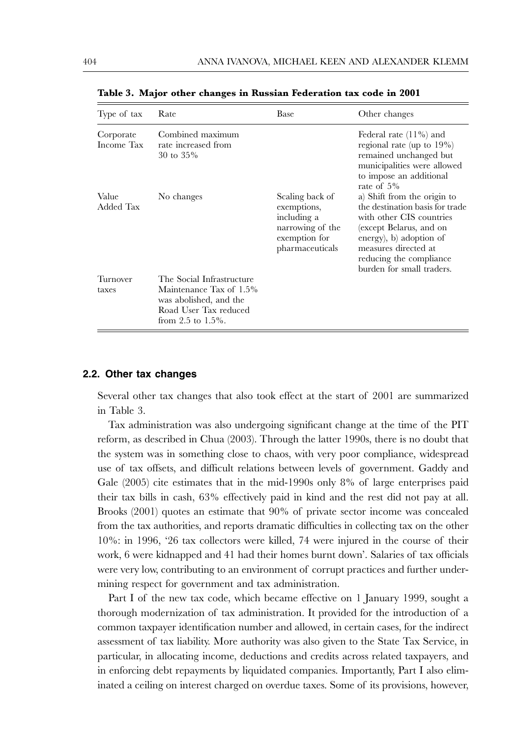**Table 3. Major other changes in Russian Federation tax code in 2001**

| Type of tax | Rate | Base | Other changes |
|---|---|---|---|
| Corporate Income Tax | Combined maximum rate increased from 30 to 35% | | Federal rate (11%) and regional rate (up to 19%) remained unchanged but municipalities were allowed to impose an additional rate of 5% |
| Value Added Tax | No changes | Scaling back of exemptions, including a narrowing of the exemption for pharmaceuticals | a) Shift from the origin to the destination basis for trade with other CIS countries (except Belarus, and on energy), b) adoption of measures directed at reducing the compliance burden for small traders. |
| Turnover taxes | The Social Infrastructure Maintenance Tax of 1.5% was abolished, and the Road User Tax reduced from 2.5 to 1.5%. | | |

### 2.2. Other tax changes

Several other tax changes that also took effect at the start of 2001 are summarized in Table 3.

Tax administration was also undergoing significant change at the time of the PIT reform, as described in Chua (2003). Through the latter 1990s, there is no doubt that the system was in something close to chaos, with very poor compliance, widespread use of tax offsets, and difficult relations between levels of government. Gaddy and Gale (2005) cite estimates that in the mid-1990s only 8% of large enterprises paid their tax bills in cash, 63% effectively paid in kind and the rest did not pay at all. Brooks (2001) quotes an estimate that 90% of private sector income was concealed from the tax authorities, and reports dramatic difficulties in collecting tax on the other 10%: in 1996, '26 tax collectors were killed, 74 were injured in the course of their work, 6 were kidnapped and 41 had their homes burnt down'. Salaries of tax officials were very low, contributing to an environment of corrupt practices and further undermining respect for government and tax administration.

Part I of the new tax code, which became effective on 1 January 1999, sought a thorough modernization of tax administration. It provided for the introduction of a common taxpayer identification number and allowed, in certain cases, for the indirect assessment of tax liability. More authority was also given to the State Tax Service, in particular, in allocating income, deductions and credits across related taxpayers, and in enforcing debt repayments by liquidated companies. Importantly, Part I also eliminated a ceiling on interest charged on overdue taxes. Some of its provisions, however,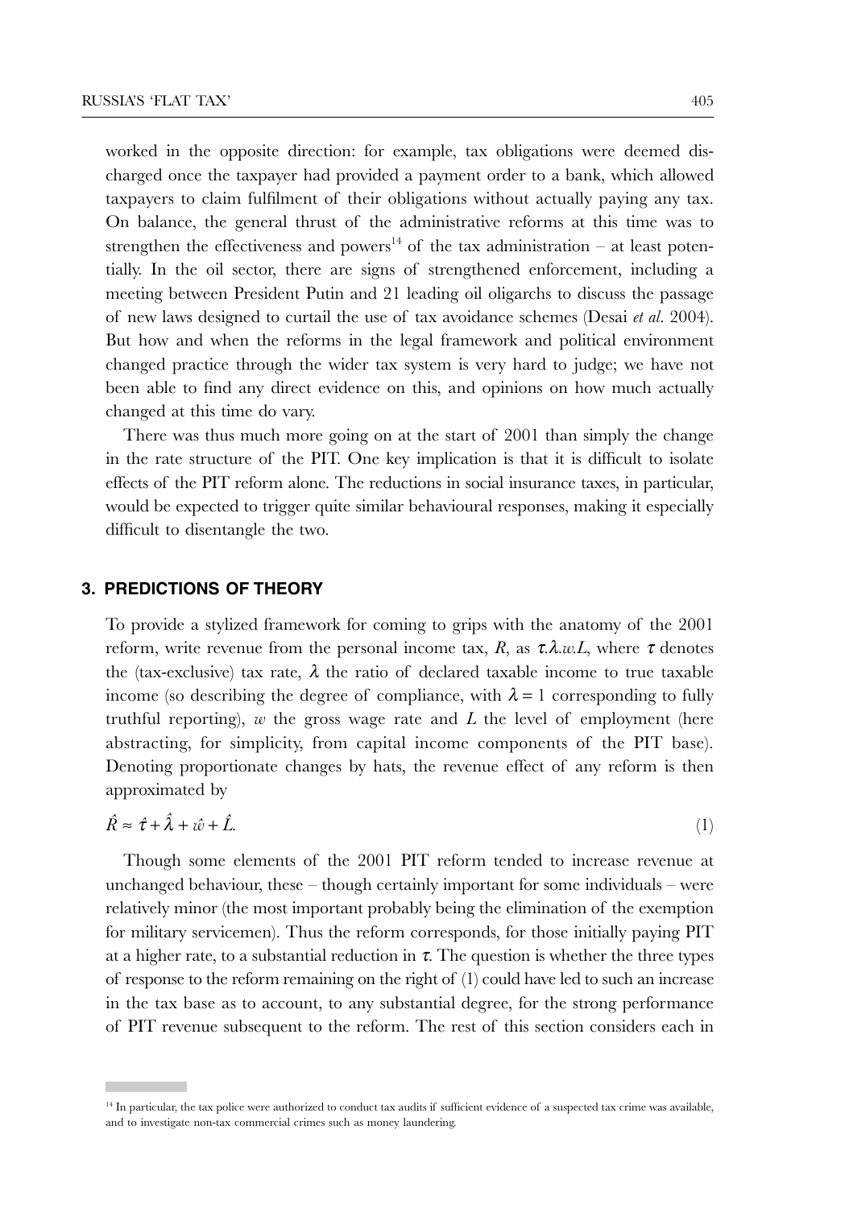worked in the opposite direction: for example, tax obligations were deemed discharged once the taxpayer had provided a payment order to a bank, which allowed taxpayers to claim fulfilment of their obligations without actually paying any tax. On balance, the general thrust of the administrative reforms at this time was to strengthen the effectiveness and powers[14] of the tax administration – at least potentially. In the oil sector, there are signs of strengthened enforcement, including a meeting between President Putin and 21 leading oil oligarchs to discuss the passage of new laws designed to curtail the use of tax avoidance schemes (Desai *et al.* 2004). But how and when the reforms in the legal framework and political environment changed practice through the wider tax system is very hard to judge; we have not been able to find any direct evidence on this, and opinions on how much actually changed at this time do vary.

There was thus much more going on at the start of 2001 than simply the change in the rate structure of the PIT. One key implication is that it is difficult to isolate effects of the PIT reform alone. The reductions in social insurance taxes, in particular, would be expected to trigger quite similar behavioural responses, making it especially difficult to disentangle the two.

## 3. PREDICTIONS OF THEORY

To provide a stylized framework for coming to grips with the anatomy of the 2001 reform, write revenue from the personal income tax, $R$, as $\tau.\lambda.w.L$, where $\tau$ denotes the (tax-exclusive) tax rate, $\lambda$ the ratio of declared taxable income to true taxable income (so describing the degree of compliance, with $\lambda = 1$ corresponding to fully truthful reporting), $w$ the gross wage rate and $L$ the level of employment (here abstracting, for simplicity, from capital income components of the PIT base). Denoting proportionate changes by hats, the revenue effect of any reform is then approximated by

$$\hat{R} \approx \hat{\tau} + \hat{\lambda} + \hat{w} + \hat{L}. \tag{1}$$

Though some elements of the 2001 PIT reform tended to increase revenue at unchanged behaviour, these – though certainly important for some individuals – were relatively minor (the most important probably being the elimination of the exemption for military servicemen). Thus the reform corresponds, for those initially paying PIT at a higher rate, to a substantial reduction in $\tau$. The question is whether the three types of response to the reform remaining on the right of (1) could have led to such an increase in the tax base as to account, to any substantial degree, for the strong performance of PIT revenue subsequent to the reform. The rest of this section considers each in

[14] In particular, the tax police were authorized to conduct tax audits if sufficient evidence of a suspected tax crime was available, and to investigate non-tax commercial crimes such as money laundering.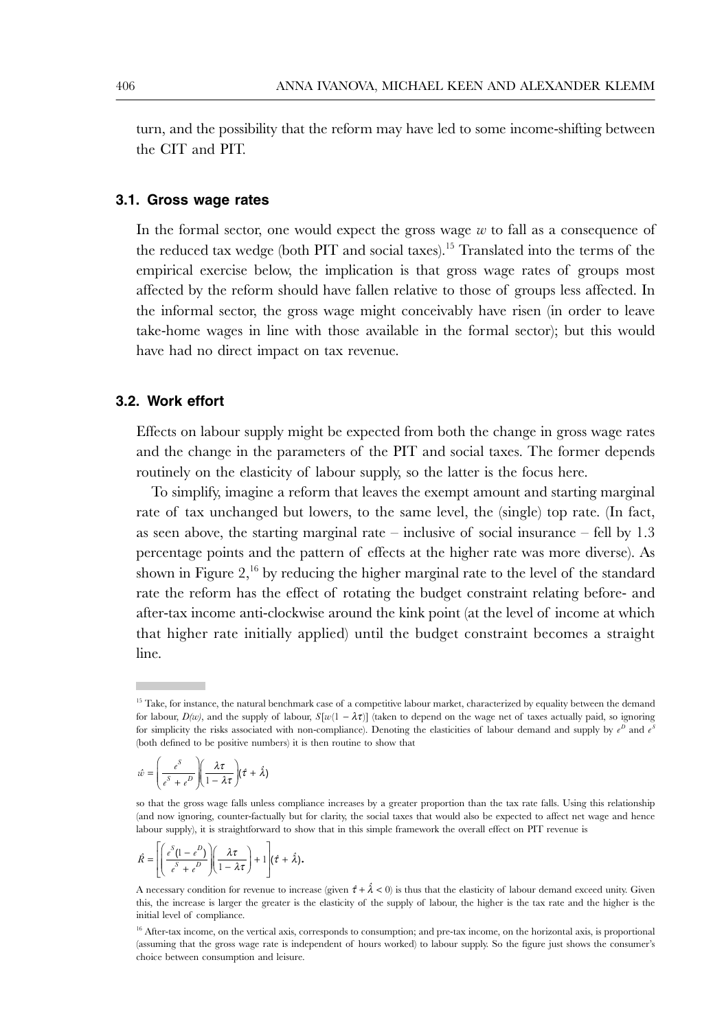turn, and the possibility that the reform may have led to some income-shifting between the CIT and PIT.

### 3.1. Gross wage rates

In the formal sector, one would expect the gross wage $w$ to fall as a consequence of the reduced tax wedge (both PIT and social taxes).[15] Translated into the terms of the empirical exercise below, the implication is that gross wage rates of groups most affected by the reform should have fallen relative to those of groups less affected. In the informal sector, the gross wage might conceivably have risen (in order to leave take-home wages in line with those available in the formal sector); but this would have had no direct impact on tax revenue.

### 3.2. Work effort

Effects on labour supply might be expected from both the change in gross wage rates and the change in the parameters of the PIT and social taxes. The former depends routinely on the elasticity of labour supply, so the latter is the focus here.

To simplify, imagine a reform that leaves the exempt amount and starting marginal rate of tax unchanged but lowers, to the same level, the (single) top rate. (In fact, as seen above, the starting marginal rate – inclusive of social insurance – fell by 1.3 percentage points and the pattern of effects at the higher rate was more diverse). As shown in Figure 2,[16] by reducing the higher marginal rate to the level of the standard rate the reform has the effect of rotating the budget constraint relating before- and after-tax income anti-clockwise around the kink point (at the level of income at which that higher rate initially applied) until the budget constraint becomes a straight line.

[15] Take, for instance, the natural benchmark case of a competitive labour market, characterized by equality between the demand for labour, $D(w)$, and the supply of labour, $S[w(1-\lambda\tau)]$ (taken to depend on the wage net of taxes actually paid, so ignoring for simplicity the risks associated with non-compliance). Denoting the elasticities of labour demand and supply by $e^D$ and $e^S$ (both defined to be positive numbers) it is then routine to show that

$$\hat{w} = \left(\frac{e^S}{e^S + e^D}\right)\left(\frac{\lambda\tau}{1-\lambda\tau}\right)(\hat{\tau} + \hat{\lambda})$$

so that the gross wage falls unless compliance increases by a greater proportion than the tax rate falls. Using this relationship (and now ignoring, counter-factually but for clarity, the social taxes that would also be expected to affect net wage and hence labour supply), it is straightforward to show that in this simple framework the overall effect on PIT revenue is

$$\hat{R} = \left[\left(\frac{e^S(1-e^D)}{e^S + e^D}\right)\left(\frac{\lambda\tau}{1-\lambda\tau}\right) + 1\right](\hat{\tau} + \hat{\lambda}).$$

A necessary condition for revenue to increase (given $\hat{\tau} + \hat{\lambda} < 0$) is thus that the elasticity of labour demand exceed unity. Given this, the increase is larger the greater is the elasticity of the supply of labour, the higher is the tax rate and the higher is the initial level of compliance.

[16] After-tax income, on the vertical axis, corresponds to consumption; and pre-tax income, on the horizontal axis, is proportional (assuming that the gross wage rate is independent of hours worked) to labour supply. So the figure just shows the consumer's choice between consumption and leisure.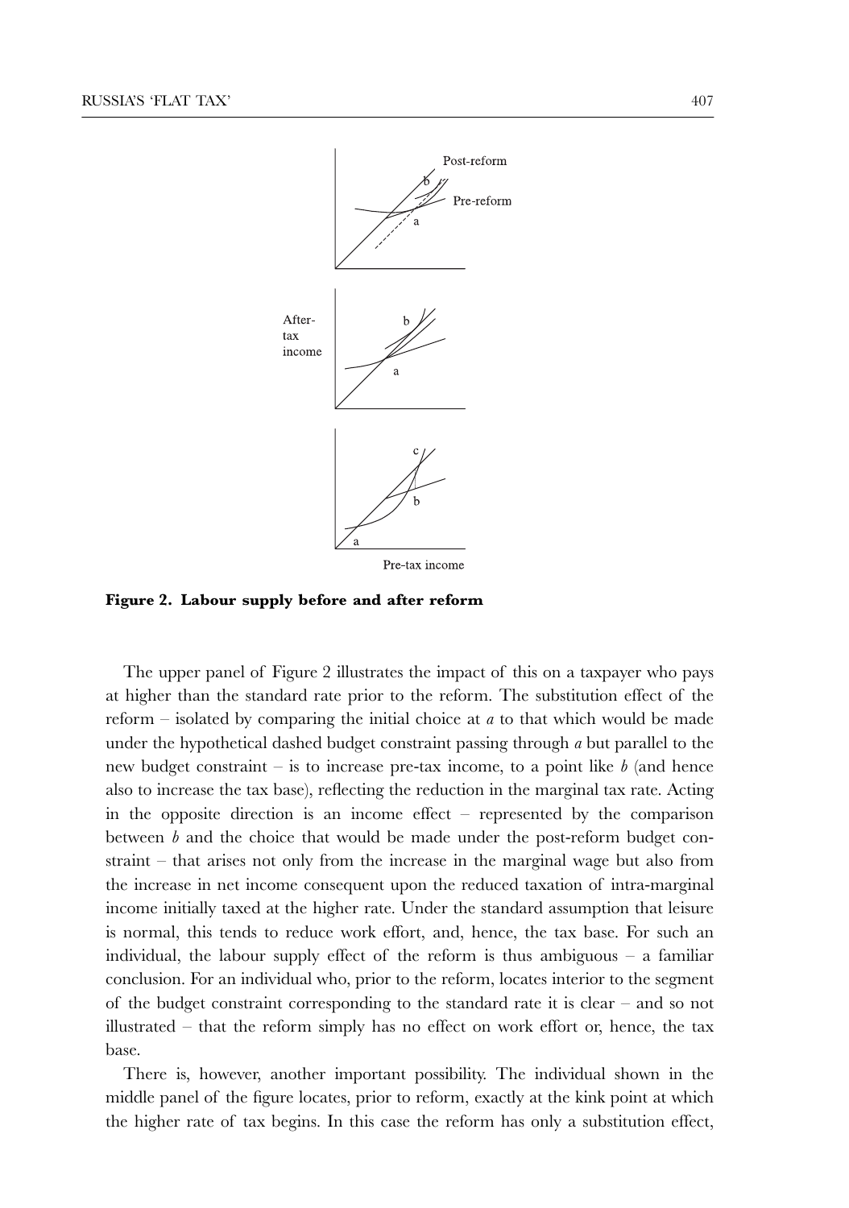**Figure 2. Labour supply before and after reform**

The upper panel of Figure 2 illustrates the impact of this on a taxpayer who pays at higher than the standard rate prior to the reform. The substitution effect of the reform – isolated by comparing the initial choice at *a* to that which would be made under the hypothetical dashed budget constraint passing through *a* but parallel to the new budget constraint – is to increase pre-tax income, to a point like *b* (and hence also to increase the tax base), reflecting the reduction in the marginal tax rate. Acting in the opposite direction is an income effect – represented by the comparison between *b* and the choice that would be made under the post-reform budget constraint – that arises not only from the increase in the marginal wage but also from the increase in net income consequent upon the reduced taxation of intra-marginal income initially taxed at the higher rate. Under the standard assumption that leisure is normal, this tends to reduce work effort, and, hence, the tax base. For such an individual, the labour supply effect of the reform is thus ambiguous – a familiar conclusion. For an individual who, prior to the reform, locates interior to the segment of the budget constraint corresponding to the standard rate it is clear – and so not illustrated – that the reform simply has no effect on work effort or, hence, the tax base.

There is, however, another important possibility. The individual shown in the middle panel of the figure locates, prior to reform, exactly at the kink point at which the higher rate of tax begins. In this case the reform has only a substitution effect,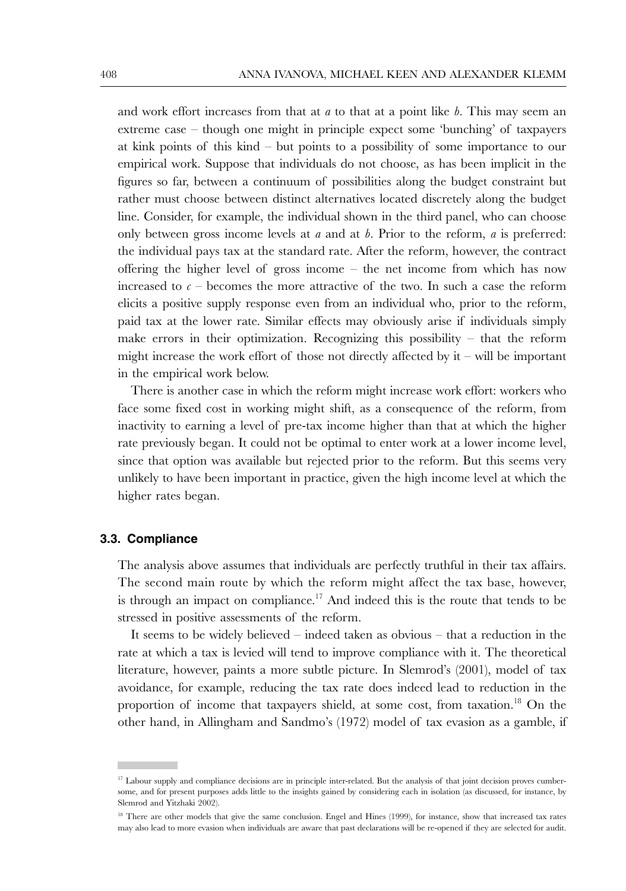and work effort increases from that at *a* to that at a point like *b*. This may seem an extreme case – though one might in principle expect some 'bunching' of taxpayers at kink points of this kind – but points to a possibility of some importance to our empirical work. Suppose that individuals do not choose, as has been implicit in the figures so far, between a continuum of possibilities along the budget constraint but rather must choose between distinct alternatives located discretely along the budget line. Consider, for example, the individual shown in the third panel, who can choose only between gross income levels at *a* and at *b*. Prior to the reform, *a* is preferred: the individual pays tax at the standard rate. After the reform, however, the contract offering the higher level of gross income – the net income from which has now increased to *c* – becomes the more attractive of the two. In such a case the reform elicits a positive supply response even from an individual who, prior to the reform, paid tax at the lower rate. Similar effects may obviously arise if individuals simply make errors in their optimization. Recognizing this possibility – that the reform might increase the work effort of those not directly affected by it – will be important in the empirical work below.

There is another case in which the reform might increase work effort: workers who face some fixed cost in working might shift, as a consequence of the reform, from inactivity to earning a level of pre-tax income higher than that at which the higher rate previously began. It could not be optimal to enter work at a lower income level, since that option was available but rejected prior to the reform. But this seems very unlikely to have been important in practice, given the high income level at which the higher rates began.

### 3.3. Compliance

The analysis above assumes that individuals are perfectly truthful in their tax affairs. The second main route by which the reform might affect the tax base, however, is through an impact on compliance.[17] And indeed this is the route that tends to be stressed in positive assessments of the reform.

It seems to be widely believed – indeed taken as obvious – that a reduction in the rate at which a tax is levied will tend to improve compliance with it. The theoretical literature, however, paints a more subtle picture. In Slemrod's (2001), model of tax avoidance, for example, reducing the tax rate does indeed lead to reduction in the proportion of income that taxpayers shield, at some cost, from taxation.[18] On the other hand, in Allingham and Sandmo's (1972) model of tax evasion as a gamble, if

[17] Labour supply and compliance decisions are in principle inter-related. But the analysis of that joint decision proves cumbersome, and for present purposes adds little to the insights gained by considering each in isolation (as discussed, for instance, by Slemrod and Yitzhaki 2002).

[18] There are other models that give the same conclusion. Engel and Hines (1999), for instance, show that increased tax rates may also lead to more evasion when individuals are aware that past declarations will be re-opened if they are selected for audit.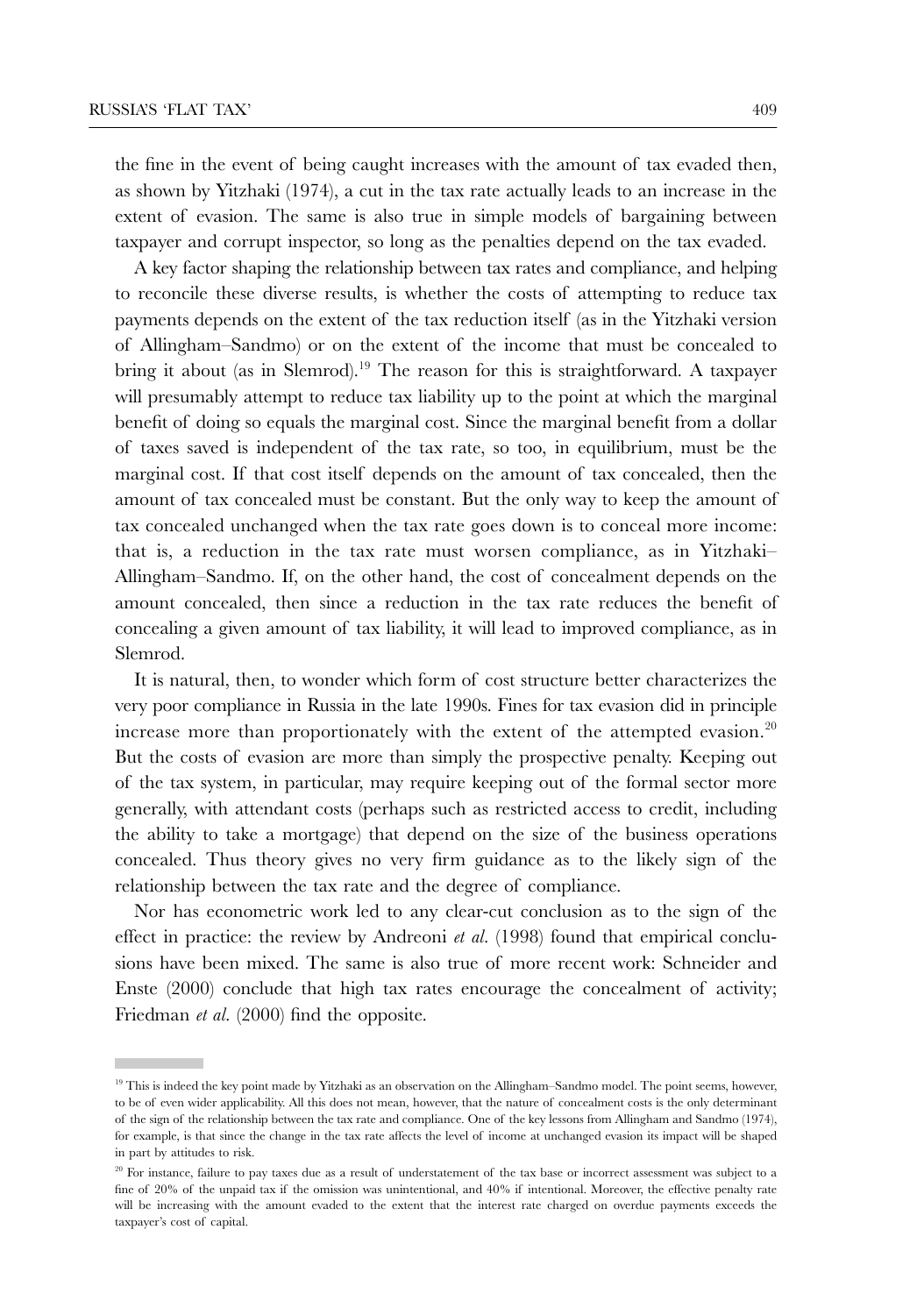the fine in the event of being caught increases with the amount of tax evaded then, as shown by Yitzhaki (1974), a cut in the tax rate actually leads to an increase in the extent of evasion. The same is also true in simple models of bargaining between taxpayer and corrupt inspector, so long as the penalties depend on the tax evaded.

A key factor shaping the relationship between tax rates and compliance, and helping to reconcile these diverse results, is whether the costs of attempting to reduce tax payments depends on the extent of the tax reduction itself (as in the Yitzhaki version of Allingham–Sandmo) or on the extent of the income that must be concealed to bring it about (as in Slemrod).[19] The reason for this is straightforward. A taxpayer will presumably attempt to reduce tax liability up to the point at which the marginal benefit of doing so equals the marginal cost. Since the marginal benefit from a dollar of taxes saved is independent of the tax rate, so too, in equilibrium, must be the marginal cost. If that cost itself depends on the amount of tax concealed, then the amount of tax concealed must be constant. But the only way to keep the amount of tax concealed unchanged when the tax rate goes down is to conceal more income: that is, a reduction in the tax rate must worsen compliance, as in Yitzhaki–Allingham–Sandmo. If, on the other hand, the cost of concealment depends on the amount concealed, then since a reduction in the tax rate reduces the benefit of concealing a given amount of tax liability, it will lead to improved compliance, as in Slemrod.

It is natural, then, to wonder which form of cost structure better characterizes the very poor compliance in Russia in the late 1990s. Fines for tax evasion did in principle increase more than proportionately with the extent of the attempted evasion.[20] But the costs of evasion are more than simply the prospective penalty. Keeping out of the tax system, in particular, may require keeping out of the formal sector more generally, with attendant costs (perhaps such as restricted access to credit, including the ability to take a mortgage) that depend on the size of the business operations concealed. Thus theory gives no very firm guidance as to the likely sign of the relationship between the tax rate and the degree of compliance.

Nor has econometric work led to any clear-cut conclusion as to the sign of the effect in practice: the review by Andreoni *et al*. (1998) found that empirical conclusions have been mixed. The same is also true of more recent work: Schneider and Enste (2000) conclude that high tax rates encourage the concealment of activity; Friedman *et al*. (2000) find the opposite.

---

[19] This is indeed the key point made by Yitzhaki as an observation on the Allingham–Sandmo model. The point seems, however, to be of even wider applicability. All this does not mean, however, that the nature of concealment costs is the only determinant of the sign of the relationship between the tax rate and compliance. One of the key lessons from Allingham and Sandmo (1974), for example, is that since the change in the tax rate affects the level of income at unchanged evasion its impact will be shaped in part by attitudes to risk.

[20] For instance, failure to pay taxes due as a result of understatement of the tax base or incorrect assessment was subject to a fine of 20% of the unpaid tax if the omission was unintentional, and 40% if intentional. Moreover, the effective penalty rate will be increasing with the amount evaded to the extent that the interest rate charged on overdue payments exceeds the taxpayer's cost of capital.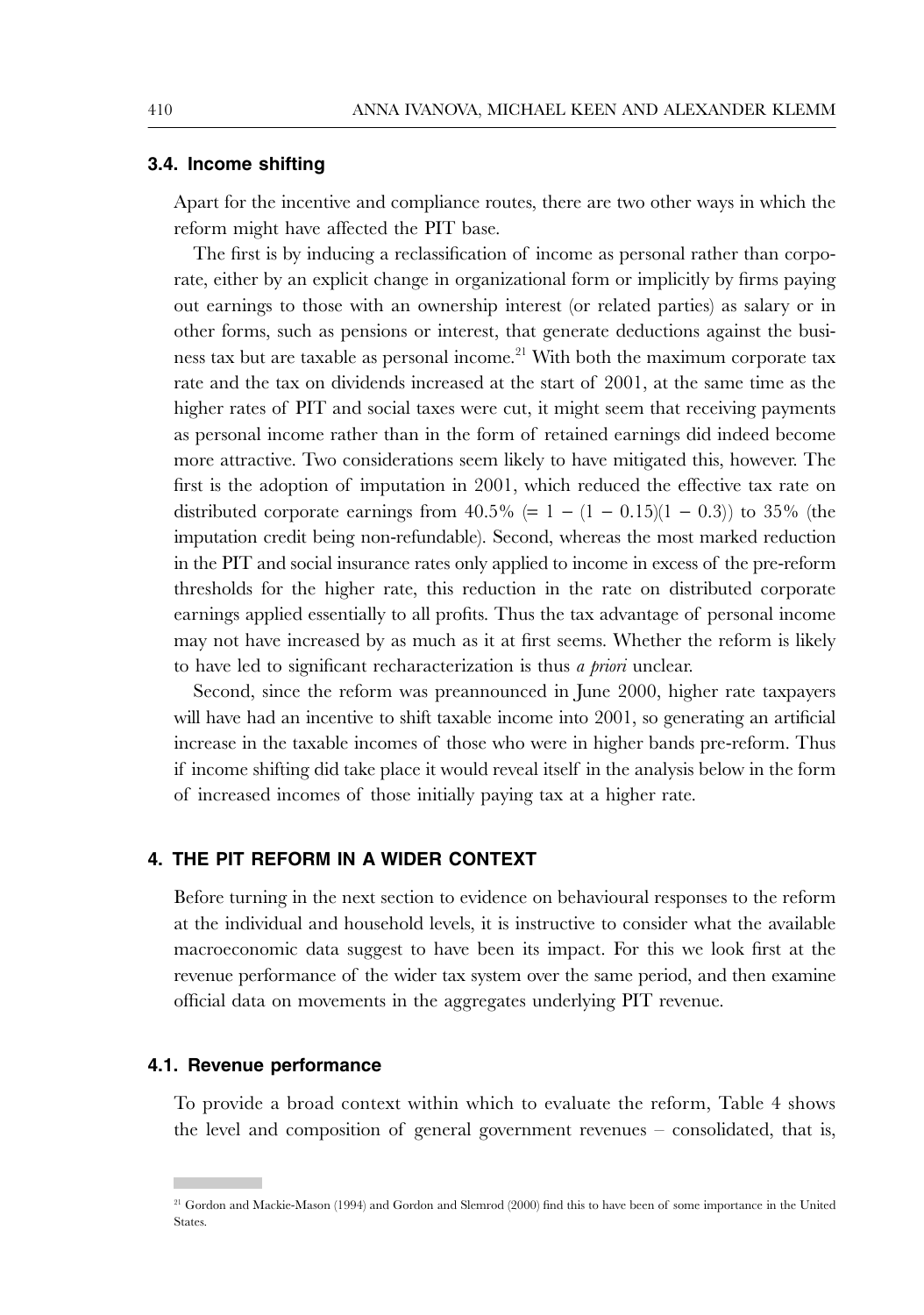### 3.4. Income shifting

Apart for the incentive and compliance routes, there are two other ways in which the reform might have affected the PIT base.

The first is by inducing a reclassification of income as personal rather than corporate, either by an explicit change in organizational form or implicitly by firms paying out earnings to those with an ownership interest (or related parties) as salary or in other forms, such as pensions or interest, that generate deductions against the business tax but are taxable as personal income.[21] With both the maximum corporate tax rate and the tax on dividends increased at the start of 2001, at the same time as the higher rates of PIT and social taxes were cut, it might seem that receiving payments as personal income rather than in the form of retained earnings did indeed become more attractive. Two considerations seem likely to have mitigated this, however. The first is the adoption of imputation in 2001, which reduced the effective tax rate on distributed corporate earnings from 40.5% ($= 1 - (1 - 0.15)(1 - 0.3)$) to 35% (the imputation credit being non-refundable). Second, whereas the most marked reduction in the PIT and social insurance rates only applied to income in excess of the pre-reform thresholds for the higher rate, this reduction in the rate on distributed corporate earnings applied essentially to all profits. Thus the tax advantage of personal income may not have increased by as much as it at first seems. Whether the reform is likely to have led to significant recharacterization is thus *a priori* unclear.

Second, since the reform was preannounced in June 2000, higher rate taxpayers will have had an incentive to shift taxable income into 2001, so generating an artificial increase in the taxable incomes of those who were in higher bands pre-reform. Thus if income shifting did take place it would reveal itself in the analysis below in the form of increased incomes of those initially paying tax at a higher rate.

## 4. THE PIT REFORM IN A WIDER CONTEXT

Before turning in the next section to evidence on behavioural responses to the reform at the individual and household levels, it is instructive to consider what the available macroeconomic data suggest to have been its impact. For this we look first at the revenue performance of the wider tax system over the same period, and then examine official data on movements in the aggregates underlying PIT revenue.

### 4.1. Revenue performance

To provide a broad context within which to evaluate the reform, Table 4 shows the level and composition of general government revenues – consolidated, that is,

[21] Gordon and Mackie-Mason (1994) and Gordon and Slemrod (2000) find this to have been of some importance in the United States.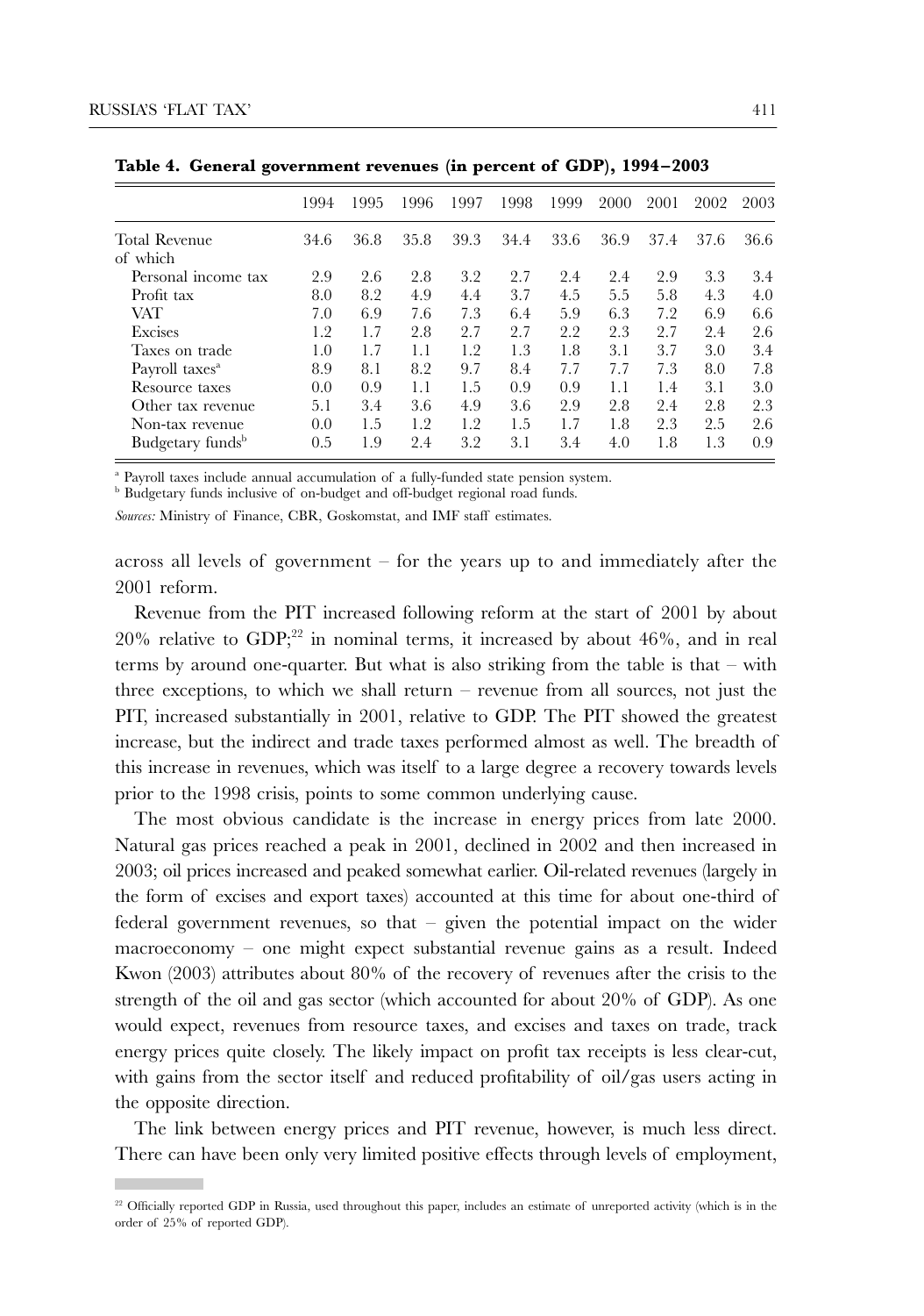**Table 4. General government revenues (in percent of GDP), 1994–2003**

| | 1994 | 1995 | 1996 | 1997 | 1998 | 1999 | 2000 | 2001 | 2002 | 2003 |
|---|---|---|---|---|---|---|---|---|---|---|
| Total Revenue | 34.6 | 36.8 | 35.8 | 39.3 | 34.4 | 33.6 | 36.9 | 37.4 | 37.6 | 36.6 |
| of which | | | | | | | | | | |
| Personal income tax | 2.9 | 2.6 | 2.8 | 3.2 | 2.7 | 2.4 | 2.4 | 2.9 | 3.3 | 3.4 |
| Profit tax | 8.0 | 8.2 | 4.9 | 4.4 | 3.7 | 4.5 | 5.5 | 5.8 | 4.3 | 4.0 |
| VAT | 7.0 | 6.9 | 7.6 | 7.3 | 6.4 | 5.9 | 6.3 | 7.2 | 6.9 | 6.6 |
| Excises | 1.2 | 1.7 | 2.8 | 2.7 | 2.7 | 2.2 | 2.3 | 2.7 | 2.4 | 2.6 |
| Taxes on trade | 1.0 | 1.7 | 1.1 | 1.2 | 1.3 | 1.8 | 3.1 | 3.7 | 3.0 | 3.4 |
| Payroll taxes[a] | 8.9 | 8.1 | 8.2 | 9.7 | 8.4 | 7.7 | 7.7 | 7.3 | 8.0 | 7.8 |
| Resource taxes | 0.0 | 0.9 | 1.1 | 1.5 | 0.9 | 0.9 | 1.1 | 1.4 | 3.1 | 3.0 |
| Other tax revenue | 5.1 | 3.4 | 3.6 | 4.9 | 3.6 | 2.9 | 2.8 | 2.4 | 2.8 | 2.3 |
| Non-tax revenue | 0.0 | 1.5 | 1.2 | 1.2 | 1.5 | 1.7 | 1.8 | 2.3 | 2.5 | 2.6 |
| Budgetary funds[b] | 0.5 | 1.9 | 2.4 | 3.2 | 3.1 | 3.4 | 4.0 | 1.8 | 1.3 | 0.9 |

[a] Payroll taxes include annual accumulation of a fully-funded state pension system.
[b] Budgetary funds inclusive of on-budget and off-budget regional road funds.

*Sources:* Ministry of Finance, CBR, Goskomstat, and IMF staff estimates.

across all levels of government – for the years up to and immediately after the 2001 reform.

Revenue from the PIT increased following reform at the start of 2001 by about 20% relative to GDP;[22] in nominal terms, it increased by about 46%, and in real terms by around one-quarter. But what is also striking from the table is that – with three exceptions, to which we shall return – revenue from all sources, not just the PIT, increased substantially in 2001, relative to GDP. The PIT showed the greatest increase, but the indirect and trade taxes performed almost as well. The breadth of this increase in revenues, which was itself to a large degree a recovery towards levels prior to the 1998 crisis, points to some common underlying cause.

The most obvious candidate is the increase in energy prices from late 2000. Natural gas prices reached a peak in 2001, declined in 2002 and then increased in 2003; oil prices increased and peaked somewhat earlier. Oil-related revenues (largely in the form of excises and export taxes) accounted at this time for about one-third of federal government revenues, so that – given the potential impact on the wider macroeconomy – one might expect substantial revenue gains as a result. Indeed Kwon (2003) attributes about 80% of the recovery of revenues after the crisis to the strength of the oil and gas sector (which accounted for about 20% of GDP). As one would expect, revenues from resource taxes, and excises and taxes on trade, track energy prices quite closely. The likely impact on profit tax receipts is less clear-cut, with gains from the sector itself and reduced profitability of oil/gas users acting in the opposite direction.

The link between energy prices and PIT revenue, however, is much less direct. There can have been only very limited positive effects through levels of employment,

[22] Officially reported GDP in Russia, used throughout this paper, includes an estimate of unreported activity (which is in the order of 25% of reported GDP).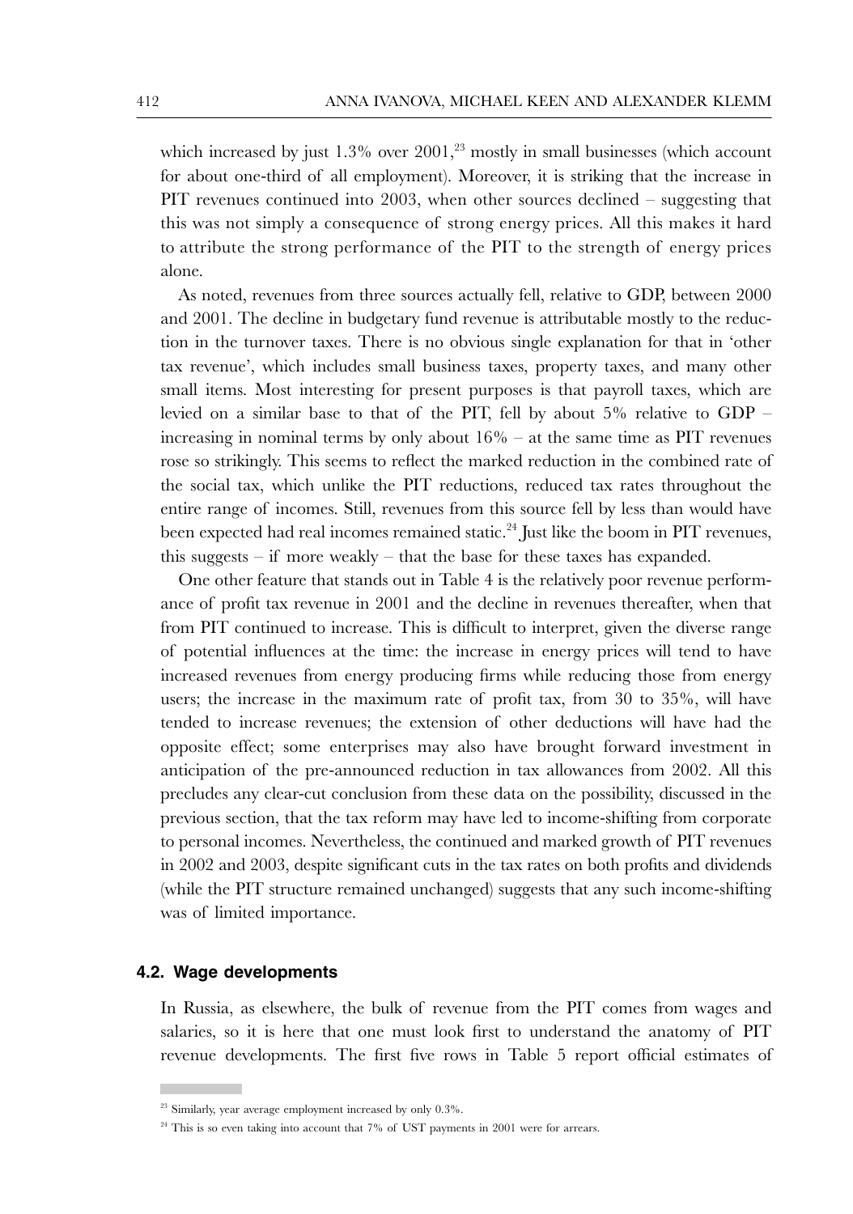which increased by just 1.3% over 2001,[23] mostly in small businesses (which account for about one-third of all employment). Moreover, it is striking that the increase in PIT revenues continued into 2003, when other sources declined – suggesting that this was not simply a consequence of strong energy prices. All this makes it hard to attribute the strong performance of the PIT to the strength of energy prices alone.

As noted, revenues from three sources actually fell, relative to GDP, between 2000 and 2001. The decline in budgetary fund revenue is attributable mostly to the reduction in the turnover taxes. There is no obvious single explanation for that in 'other tax revenue', which includes small business taxes, property taxes, and many other small items. Most interesting for present purposes is that payroll taxes, which are levied on a similar base to that of the PIT, fell by about 5% relative to GDP – increasing in nominal terms by only about 16% – at the same time as PIT revenues rose so strikingly. This seems to reflect the marked reduction in the combined rate of the social tax, which unlike the PIT reductions, reduced tax rates throughout the entire range of incomes. Still, revenues from this source fell by less than would have been expected had real incomes remained static.[24] Just like the boom in PIT revenues, this suggests – if more weakly – that the base for these taxes has expanded.

One other feature that stands out in Table 4 is the relatively poor revenue performance of profit tax revenue in 2001 and the decline in revenues thereafter, when that from PIT continued to increase. This is difficult to interpret, given the diverse range of potential influences at the time: the increase in energy prices will tend to have increased revenues from energy producing firms while reducing those from energy users; the increase in the maximum rate of profit tax, from 30 to 35%, will have tended to increase revenues; the extension of other deductions will have had the opposite effect; some enterprises may also have brought forward investment in anticipation of the pre-announced reduction in tax allowances from 2002. All this precludes any clear-cut conclusion from these data on the possibility, discussed in the previous section, that the tax reform may have led to income-shifting from corporate to personal incomes. Nevertheless, the continued and marked growth of PIT revenues in 2002 and 2003, despite significant cuts in the tax rates on both profits and dividends (while the PIT structure remained unchanged) suggests that any such income-shifting was of limited importance.

### 4.2. Wage developments

In Russia, as elsewhere, the bulk of revenue from the PIT comes from wages and salaries, so it is here that one must look first to understand the anatomy of PIT revenue developments. The first five rows in Table 5 report official estimates of

[23] Similarly, year average employment increased by only 0.3%.

[24] This is so even taking into account that 7% of UST payments in 2001 were for arrears.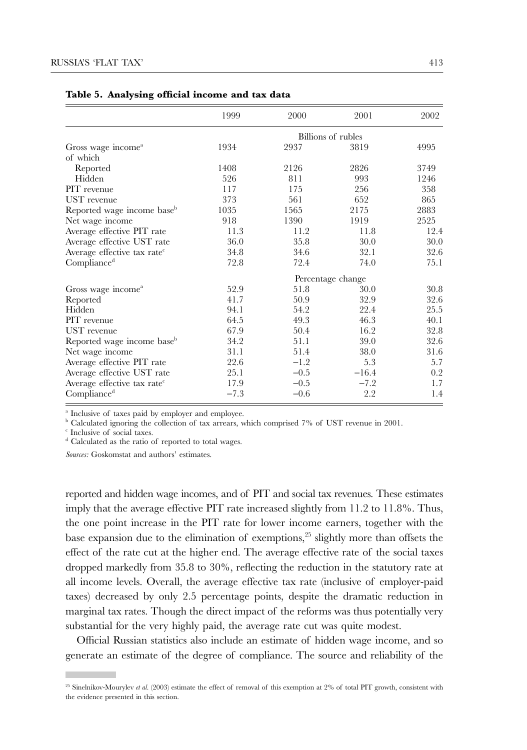**Table 5. Analysing official income and tax data**

| | 1999 | 2000 | 2001 | 2002 |
|---|---|---|---|---|
| | Billions of rubles | | | |
| Gross wage income[a] | 1934 | 2937 | 3819 | 4995 |
| of which | | | | |
| Reported | 1408 | 2126 | 2826 | 3749 |
| Hidden | 526 | 811 | 993 | 1246 |
| PIT revenue | 117 | 175 | 256 | 358 |
| UST revenue | 373 | 561 | 652 | 865 |
| Reported wage income base[b] | 1035 | 1565 | 2175 | 2883 |
| Net wage income | 918 | 1390 | 1919 | 2525 |
| Average effective PIT rate | 11.3 | 11.2 | 11.8 | 12.4 |
| Average effective UST rate | 36.0 | 35.8 | 30.0 | 30.0 |
| Average effective tax rate[c] | 34.8 | 34.6 | 32.1 | 32.6 |
| Compliance[d] | 72.8 | 72.4 | 74.0 | 75.1 |
| | Percentage change | | | |
| Gross wage income[a] | 52.9 | 51.8 | 30.0 | 30.8 |
| Reported | 41.7 | 50.9 | 32.9 | 32.6 |
| Hidden | 94.1 | 54.2 | 22.4 | 25.5 |
| PIT revenue | 64.5 | 49.3 | 46.3 | 40.1 |
| UST revenue | 67.9 | 50.4 | 16.2 | 32.8 |
| Reported wage income base[b] | 34.2 | 51.1 | 39.0 | 32.6 |
| Net wage income | 31.1 | 51.4 | 38.0 | 31.6 |
| Average effective PIT rate | 22.6 | −1.2 | 5.3 | 5.7 |
| Average effective UST rate | 25.1 | −0.5 | −16.4 | 0.2 |
| Average effective tax rate[c] | 17.9 | −0.5 | −7.2 | 1.7 |
| Compliance[d] | −7.3 | −0.6 | 2.2 | 1.4 |

[a] Inclusive of taxes paid by employer and employee.
[b] Calculated ignoring the collection of tax arrears, which comprised 7% of UST revenue in 2001.
[c] Inclusive of social taxes.
[d] Calculated as the ratio of reported to total wages.

*Sources:* Goskomstat and authors' estimates.

reported and hidden wage incomes, and of PIT and social tax revenues. These estimates imply that the average effective PIT rate increased slightly from 11.2 to 11.8%. Thus, the one point increase in the PIT rate for lower income earners, together with the base expansion due to the elimination of exemptions,[25] slightly more than offsets the effect of the rate cut at the higher end. The average effective rate of the social taxes dropped markedly from 35.8 to 30%, reflecting the reduction in the statutory rate at all income levels. Overall, the average effective tax rate (inclusive of employer-paid taxes) decreased by only 2.5 percentage points, despite the dramatic reduction in marginal tax rates. Though the direct impact of the reforms was thus potentially very substantial for the very highly paid, the average rate cut was quite modest.

Official Russian statistics also include an estimate of hidden wage income, and so generate an estimate of the degree of compliance. The source and reliability of the

[25] Sinelnikov-Mourylev *et al.* (2003) estimate the effect of removal of this exemption at 2% of total PIT growth, consistent with the evidence presented in this section.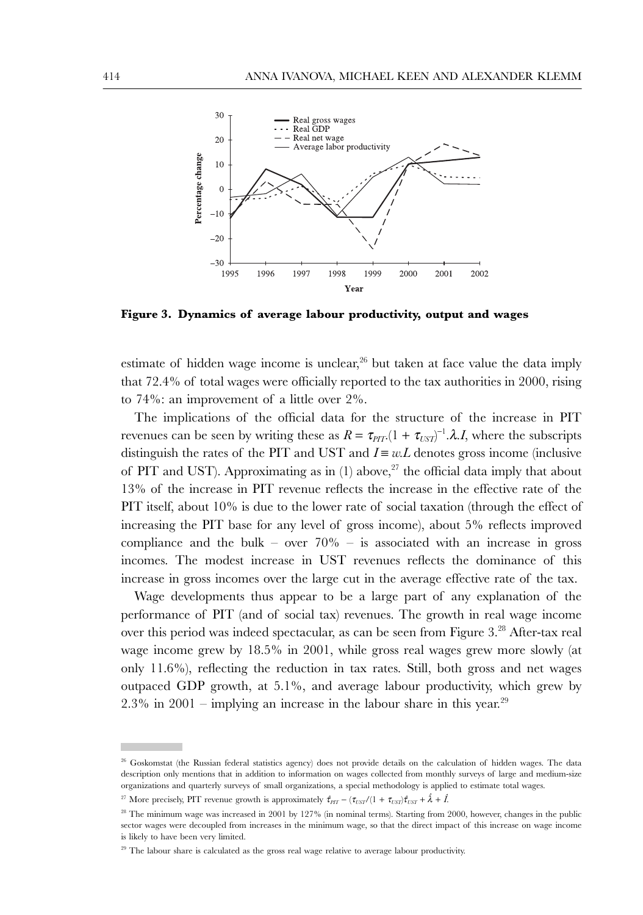**Figure 3. Dynamics of average labour productivity, output and wages**

estimate of hidden wage income is unclear,[26] but taken at face value the data imply that 72.4% of total wages were officially reported to the tax authorities in 2000, rising to 74%: an improvement of a little over 2%.

The implications of the official data for the structure of the increase in PIT revenues can be seen by writing these as $R = \tau_{PIT}.(1 + \tau_{UST})^{-1}.\lambda.I$, where the subscripts distinguish the rates of the PIT and UST and $I \equiv w.L$ denotes gross income (inclusive of PIT and UST). Approximating as in (1) above,[27] the official data imply that about 13% of the increase in PIT revenue reflects the increase in the effective rate of the PIT itself, about 10% is due to the lower rate of social taxation (through the effect of increasing the PIT base for any level of gross income), about 5% reflects improved compliance and the bulk – over 70% – is associated with an increase in gross incomes. The modest increase in UST revenues reflects the dominance of this increase in gross incomes over the large cut in the average effective rate of the tax.

Wage developments thus appear to be a large part of any explanation of the performance of PIT (and of social tax) revenues. The growth in real wage income over this period was indeed spectacular, as can be seen from Figure 3.[28] After-tax real wage income grew by 18.5% in 2001, while gross real wages grew more slowly (at only 11.6%), reflecting the reduction in tax rates. Still, both gross and net wages outpaced GDP growth, at 5.1%, and average labour productivity, which grew by 2.3% in 2001 – implying an increase in the labour share in this year.[29]

---

[26] Goskomstat (the Russian federal statistics agency) does not provide details on the calculation of hidden wages. The data description only mentions that in addition to information on wages collected from monthly surveys of large and medium-size organizations and quarterly surveys of small organizations, a special methodology is applied to estimate total wages.

[27] More precisely, PIT revenue growth is approximately $\hat{\tau}_{PIT} - (\tau_{UST}/(1 + \tau_{UST})\hat{\tau}_{UST} + \hat{\lambda} + \hat{I}$.

[28] The minimum wage was increased in 2001 by 127% (in nominal terms). Starting from 2000, however, changes in the public sector wages were decoupled from increases in the minimum wage, so that the direct impact of this increase on wage income is likely to have been very limited.

[29] The labour share is calculated as the gross real wage relative to average labour productivity.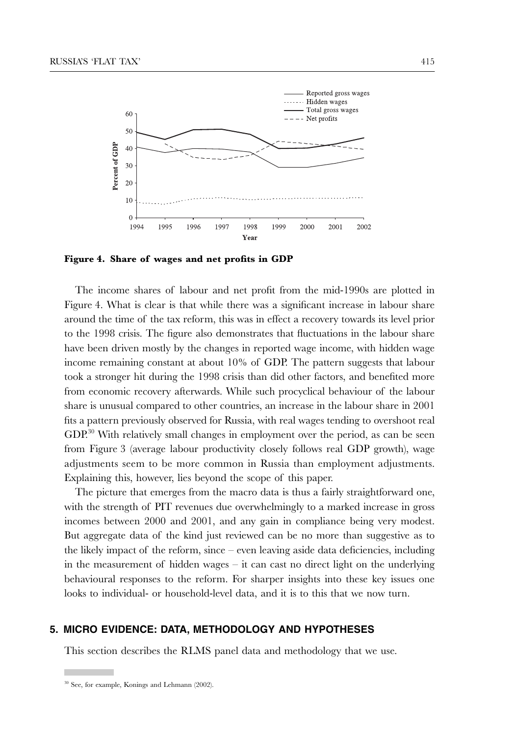**Figure 4. Share of wages and net profits in GDP**

The income shares of labour and net profit from the mid-1990s are plotted in Figure 4. What is clear is that while there was a significant increase in labour share around the time of the tax reform, this was in effect a recovery towards its level prior to the 1998 crisis. The figure also demonstrates that fluctuations in the labour share have been driven mostly by the changes in reported wage income, with hidden wage income remaining constant at about 10% of GDP. The pattern suggests that labour took a stronger hit during the 1998 crisis than did other factors, and benefited more from economic recovery afterwards. While such procyclical behaviour of the labour share is unusual compared to other countries, an increase in the labour share in 2001 fits a pattern previously observed for Russia, with real wages tending to overshoot real GDP.[30] With relatively small changes in employment over the period, as can be seen from Figure 3 (average labour productivity closely follows real GDP growth), wage adjustments seem to be more common in Russia than employment adjustments. Explaining this, however, lies beyond the scope of this paper.

The picture that emerges from the macro data is thus a fairly straightforward one, with the strength of PIT revenues due overwhelmingly to a marked increase in gross incomes between 2000 and 2001, and any gain in compliance being very modest. But aggregate data of the kind just reviewed can be no more than suggestive as to the likely impact of the reform, since – even leaving aside data deficiencies, including in the measurement of hidden wages – it can cast no direct light on the underlying behavioural responses to the reform. For sharper insights into these key issues one looks to individual- or household-level data, and it is to this that we now turn.

## 5. MICRO EVIDENCE: DATA, METHODOLOGY AND HYPOTHESES

This section describes the RLMS panel data and methodology that we use.

[30] See, for example, Konings and Lehmann (2002).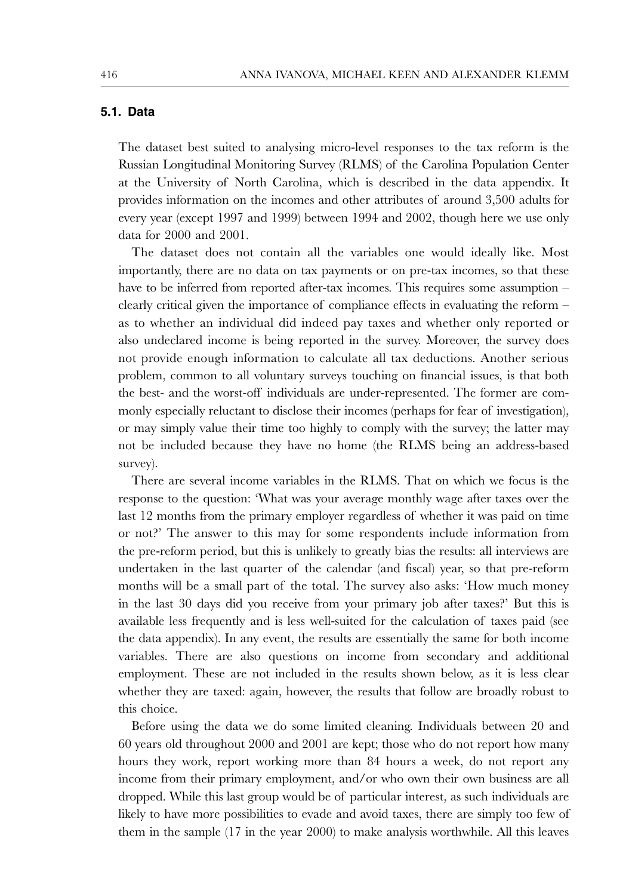### 5.1. Data

The dataset best suited to analysing micro-level responses to the tax reform is the Russian Longitudinal Monitoring Survey (RLMS) of the Carolina Population Center at the University of North Carolina, which is described in the data appendix. It provides information on the incomes and other attributes of around 3,500 adults for every year (except 1997 and 1999) between 1994 and 2002, though here we use only data for 2000 and 2001.

The dataset does not contain all the variables one would ideally like. Most importantly, there are no data on tax payments or on pre-tax incomes, so that these have to be inferred from reported after-tax incomes. This requires some assumption – clearly critical given the importance of compliance effects in evaluating the reform – as to whether an individual did indeed pay taxes and whether only reported or also undeclared income is being reported in the survey. Moreover, the survey does not provide enough information to calculate all tax deductions. Another serious problem, common to all voluntary surveys touching on financial issues, is that both the best- and the worst-off individuals are under-represented. The former are commonly especially reluctant to disclose their incomes (perhaps for fear of investigation), or may simply value their time too highly to comply with the survey; the latter may not be included because they have no home (the RLMS being an address-based survey).

There are several income variables in the RLMS. That on which we focus is the response to the question: 'What was your average monthly wage after taxes over the last 12 months from the primary employer regardless of whether it was paid on time or not?' The answer to this may for some respondents include information from the pre-reform period, but this is unlikely to greatly bias the results: all interviews are undertaken in the last quarter of the calendar (and fiscal) year, so that pre-reform months will be a small part of the total. The survey also asks: 'How much money in the last 30 days did you receive from your primary job after taxes?' But this is available less frequently and is less well-suited for the calculation of taxes paid (see the data appendix). In any event, the results are essentially the same for both income variables. There are also questions on income from secondary and additional employment. These are not included in the results shown below, as it is less clear whether they are taxed: again, however, the results that follow are broadly robust to this choice.

Before using the data we do some limited cleaning. Individuals between 20 and 60 years old throughout 2000 and 2001 are kept; those who do not report how many hours they work, report working more than 84 hours a week, do not report any income from their primary employment, and/or who own their own business are all dropped. While this last group would be of particular interest, as such individuals are likely to have more possibilities to evade and avoid taxes, there are simply too few of them in the sample (17 in the year 2000) to make analysis worthwhile. All this leaves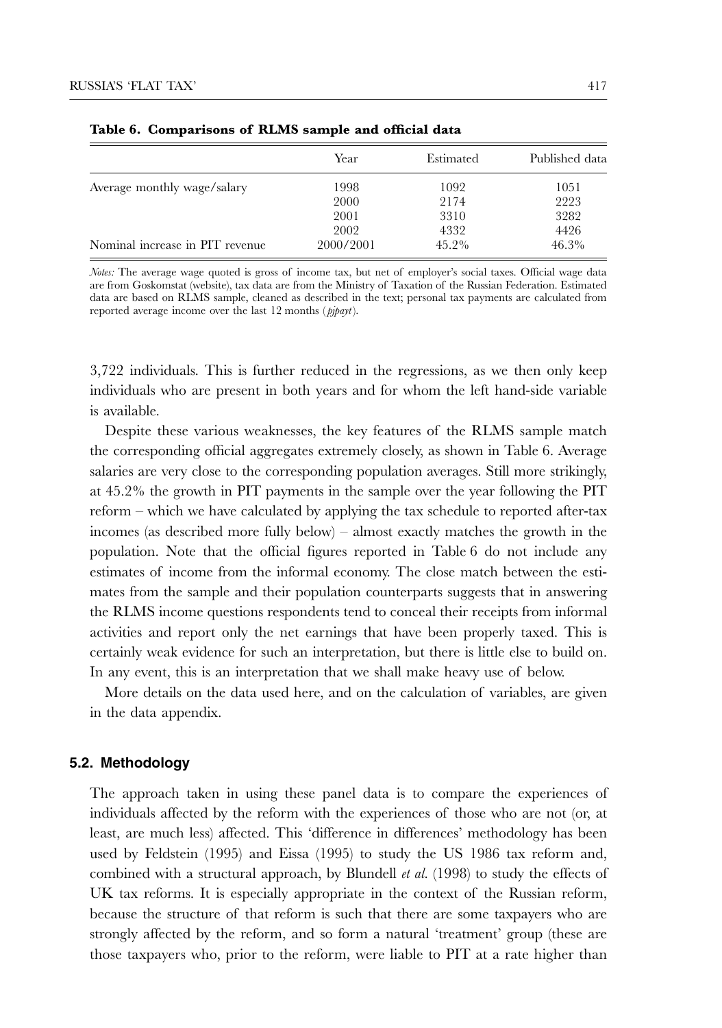**Table 6. Comparisons of RLMS sample and official data**

| | Year | Estimated | Published data |
|---|---|---|---|
| Average monthly wage/salary | 1998 | 1092 | 1051 |
| | 2000 | 2174 | 2223 |
| | 2001 | 3310 | 3282 |
| | 2002 | 4332 | 4426 |
| Nominal increase in PIT revenue | 2000/2001 | 45.2% | 46.3% |

*Notes:* The average wage quoted is gross of income tax, but net of employer's social taxes. Official wage data are from Goskomstat (website), tax data are from the Ministry of Taxation of the Russian Federation. Estimated data are based on RLMS sample, cleaned as described in the text; personal tax payments are calculated from reported average income over the last 12 months (*pjpayt*).

3,722 individuals. This is further reduced in the regressions, as we then only keep individuals who are present in both years and for whom the left hand-side variable is available.

Despite these various weaknesses, the key features of the RLMS sample match the corresponding official aggregates extremely closely, as shown in Table 6. Average salaries are very close to the corresponding population averages. Still more strikingly, at 45.2% the growth in PIT payments in the sample over the year following the PIT reform – which we have calculated by applying the tax schedule to reported after-tax incomes (as described more fully below) – almost exactly matches the growth in the population. Note that the official figures reported in Table 6 do not include any estimates of income from the informal economy. The close match between the estimates from the sample and their population counterparts suggests that in answering the RLMS income questions respondents tend to conceal their receipts from informal activities and report only the net earnings that have been properly taxed. This is certainly weak evidence for such an interpretation, but there is little else to build on. In any event, this is an interpretation that we shall make heavy use of below.

More details on the data used here, and on the calculation of variables, are given in the data appendix.

### 5.2. Methodology

The approach taken in using these panel data is to compare the experiences of individuals affected by the reform with the experiences of those who are not (or, at least, are much less) affected. This 'difference in differences' methodology has been used by Feldstein (1995) and Eissa (1995) to study the US 1986 tax reform and, combined with a structural approach, by Blundell *et al.* (1998) to study the effects of UK tax reforms. It is especially appropriate in the context of the Russian reform, because the structure of that reform is such that there are some taxpayers who are strongly affected by the reform, and so form a natural 'treatment' group (these are those taxpayers who, prior to the reform, were liable to PIT at a rate higher than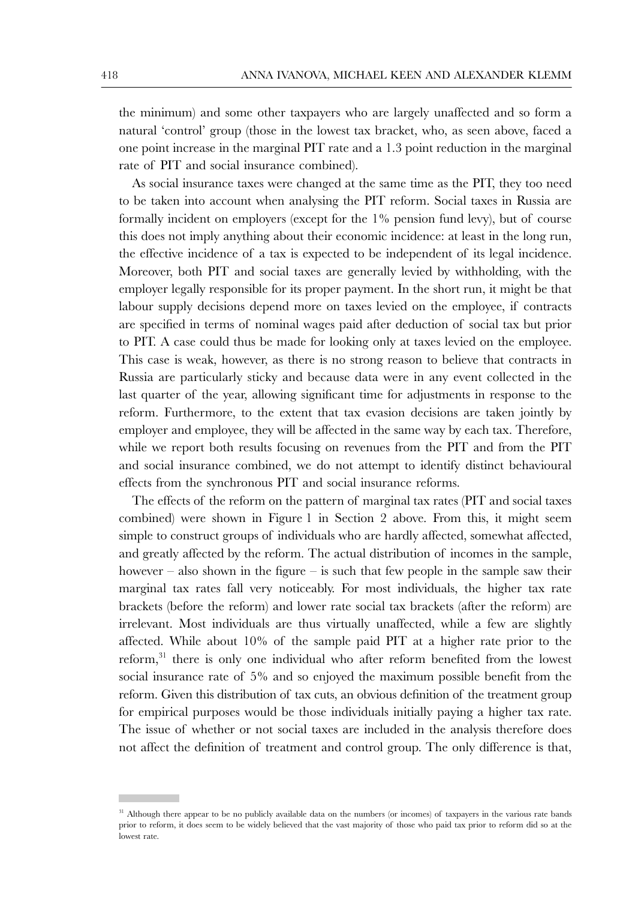the minimum) and some other taxpayers who are largely unaffected and so form a natural 'control' group (those in the lowest tax bracket, who, as seen above, faced a one point increase in the marginal PIT rate and a 1.3 point reduction in the marginal rate of PIT and social insurance combined).

As social insurance taxes were changed at the same time as the PIT, they too need to be taken into account when analysing the PIT reform. Social taxes in Russia are formally incident on employers (except for the 1% pension fund levy), but of course this does not imply anything about their economic incidence: at least in the long run, the effective incidence of a tax is expected to be independent of its legal incidence. Moreover, both PIT and social taxes are generally levied by withholding, with the employer legally responsible for its proper payment. In the short run, it might be that labour supply decisions depend more on taxes levied on the employee, if contracts are specified in terms of nominal wages paid after deduction of social tax but prior to PIT. A case could thus be made for looking only at taxes levied on the employee. This case is weak, however, as there is no strong reason to believe that contracts in Russia are particularly sticky and because data were in any event collected in the last quarter of the year, allowing significant time for adjustments in response to the reform. Furthermore, to the extent that tax evasion decisions are taken jointly by employer and employee, they will be affected in the same way by each tax. Therefore, while we report both results focusing on revenues from the PIT and from the PIT and social insurance combined, we do not attempt to identify distinct behavioural effects from the synchronous PIT and social insurance reforms.

The effects of the reform on the pattern of marginal tax rates (PIT and social taxes combined) were shown in Figure 1 in Section 2 above. From this, it might seem simple to construct groups of individuals who are hardly affected, somewhat affected, and greatly affected by the reform. The actual distribution of incomes in the sample, however – also shown in the figure – is such that few people in the sample saw their marginal tax rates fall very noticeably. For most individuals, the higher tax rate brackets (before the reform) and lower rate social tax brackets (after the reform) are irrelevant. Most individuals are thus virtually unaffected, while a few are slightly affected. While about 10% of the sample paid PIT at a higher rate prior to the reform,[31] there is only one individual who after reform benefited from the lowest social insurance rate of 5% and so enjoyed the maximum possible benefit from the reform. Given this distribution of tax cuts, an obvious definition of the treatment group for empirical purposes would be those individuals initially paying a higher tax rate. The issue of whether or not social taxes are included in the analysis therefore does not affect the definition of treatment and control group. The only difference is that,

[31] Although there appear to be no publicly available data on the numbers (or incomes) of taxpayers in the various rate bands prior to reform, it does seem to be widely believed that the vast majority of those who paid tax prior to reform did so at the lowest rate.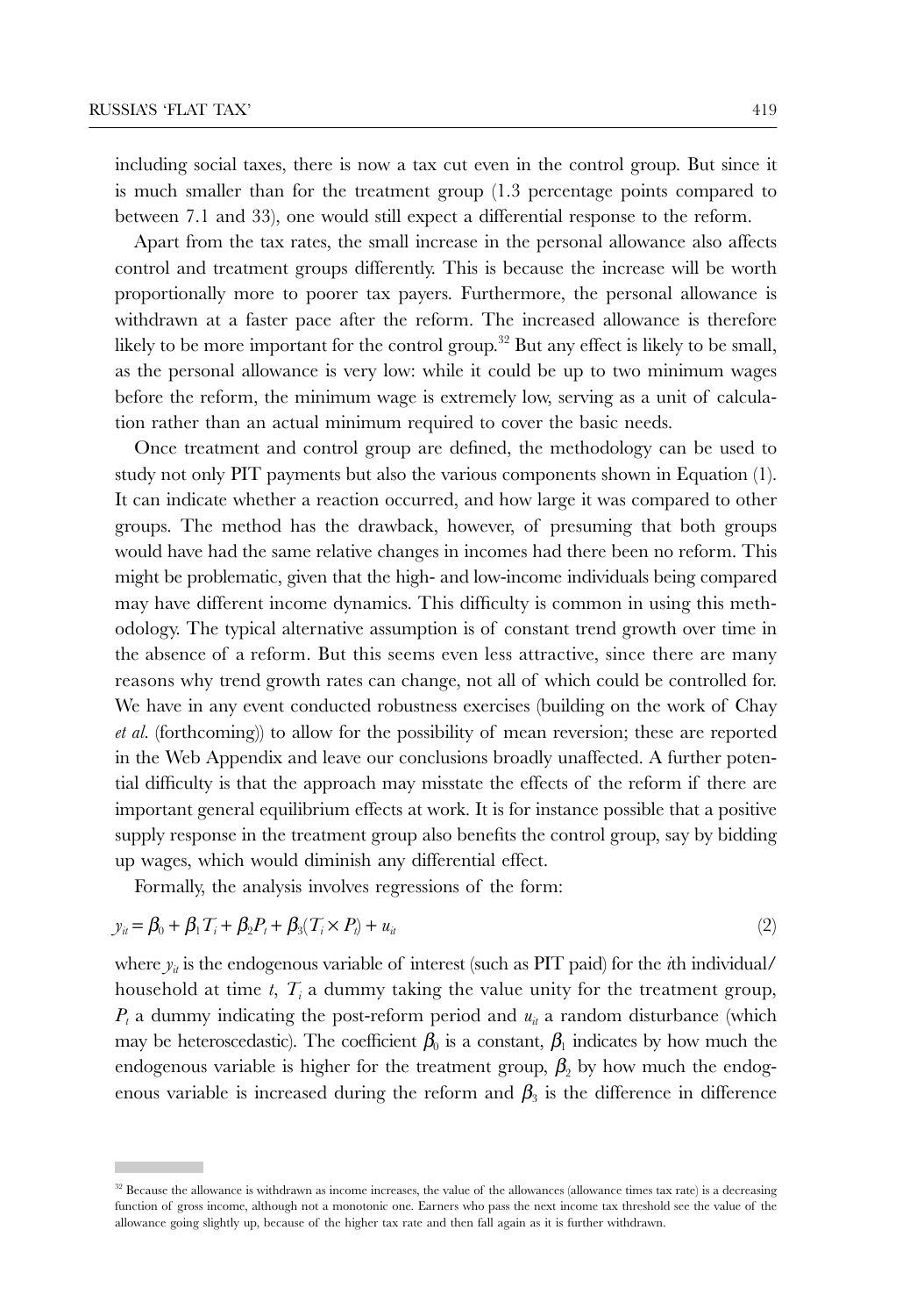including social taxes, there is now a tax cut even in the control group. But since it is much smaller than for the treatment group (1.3 percentage points compared to between 7.1 and 33), one would still expect a differential response to the reform.

Apart from the tax rates, the small increase in the personal allowance also affects control and treatment groups differently. This is because the increase will be worth proportionally more to poorer tax payers. Furthermore, the personal allowance is withdrawn at a faster pace after the reform. The increased allowance is therefore likely to be more important for the control group.[32] But any effect is likely to be small, as the personal allowance is very low: while it could be up to two minimum wages before the reform, the minimum wage is extremely low, serving as a unit of calculation rather than an actual minimum required to cover the basic needs.

Once treatment and control group are defined, the methodology can be used to study not only PIT payments but also the various components shown in Equation (1). It can indicate whether a reaction occurred, and how large it was compared to other groups. The method has the drawback, however, of presuming that both groups would have had the same relative changes in incomes had there been no reform. This might be problematic, given that the high- and low-income individuals being compared may have different income dynamics. This difficulty is common in using this methodology. The typical alternative assumption is of constant trend growth over time in the absence of a reform. But this seems even less attractive, since there are many reasons why trend growth rates can change, not all of which could be controlled for. We have in any event conducted robustness exercises (building on the work of Chay *et al.* (forthcoming)) to allow for the possibility of mean reversion; these are reported in the Web Appendix and leave our conclusions broadly unaffected. A further potential difficulty is that the approach may misstate the effects of the reform if there are important general equilibrium effects at work. It is for instance possible that a positive supply response in the treatment group also benefits the control group, say by bidding up wages, which would diminish any differential effect.

Formally, the analysis involves regressions of the form:

$$y_{it} = \beta_0 + \beta_1 T_i + \beta_2 P_t + \beta_3 (T_i \times P_t) + u_{it} \tag{2}$$

where $y_{it}$ is the endogenous variable of interest (such as PIT paid) for the $i$th individual/household at time $t$, $T_i$ a dummy taking the value unity for the treatment group, $P_t$ a dummy indicating the post-reform period and $u_{it}$ a random disturbance (which may be heteroscedastic). The coefficient $\beta_0$ is a constant, $\beta_1$ indicates by how much the endogenous variable is higher for the treatment group, $\beta_2$ by how much the endogenous variable is increased during the reform and $\beta_3$ is the difference in difference

[32] Because the allowance is withdrawn as income increases, the value of the allowances (allowance times tax rate) is a decreasing function of gross income, although not a monotonic one. Earners who pass the next income tax threshold see the value of the allowance going slightly up, because of the higher tax rate and then fall again as it is further withdrawn.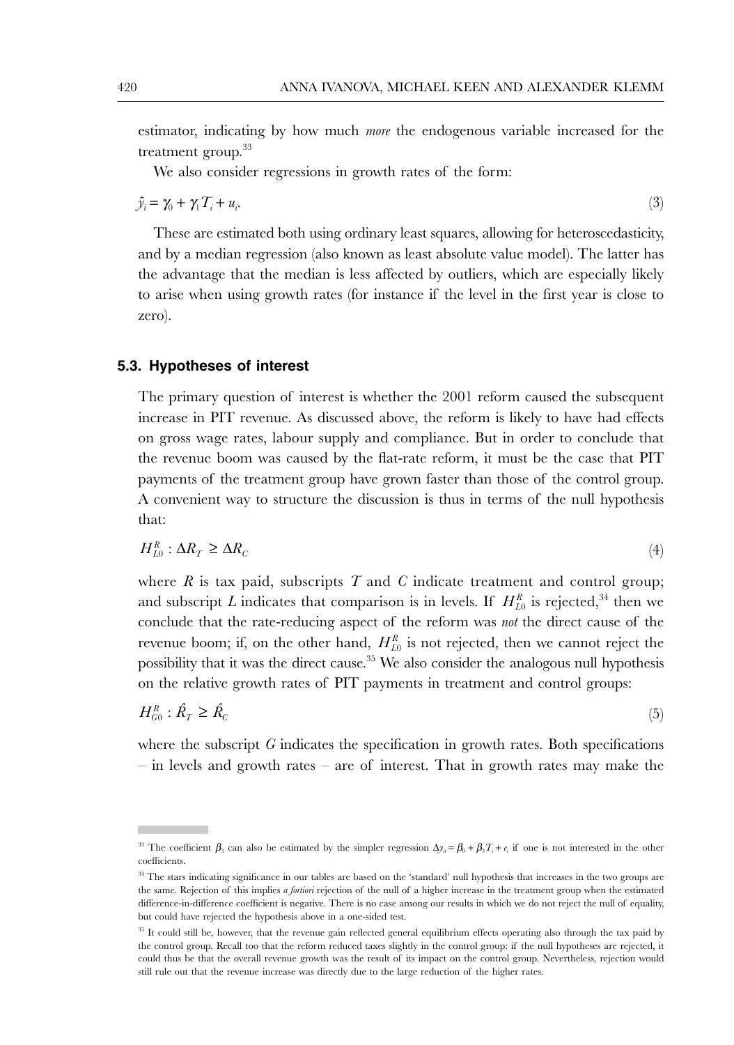estimator, indicating by how much *more* the endogenous variable increased for the treatment group.[33]

We also consider regressions in growth rates of the form:

$$\hat{y}_i = \gamma_0 + \gamma_1 T_i + u_i. \tag{3}$$

These are estimated both using ordinary least squares, allowing for heteroscedasticity, and by a median regression (also known as least absolute value model). The latter has the advantage that the median is less affected by outliers, which are especially likely to arise when using growth rates (for instance if the level in the first year is close to zero).

### 5.3. Hypotheses of interest

The primary question of interest is whether the 2001 reform caused the subsequent increase in PIT revenue. As discussed above, the reform is likely to have had effects on gross wage rates, labour supply and compliance. But in order to conclude that the revenue boom was caused by the flat-rate reform, it must be the case that PIT payments of the treatment group have grown faster than those of the control group. A convenient way to structure the discussion is thus in terms of the null hypothesis that:

$$H_{L0}^{R} : \Delta R_T \geq \Delta R_C \tag{4}$$

where $R$ is tax paid, subscripts $T$ and $C$ indicate treatment and control group; and subscript $L$ indicates that comparison is in levels. If $H_{L0}^{R}$ is rejected,[34] then we conclude that the rate-reducing aspect of the reform was *not* the direct cause of the revenue boom; if, on the other hand, $H_{L0}^{R}$ is not rejected, then we cannot reject the possibility that it was the direct cause.[35] We also consider the analogous null hypothesis on the relative growth rates of PIT payments in treatment and control groups:

$$H_{G0}^{R} : \hat{R}_T \geq \hat{R}_C \tag{5}$$

where the subscript $G$ indicates the specification in growth rates. Both specifications – in levels and growth rates – are of interest. That in growth rates may make the

---

[33] The coefficient $\beta_3$ can also be estimated by the simpler regression $\Delta y_{it} = \beta_0 + \beta_3 T_i + e_i$ if one is not interested in the other coefficients.

[34] The stars indicating significance in our tables are based on the 'standard' null hypothesis that increases in the two groups are the same. Rejection of this implies *a fortiori* rejection of the null of a higher increase in the treatment group when the estimated difference-in-difference coefficient is negative. There is no case among our results in which we do not reject the null of equality, but could have rejected the hypothesis above in a one-sided test.

[35] It could still be, however, that the revenue gain reflected general equilibrium effects operating also through the tax paid by the control group. Recall too that the reform reduced taxes slightly in the control group: if the null hypotheses are rejected, it could thus be that the overall revenue growth was the result of its impact on the control group. Nevertheless, rejection would still rule out that the revenue increase was directly due to the large reduction of the higher rates.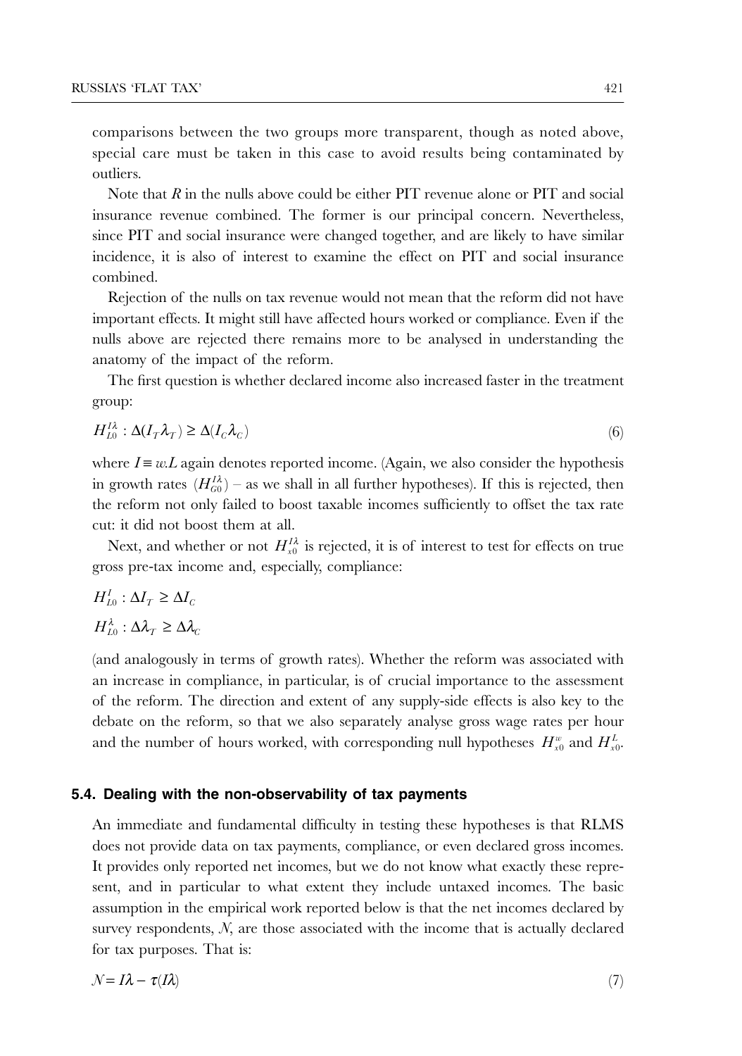comparisons between the two groups more transparent, though as noted above, special care must be taken in this case to avoid results being contaminated by outliers.

Note that $R$ in the nulls above could be either PIT revenue alone or PIT and social insurance revenue combined. The former is our principal concern. Nevertheless, since PIT and social insurance were changed together, and are likely to have similar incidence, it is also of interest to examine the effect on PIT and social insurance combined.

Rejection of the nulls on tax revenue would not mean that the reform did not have important effects. It might still have affected hours worked or compliance. Even if the nulls above are rejected there remains more to be analysed in understanding the anatomy of the impact of the reform.

The first question is whether declared income also increased faster in the treatment group:

$$H_{L0}^{I\lambda} : \Delta(I_T \lambda_T) \geq \Delta(I_C \lambda_C) \tag{6}$$

where $I \equiv w.L$ again denotes reported income. (Again, we also consider the hypothesis in growth rates $(H_{G0}^{I\lambda})$ – as we shall in all further hypotheses). If this is rejected, then the reform not only failed to boost taxable incomes sufficiently to offset the tax rate cut: it did not boost them at all.

Next, and whether or not $H_{x0}^{I\lambda}$ is rejected, it is of interest to test for effects on true gross pre-tax income and, especially, compliance:

$$H_{L0}^{I} : \Delta I_T \geq \Delta I_C$$

$$H_{L0}^{\lambda} : \Delta \lambda_T \geq \Delta \lambda_C$$

(and analogously in terms of growth rates). Whether the reform was associated with an increase in compliance, in particular, is of crucial importance to the assessment of the reform. The direction and extent of any supply-side effects is also key to the debate on the reform, so that we also separately analyse gross wage rates per hour and the number of hours worked, with corresponding null hypotheses $H_{x0}^{w}$ and $H_{x0}^{L}$.

### 5.4. Dealing with the non-observability of tax payments

An immediate and fundamental difficulty in testing these hypotheses is that RLMS does not provide data on tax payments, compliance, or even declared gross incomes. It provides only reported net incomes, but we do not know what exactly these represent, and in particular to what extent they include untaxed incomes. The basic assumption in the empirical work reported below is that the net incomes declared by survey respondents, $N$, are those associated with the income that is actually declared for tax purposes. That is:

$$N = I\lambda - \tau(I\lambda) \tag{7}$$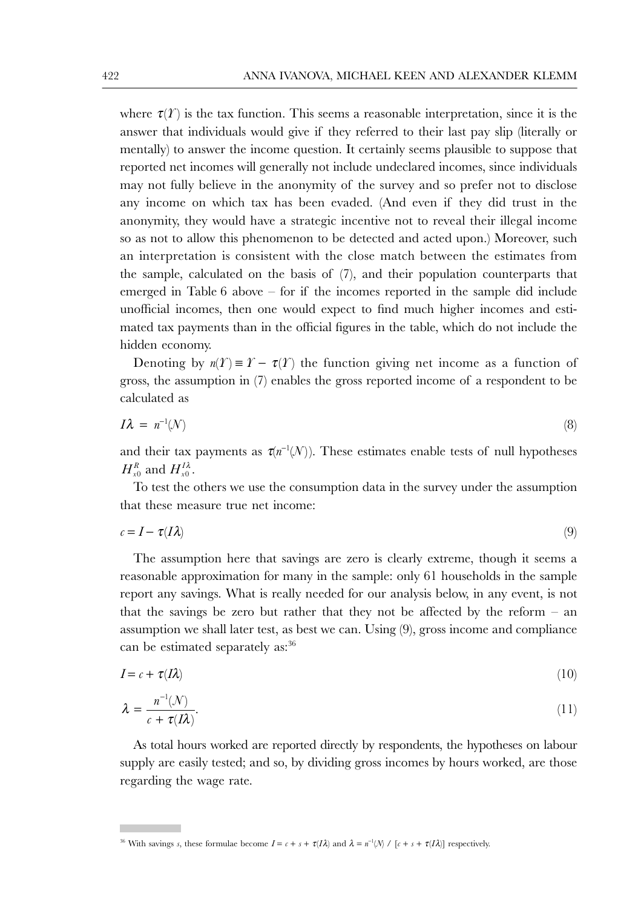where $\tau(Y)$ is the tax function. This seems a reasonable interpretation, since it is the answer that individuals would give if they referred to their last pay slip (literally or mentally) to answer the income question. It certainly seems plausible to suppose that reported net incomes will generally not include undeclared incomes, since individuals may not fully believe in the anonymity of the survey and so prefer not to disclose any income on which tax has been evaded. (And even if they did trust in the anonymity, they would have a strategic incentive not to reveal their illegal income so as not to allow this phenomenon to be detected and acted upon.) Moreover, such an interpretation is consistent with the close match between the estimates from the sample, calculated on the basis of (7), and their population counterparts that emerged in Table 6 above – for if the incomes reported in the sample did include unofficial incomes, then one would expect to find much higher incomes and estimated tax payments than in the official figures in the table, which do not include the hidden economy.

Denoting by $n(Y) \equiv Y - \tau(Y)$ the function giving net income as a function of gross, the assumption in (7) enables the gross reported income of a respondent to be calculated as

$$I\lambda = n^{-1}(N) \tag{8}$$

and their tax payments as $\tau(n^{-1}(N))$. These estimates enable tests of null hypotheses $H_{x0}^{R}$ and $H_{x0}^{I\lambda}$.

To test the others we use the consumption data in the survey under the assumption that these measure true net income:

$$c = I - \tau(I\lambda) \tag{9}$$

The assumption here that savings are zero is clearly extreme, though it seems a reasonable approximation for many in the sample: only 61 households in the sample report any savings. What is really needed for our analysis below, in any event, is not that the savings be zero but rather that they not be affected by the reform – an assumption we shall later test, as best we can. Using (9), gross income and compliance can be estimated separately as:[36]

$$I = c + \tau(I\lambda) \tag{10}$$

$$\lambda = \frac{n^{-1}(N)}{c + \tau(I\lambda)}. \tag{11}$$

As total hours worked are reported directly by respondents, the hypotheses on labour supply are easily tested; and so, by dividing gross incomes by hours worked, are those regarding the wage rate.

[36] With savings $s$, these formulae become $I = c + s + \tau(I\lambda)$ and $\lambda = n^{-1}(N) / [c + s + \tau(I\lambda)]$ respectively.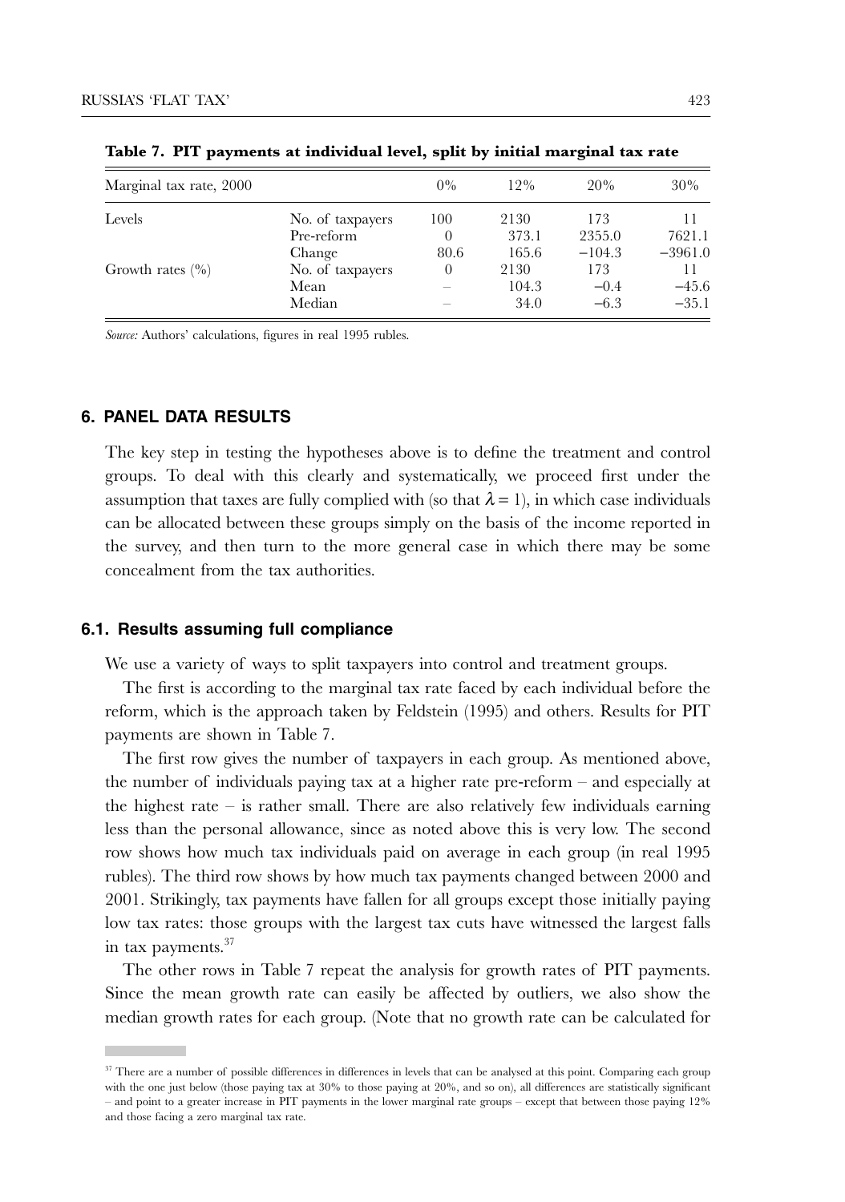**Table 7. PIT payments at individual level, split by initial marginal tax rate**

| Marginal tax rate, 2000 | | 0% | 12% | 20% | 30% |
|---|---|---|---|---|---|
| Levels | No. of taxpayers | 100 | 2130 | 173 | 11 |
| | Pre-reform | 0 | 373.1 | 2355.0 | 7621.1 |
| | Change | 80.6 | 165.6 | −104.3 | −3961.0 |
| Growth rates (%) | No. of taxpayers | 0 | 2130 | 173 | 11 |
| | Mean | – | 104.3 | −0.4 | −45.6 |
| | Median | – | 34.0 | −6.3 | −35.1 |

*Source:* Authors' calculations, figures in real 1995 rubles.

## 6. PANEL DATA RESULTS

The key step in testing the hypotheses above is to define the treatment and control groups. To deal with this clearly and systematically, we proceed first under the assumption that taxes are fully complied with (so that $\lambda = 1$), in which case individuals can be allocated between these groups simply on the basis of the income reported in the survey, and then turn to the more general case in which there may be some concealment from the tax authorities.

### 6.1. Results assuming full compliance

We use a variety of ways to split taxpayers into control and treatment groups.

The first is according to the marginal tax rate faced by each individual before the reform, which is the approach taken by Feldstein (1995) and others. Results for PIT payments are shown in Table 7.

The first row gives the number of taxpayers in each group. As mentioned above, the number of individuals paying tax at a higher rate pre-reform – and especially at the highest rate – is rather small. There are also relatively few individuals earning less than the personal allowance, since as noted above this is very low. The second row shows how much tax individuals paid on average in each group (in real 1995 rubles). The third row shows by how much tax payments changed between 2000 and 2001. Strikingly, tax payments have fallen for all groups except those initially paying low tax rates: those groups with the largest tax cuts have witnessed the largest falls in tax payments.[37]

The other rows in Table 7 repeat the analysis for growth rates of PIT payments. Since the mean growth rate can easily be affected by outliers, we also show the median growth rates for each group. (Note that no growth rate can be calculated for

[37] There are a number of possible differences in differences in levels that can be analysed at this point. Comparing each group with the one just below (those paying tax at 30% to those paying at 20%, and so on), all differences are statistically significant – and point to a greater increase in PIT payments in the lower marginal rate groups – except that between those paying 12% and those facing a zero marginal tax rate.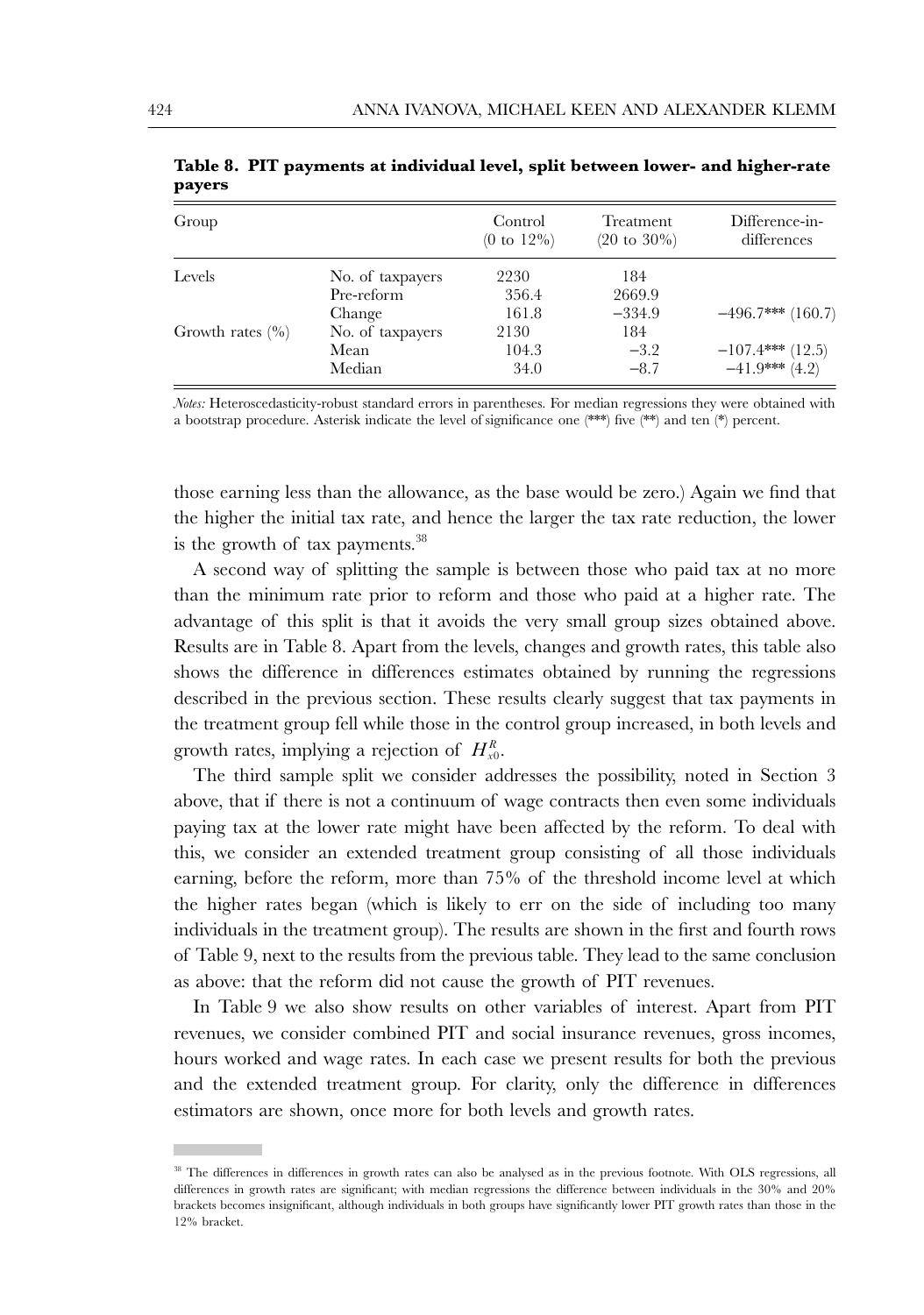**Table 8. PIT payments at individual level, split between lower- and higher-rate payers**

| Group | | Control (0 to 12%) | Treatment (20 to 30%) | Difference-in-differences |
|---|---|---|---|---|
| Levels | No. of taxpayers | 2230 | 184 | |
| | Pre-reform | 356.4 | 2669.9 | |
| | Change | 161.8 | −334.9 | −496.7*** (160.7) |
| Growth rates (%) | No. of taxpayers | 2130 | 184 | |
| | Mean | 104.3 | −3.2 | −107.4*** (12.5) |
| | Median | 34.0 | −8.7 | −41.9*** (4.2) |

*Notes:* Heteroscedasticity-robust standard errors in parentheses. For median regressions they were obtained with a bootstrap procedure. Asterisk indicate the level of significance one (***) five (**) and ten (*) percent.

those earning less than the allowance, as the base would be zero.) Again we find that the higher the initial tax rate, and hence the larger the tax rate reduction, the lower is the growth of tax payments.[38]

A second way of splitting the sample is between those who paid tax at no more than the minimum rate prior to reform and those who paid at a higher rate. The advantage of this split is that it avoids the very small group sizes obtained above. Results are in Table 8. Apart from the levels, changes and growth rates, this table also shows the difference in differences estimates obtained by running the regressions described in the previous section. These results clearly suggest that tax payments in the treatment group fell while those in the control group increased, in both levels and growth rates, implying a rejection of $H_{x0}^{R}$.

The third sample split we consider addresses the possibility, noted in Section 3 above, that if there is not a continuum of wage contracts then even some individuals paying tax at the lower rate might have been affected by the reform. To deal with this, we consider an extended treatment group consisting of all those individuals earning, before the reform, more than 75% of the threshold income level at which the higher rates began (which is likely to err on the side of including too many individuals in the treatment group). The results are shown in the first and fourth rows of Table 9, next to the results from the previous table. They lead to the same conclusion as above: that the reform did not cause the growth of PIT revenues.

In Table 9 we also show results on other variables of interest. Apart from PIT revenues, we consider combined PIT and social insurance revenues, gross incomes, hours worked and wage rates. In each case we present results for both the previous and the extended treatment group. For clarity, only the difference in differences estimators are shown, once more for both levels and growth rates.

[38] The differences in differences in growth rates can also be analysed as in the previous footnote. With OLS regressions, all differences in growth rates are significant; with median regressions the difference between individuals in the 30% and 20% brackets becomes insignificant, although individuals in both groups have significantly lower PIT growth rates than those in the 12% bracket.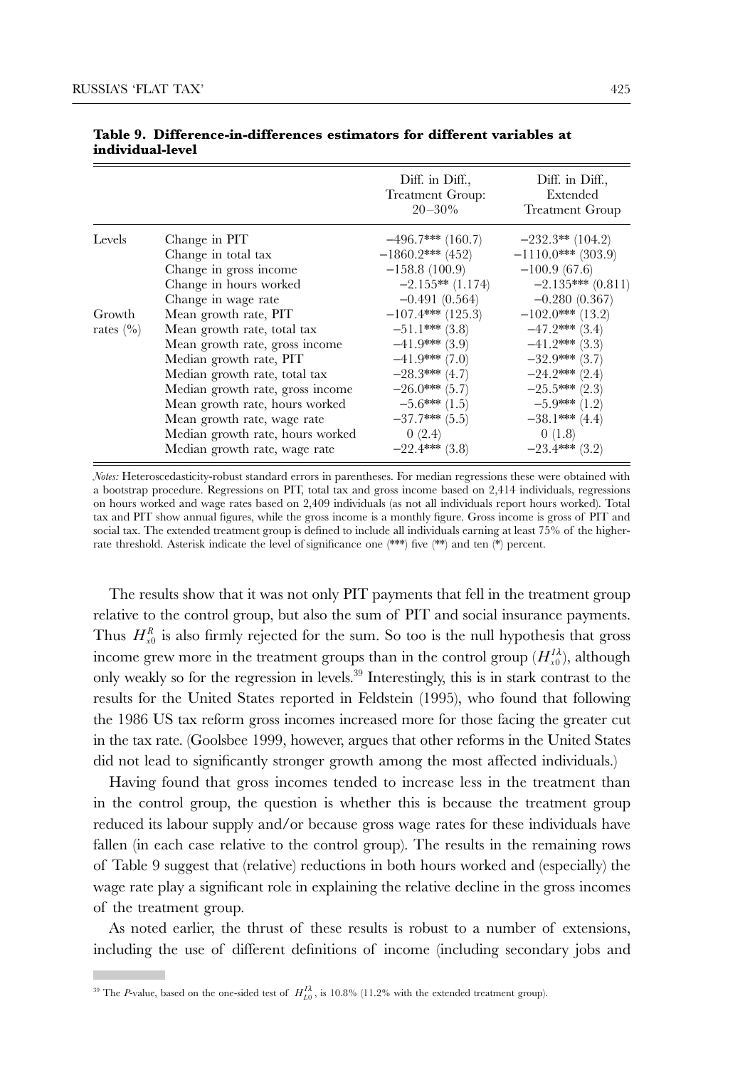**Table 9. Difference-in-differences estimators for different variables at individual-level**

| | | Diff. in Diff., Treatment Group: 20–30% | Diff. in Diff., Extended Treatment Group |
|---|---|---|---|
| Levels | Change in PIT | −496.7*** (160.7) | −232.3** (104.2) |
| | Change in total tax | −1860.2*** (452) | −1110.0*** (303.9) |
| | Change in gross income | −158.8 (100.9) | −100.9 (67.6) |
| | Change in hours worked | −2.155** (1.174) | −2.135*** (0.811) |
| | Change in wage rate | −0.491 (0.564) | −0.280 (0.367) |
| Growth rates (%) | Mean growth rate, PIT | −107.4*** (125.3) | −102.0*** (13.2) |
| | Mean growth rate, total tax | −51.1*** (3.8) | −47.2*** (3.4) |
| | Mean growth rate, gross income | −41.9*** (3.9) | −41.2*** (3.3) |
| | Median growth rate, PIT | −41.9*** (7.0) | −32.9*** (3.7) |
| | Median growth rate, total tax | −28.3*** (4.7) | −24.2*** (2.4) |
| | Median growth rate, gross income | −26.0*** (5.7) | −25.5*** (2.3) |
| | Mean growth rate, hours worked | −5.6*** (1.5) | −5.9*** (1.2) |
| | Mean growth rate, wage rate | −37.7*** (5.5) | −38.1*** (4.4) |
| | Median growth rate, hours worked | 0 (2.4) | 0 (1.8) |
| | Median growth rate, wage rate | −22.4*** (3.8) | −23.4*** (3.2) |

*Notes:* Heteroscedasticity-robust standard errors in parentheses. For median regressions these were obtained with a bootstrap procedure. Regressions on PIT, total tax and gross income based on 2,414 individuals, regressions on hours worked and wage rates based on 2,409 individuals (as not all individuals report hours worked). Total tax and PIT show annual figures, while the gross income is a monthly figure. Gross income is gross of PIT and social tax. The extended treatment group is defined to include all individuals earning at least 75% of the higher-rate threshold. Asterisk indicate the level of significance one (***) five (**) and ten (*) percent.

The results show that it was not only PIT payments that fell in the treatment group relative to the control group, but also the sum of PIT and social insurance payments. Thus $H_{x0}^{R}$ is also firmly rejected for the sum. So too is the null hypothesis that gross income grew more in the treatment groups than in the control group ($H_{x0}^{I\lambda}$), although only weakly so for the regression in levels.[39] Interestingly, this is in stark contrast to the results for the United States reported in Feldstein (1995), who found that following the 1986 US tax reform gross incomes increased more for those facing the greater cut in the tax rate. (Goolsbee 1999, however, argues that other reforms in the United States did not lead to significantly stronger growth among the most affected individuals.)

Having found that gross incomes tended to increase less in the treatment than in the control group, the question is whether this is because the treatment group reduced its labour supply and/or because gross wage rates for these individuals have fallen (in each case relative to the control group). The results in the remaining rows of Table 9 suggest that (relative) reductions in both hours worked and (especially) the wage rate play a significant role in explaining the relative decline in the gross incomes of the treatment group.

As noted earlier, the thrust of these results is robust to a number of extensions, including the use of different definitions of income (including secondary jobs and

[39] The *P*-value, based on the one-sided test of $H_{L0}^{I\lambda}$, is 10.8% (11.2% with the extended treatment group).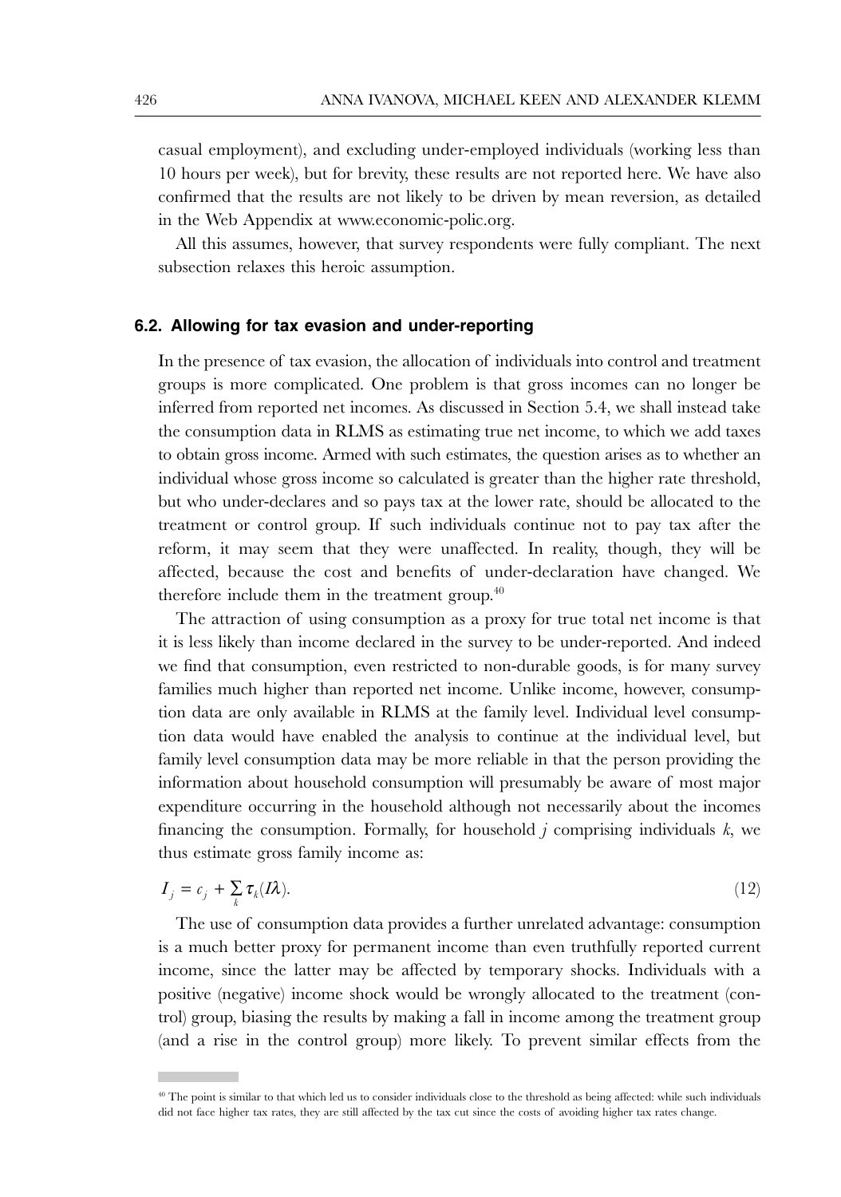casual employment), and excluding under-employed individuals (working less than 10 hours per week), but for brevity, these results are not reported here. We have also confirmed that the results are not likely to be driven by mean reversion, as detailed in the Web Appendix at www.economic-polic.org.

All this assumes, however, that survey respondents were fully compliant. The next subsection relaxes this heroic assumption.

### 6.2. Allowing for tax evasion and under-reporting

In the presence of tax evasion, the allocation of individuals into control and treatment groups is more complicated. One problem is that gross incomes can no longer be inferred from reported net incomes. As discussed in Section 5.4, we shall instead take the consumption data in RLMS as estimating true net income, to which we add taxes to obtain gross income. Armed with such estimates, the question arises as to whether an individual whose gross income so calculated is greater than the higher rate threshold, but who under-declares and so pays tax at the lower rate, should be allocated to the treatment or control group. If such individuals continue not to pay tax after the reform, it may seem that they were unaffected. In reality, though, they will be affected, because the cost and benefits of under-declaration have changed. We therefore include them in the treatment group.[40]

The attraction of using consumption as a proxy for true total net income is that it is less likely than income declared in the survey to be under-reported. And indeed we find that consumption, even restricted to non-durable goods, is for many survey families much higher than reported net income. Unlike income, however, consumption data are only available in RLMS at the family level. Individual level consumption data would have enabled the analysis to continue at the individual level, but family level consumption data may be more reliable in that the person providing the information about household consumption will presumably be aware of most major expenditure occurring in the household although not necessarily about the incomes financing the consumption. Formally, for household $j$ comprising individuals $k$, we thus estimate gross family income as:

$$I_j = c_j + \sum_k \tau_k(I\lambda). \tag{12}$$

The use of consumption data provides a further unrelated advantage: consumption is a much better proxy for permanent income than even truthfully reported current income, since the latter may be affected by temporary shocks. Individuals with a positive (negative) income shock would be wrongly allocated to the treatment (control) group, biasing the results by making a fall in income among the treatment group (and a rise in the control group) more likely. To prevent similar effects from the

[40] The point is similar to that which led us to consider individuals close to the threshold as being affected: while such individuals did not face higher tax rates, they are still affected by the tax cut since the costs of avoiding higher tax rates change.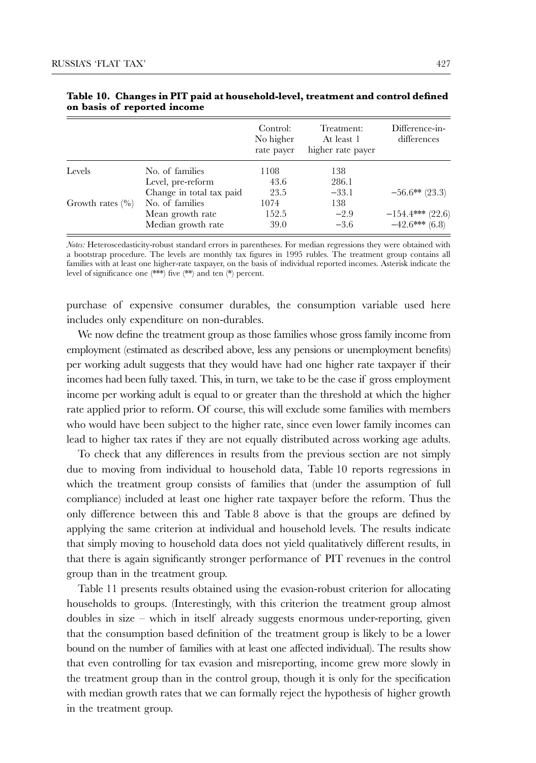**Table 10. Changes in PIT paid at household-level, treatment and control defined on basis of reported income**

| | | Control: No higher rate payer | Treatment: At least 1 higher rate payer | Difference-in-differences |
|---|---|---|---|---|
| Levels | No. of families | 1108 | 138 | |
| | Level, pre-reform | 43.6 | 286.1 | |
| | Change in total tax paid | 23.5 | −33.1 | −56.6** (23.3) |
| Growth rates (%) | No. of families | 1074 | 138 | |
| | Mean growth rate | 152.5 | −2.9 | −154.4*** (22.6) |
| | Median growth rate | 39.0 | −3.6 | −42.6*** (6.8) |

*Notes:* Heteroscedasticity-robust standard errors in parentheses. For median regressions they were obtained with a bootstrap procedure. The levels are monthly tax figures in 1995 rubles. The treatment group contains all families with at least one higher-rate taxpayer, on the basis of individual reported incomes. Asterisk indicate the level of significance one (***) five (**) and ten (*) percent.

purchase of expensive consumer durables, the consumption variable used here includes only expenditure on non-durables.

We now define the treatment group as those families whose gross family income from employment (estimated as described above, less any pensions or unemployment benefits) per working adult suggests that they would have had one higher rate taxpayer if their incomes had been fully taxed. This, in turn, we take to be the case if gross employment income per working adult is equal to or greater than the threshold at which the higher rate applied prior to reform. Of course, this will exclude some families with members who would have been subject to the higher rate, since even lower family incomes can lead to higher tax rates if they are not equally distributed across working age adults.

To check that any differences in results from the previous section are not simply due to moving from individual to household data, Table 10 reports regressions in which the treatment group consists of families that (under the assumption of full compliance) included at least one higher rate taxpayer before the reform. Thus the only difference between this and Table 8 above is that the groups are defined by applying the same criterion at individual and household levels. The results indicate that simply moving to household data does not yield qualitatively different results, in that there is again significantly stronger performance of PIT revenues in the control group than in the treatment group.

Table 11 presents results obtained using the evasion-robust criterion for allocating households to groups. (Interestingly, with this criterion the treatment group almost doubles in size – which in itself already suggests enormous under-reporting, given that the consumption based definition of the treatment group is likely to be a lower bound on the number of families with at least one affected individual). The results show that even controlling for tax evasion and misreporting, income grew more slowly in the treatment group than in the control group, though it is only for the specification with median growth rates that we can formally reject the hypothesis of higher growth in the treatment group.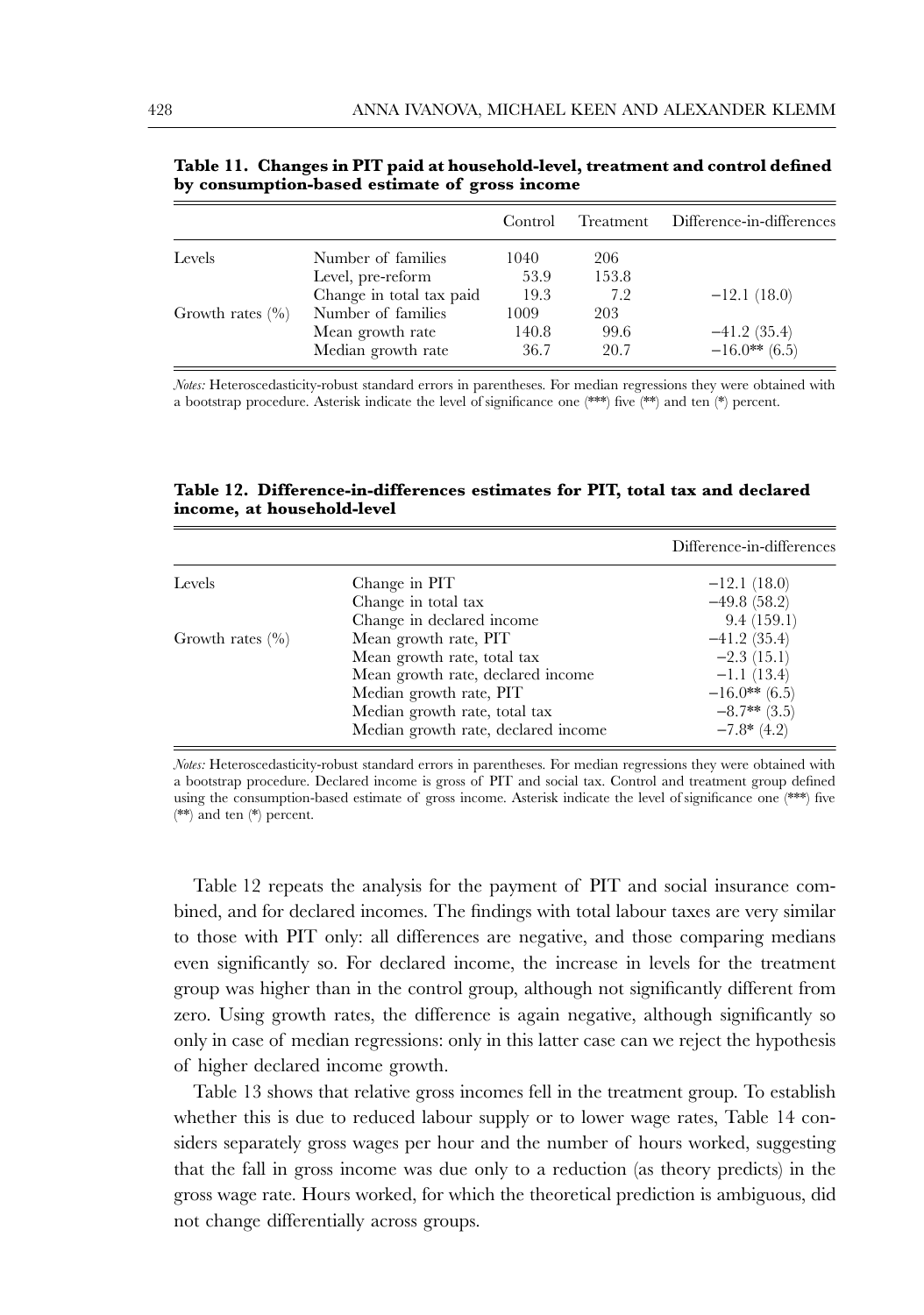**Table 11. Changes in PIT paid at household-level, treatment and control defined by consumption-based estimate of gross income**

| | | Control | Treatment | Difference-in-differences |
|---|---|---|---|---|
| Levels | Number of families | 1040 | 206 | |
| | Level, pre-reform | 53.9 | 153.8 | |
| | Change in total tax paid | 19.3 | 7.2 | −12.1 (18.0) |
| Growth rates (%) | Number of families | 1009 | 203 | |
| | Mean growth rate | 140.8 | 99.6 | −41.2 (35.4) |
| | Median growth rate | 36.7 | 20.7 | −16.0** (6.5) |

*Notes:* Heteroscedasticity-robust standard errors in parentheses. For median regressions they were obtained with a bootstrap procedure. Asterisk indicate the level of significance one (***) five (**) and ten (*) percent.

**Table 12. Difference-in-differences estimates for PIT, total tax and declared income, at household-level**

| | | Difference-in-differences |
|---|---|---|
| Levels | Change in PIT | −12.1 (18.0) |
| | Change in total tax | −49.8 (58.2) |
| | Change in declared income | 9.4 (159.1) |
| Growth rates (%) | Mean growth rate, PIT | −41.2 (35.4) |
| | Mean growth rate, total tax | −2.3 (15.1) |
| | Mean growth rate, declared income | −1.1 (13.4) |
| | Median growth rate, PIT | −16.0** (6.5) |
| | Median growth rate, total tax | −8.7** (3.5) |
| | Median growth rate, declared income | −7.8* (4.2) |

*Notes:* Heteroscedasticity-robust standard errors in parentheses. For median regressions they were obtained with a bootstrap procedure. Declared income is gross of PIT and social tax. Control and treatment group defined using the consumption-based estimate of gross income. Asterisk indicate the level of significance one (***) five (**) and ten (*) percent.

Table 12 repeats the analysis for the payment of PIT and social insurance combined, and for declared incomes. The findings with total labour taxes are very similar to those with PIT only: all differences are negative, and those comparing medians even significantly so. For declared income, the increase in levels for the treatment group was higher than in the control group, although not significantly different from zero. Using growth rates, the difference is again negative, although significantly so only in case of median regressions: only in this latter case can we reject the hypothesis of higher declared income growth.

Table 13 shows that relative gross incomes fell in the treatment group. To establish whether this is due to reduced labour supply or to lower wage rates, Table 14 considers separately gross wages per hour and the number of hours worked, suggesting that the fall in gross income was due only to a reduction (as theory predicts) in the gross wage rate. Hours worked, for which the theoretical prediction is ambiguous, did not change differentially across groups.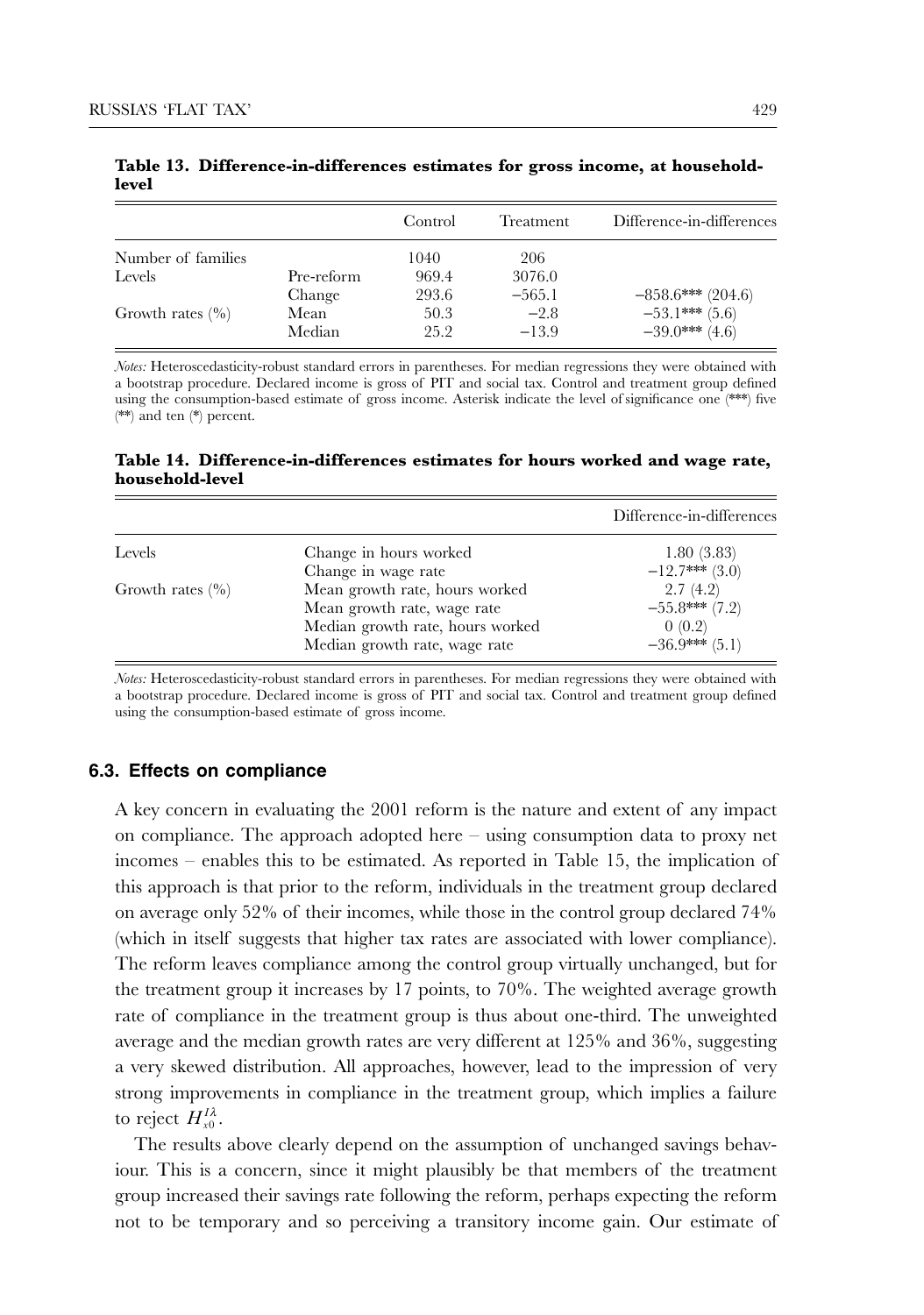**Table 13. Difference-in-differences estimates for gross income, at household-level**

| | | Control | Treatment | Difference-in-differences |
|---|---|---|---|---|
| Number of families | | 1040 | 206 | |
| Levels | Pre-reform | 969.4 | 3076.0 | |
| | Change | 293.6 | −565.1 | −858.6*** (204.6) |
| Growth rates (%) | Mean | 50.3 | −2.8 | −53.1*** (5.6) |
| | Median | 25.2 | −13.9 | −39.0*** (4.6) |

*Notes:* Heteroscedasticity-robust standard errors in parentheses. For median regressions they were obtained with a bootstrap procedure. Declared income is gross of PIT and social tax. Control and treatment group defined using the consumption-based estimate of gross income. Asterisk indicate the level of significance one (***) five (**) and ten (*) percent.

**Table 14. Difference-in-differences estimates for hours worked and wage rate, household-level**

| | | Difference-in-differences |
|---|---|---|
| Levels | Change in hours worked | 1.80 (3.83) |
| | Change in wage rate | −12.7*** (3.0) |
| Growth rates (%) | Mean growth rate, hours worked | 2.7 (4.2) |
| | Mean growth rate, wage rate | −55.8*** (7.2) |
| | Median growth rate, hours worked | 0 (0.2) |
| | Median growth rate, wage rate | −36.9*** (5.1) |

*Notes:* Heteroscedasticity-robust standard errors in parentheses. For median regressions they were obtained with a bootstrap procedure. Declared income is gross of PIT and social tax. Control and treatment group defined using the consumption-based estimate of gross income.

### 6.3. Effects on compliance

A key concern in evaluating the 2001 reform is the nature and extent of any impact on compliance. The approach adopted here – using consumption data to proxy net incomes – enables this to be estimated. As reported in Table 15, the implication of this approach is that prior to the reform, individuals in the treatment group declared on average only 52% of their incomes, while those in the control group declared 74% (which in itself suggests that higher tax rates are associated with lower compliance). The reform leaves compliance among the control group virtually unchanged, but for the treatment group it increases by 17 points, to 70%. The weighted average growth rate of compliance in the treatment group is thus about one-third. The unweighted average and the median growth rates are very different at 125% and 36%, suggesting a very skewed distribution. All approaches, however, lead to the impression of very strong improvements in compliance in the treatment group, which implies a failure to reject $H_{x0}^{I\lambda}$.

The results above clearly depend on the assumption of unchanged savings behaviour. This is a concern, since it might plausibly be that members of the treatment group increased their savings rate following the reform, perhaps expecting the reform not to be temporary and so perceiving a transitory income gain. Our estimate of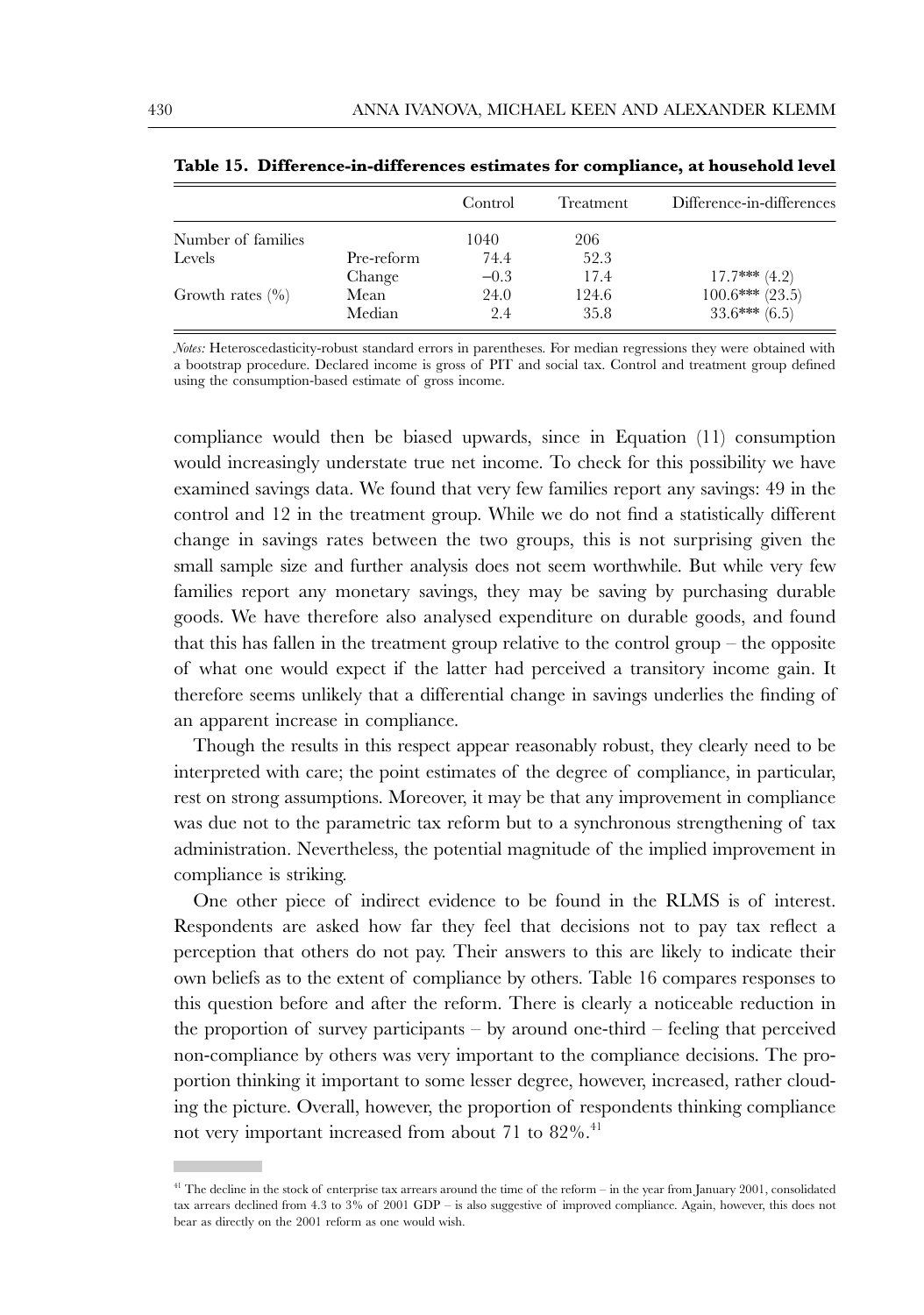**Table 15. Difference-in-differences estimates for compliance, at household level**

| | | Control | Treatment | Difference-in-differences |
|---|---|---|---|---|
| Number of families | | 1040 | 206 | |
| Levels | Pre-reform | 74.4 | 52.3 | |
| | Change | −0.3 | 17.4 | 17.7*** (4.2) |
| Growth rates (%) | Mean | 24.0 | 124.6 | 100.6*** (23.5) |
| | Median | 2.4 | 35.8 | 33.6*** (6.5) |

*Notes:* Heteroscedasticity-robust standard errors in parentheses. For median regressions they were obtained with a bootstrap procedure. Declared income is gross of PIT and social tax. Control and treatment group defined using the consumption-based estimate of gross income.

compliance would then be biased upwards, since in Equation (11) consumption would increasingly understate true net income. To check for this possibility we have examined savings data. We found that very few families report any savings: 49 in the control and 12 in the treatment group. While we do not find a statistically different change in savings rates between the two groups, this is not surprising given the small sample size and further analysis does not seem worthwhile. But while very few families report any monetary savings, they may be saving by purchasing durable goods. We have therefore also analysed expenditure on durable goods, and found that this has fallen in the treatment group relative to the control group – the opposite of what one would expect if the latter had perceived a transitory income gain. It therefore seems unlikely that a differential change in savings underlies the finding of an apparent increase in compliance.

Though the results in this respect appear reasonably robust, they clearly need to be interpreted with care; the point estimates of the degree of compliance, in particular, rest on strong assumptions. Moreover, it may be that any improvement in compliance was due not to the parametric tax reform but to a synchronous strengthening of tax administration. Nevertheless, the potential magnitude of the implied improvement in compliance is striking.

One other piece of indirect evidence to be found in the RLMS is of interest. Respondents are asked how far they feel that decisions not to pay tax reflect a perception that others do not pay. Their answers to this are likely to indicate their own beliefs as to the extent of compliance by others. Table 16 compares responses to this question before and after the reform. There is clearly a noticeable reduction in the proportion of survey participants – by around one-third – feeling that perceived non-compliance by others was very important to the compliance decisions. The proportion thinking it important to some lesser degree, however, increased, rather clouding the picture. Overall, however, the proportion of respondents thinking compliance not very important increased from about 71 to 82%.[41]

[41] The decline in the stock of enterprise tax arrears around the time of the reform – in the year from January 2001, consolidated tax arrears declined from 4.3 to 3% of 2001 GDP – is also suggestive of improved compliance. Again, however, this does not bear as directly on the 2001 reform as one would wish.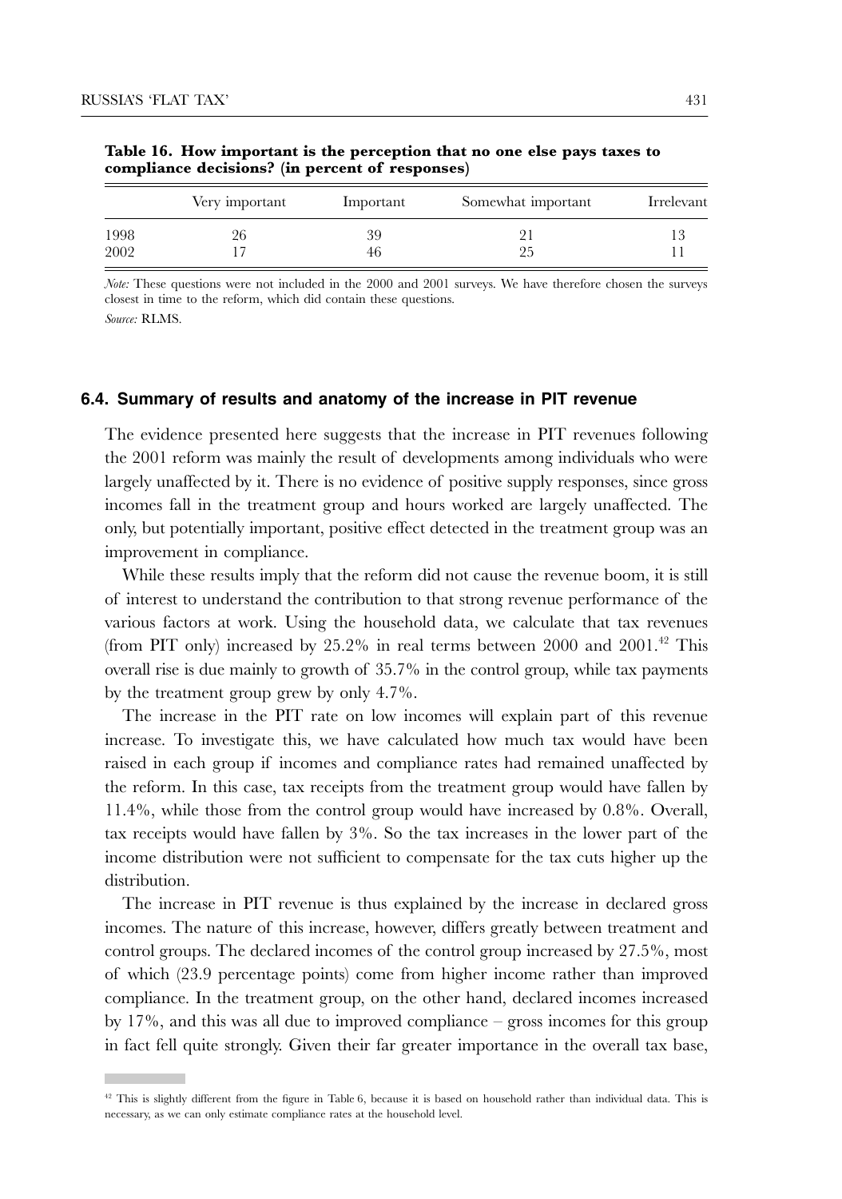**Table 16. How important is the perception that no one else pays taxes to compliance decisions? (in percent of responses)**

| | Very important | Important | Somewhat important | Irrelevant |
|---|---|---|---|---|
| 1998 | 26 | 39 | 21 | 13 |
| 2002 | 17 | 46 | 25 | 11 |

*Note:* These questions were not included in the 2000 and 2001 surveys. We have therefore chosen the surveys closest in time to the reform, which did contain these questions.

*Source:* RLMS.

### 6.4. Summary of results and anatomy of the increase in PIT revenue

The evidence presented here suggests that the increase in PIT revenues following the 2001 reform was mainly the result of developments among individuals who were largely unaffected by it. There is no evidence of positive supply responses, since gross incomes fall in the treatment group and hours worked are largely unaffected. The only, but potentially important, positive effect detected in the treatment group was an improvement in compliance.

While these results imply that the reform did not cause the revenue boom, it is still of interest to understand the contribution to that strong revenue performance of the various factors at work. Using the household data, we calculate that tax revenues (from PIT only) increased by 25.2% in real terms between 2000 and 2001.[42] This overall rise is due mainly to growth of 35.7% in the control group, while tax payments by the treatment group grew by only 4.7%.

The increase in the PIT rate on low incomes will explain part of this revenue increase. To investigate this, we have calculated how much tax would have been raised in each group if incomes and compliance rates had remained unaffected by the reform. In this case, tax receipts from the treatment group would have fallen by 11.4%, while those from the control group would have increased by 0.8%. Overall, tax receipts would have fallen by 3%. So the tax increases in the lower part of the income distribution were not sufficient to compensate for the tax cuts higher up the distribution.

The increase in PIT revenue is thus explained by the increase in declared gross incomes. The nature of this increase, however, differs greatly between treatment and control groups. The declared incomes of the control group increased by 27.5%, most of which (23.9 percentage points) come from higher income rather than improved compliance. In the treatment group, on the other hand, declared incomes increased by 17%, and this was all due to improved compliance – gross incomes for this group in fact fell quite strongly. Given their far greater importance in the overall tax base,

[42] This is slightly different from the figure in Table 6, because it is based on household rather than individual data. This is necessary, as we can only estimate compliance rates at the household level.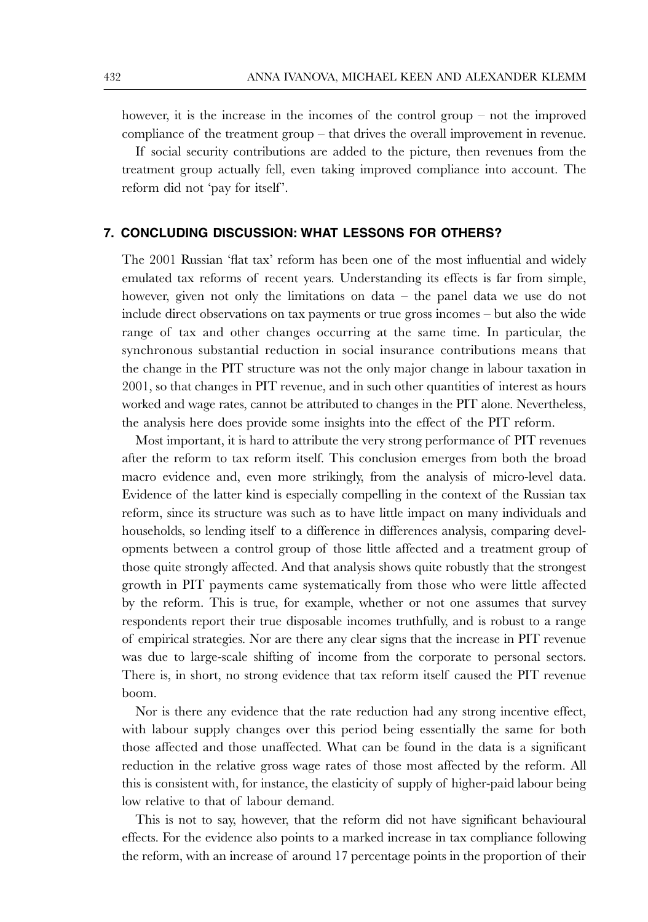however, it is the increase in the incomes of the control group – not the improved compliance of the treatment group – that drives the overall improvement in revenue.

If social security contributions are added to the picture, then revenues from the treatment group actually fell, even taking improved compliance into account. The reform did not 'pay for itself'.

## 7. CONCLUDING DISCUSSION: WHAT LESSONS FOR OTHERS?

The 2001 Russian 'flat tax' reform has been one of the most influential and widely emulated tax reforms of recent years. Understanding its effects is far from simple, however, given not only the limitations on data – the panel data we use do not include direct observations on tax payments or true gross incomes – but also the wide range of tax and other changes occurring at the same time. In particular, the synchronous substantial reduction in social insurance contributions means that the change in the PIT structure was not the only major change in labour taxation in 2001, so that changes in PIT revenue, and in such other quantities of interest as hours worked and wage rates, cannot be attributed to changes in the PIT alone. Nevertheless, the analysis here does provide some insights into the effect of the PIT reform.

Most important, it is hard to attribute the very strong performance of PIT revenues after the reform to tax reform itself. This conclusion emerges from both the broad macro evidence and, even more strikingly, from the analysis of micro-level data. Evidence of the latter kind is especially compelling in the context of the Russian tax reform, since its structure was such as to have little impact on many individuals and households, so lending itself to a difference in differences analysis, comparing developments between a control group of those little affected and a treatment group of those quite strongly affected. And that analysis shows quite robustly that the strongest growth in PIT payments came systematically from those who were little affected by the reform. This is true, for example, whether or not one assumes that survey respondents report their true disposable incomes truthfully, and is robust to a range of empirical strategies. Nor are there any clear signs that the increase in PIT revenue was due to large-scale shifting of income from the corporate to personal sectors. There is, in short, no strong evidence that tax reform itself caused the PIT revenue boom.

Nor is there any evidence that the rate reduction had any strong incentive effect, with labour supply changes over this period being essentially the same for both those affected and those unaffected. What can be found in the data is a significant reduction in the relative gross wage rates of those most affected by the reform. All this is consistent with, for instance, the elasticity of supply of higher-paid labour being low relative to that of labour demand.

This is not to say, however, that the reform did not have significant behavioural effects. For the evidence also points to a marked increase in tax compliance following the reform, with an increase of around 17 percentage points in the proportion of their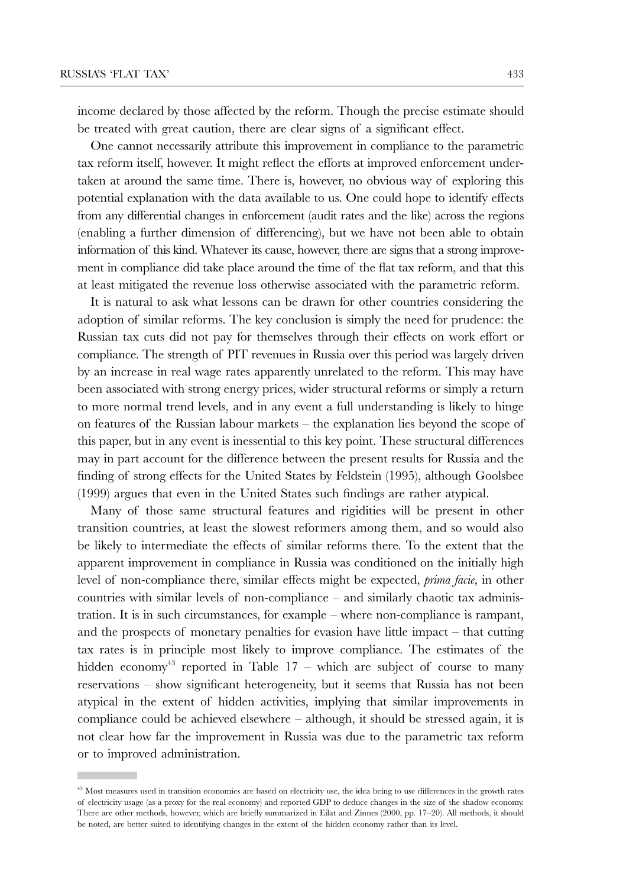income declared by those affected by the reform. Though the precise estimate should be treated with great caution, there are clear signs of a significant effect.

One cannot necessarily attribute this improvement in compliance to the parametric tax reform itself, however. It might reflect the efforts at improved enforcement undertaken at around the same time. There is, however, no obvious way of exploring this potential explanation with the data available to us. One could hope to identify effects from any differential changes in enforcement (audit rates and the like) across the regions (enabling a further dimension of differencing), but we have not been able to obtain information of this kind. Whatever its cause, however, there are signs that a strong improvement in compliance did take place around the time of the flat tax reform, and that this at least mitigated the revenue loss otherwise associated with the parametric reform.

It is natural to ask what lessons can be drawn for other countries considering the adoption of similar reforms. The key conclusion is simply the need for prudence: the Russian tax cuts did not pay for themselves through their effects on work effort or compliance. The strength of PIT revenues in Russia over this period was largely driven by an increase in real wage rates apparently unrelated to the reform. This may have been associated with strong energy prices, wider structural reforms or simply a return to more normal trend levels, and in any event a full understanding is likely to hinge on features of the Russian labour markets – the explanation lies beyond the scope of this paper, but in any event is inessential to this key point. These structural differences may in part account for the difference between the present results for Russia and the finding of strong effects for the United States by Feldstein (1995), although Goolsbee (1999) argues that even in the United States such findings are rather atypical.

Many of those same structural features and rigidities will be present in other transition countries, at least the slowest reformers among them, and so would also be likely to intermediate the effects of similar reforms there. To the extent that the apparent improvement in compliance in Russia was conditioned on the initially high level of non-compliance there, similar effects might be expected, *prima facie*, in other countries with similar levels of non-compliance – and similarly chaotic tax administration. It is in such circumstances, for example – where non-compliance is rampant, and the prospects of monetary penalties for evasion have little impact – that cutting tax rates is in principle most likely to improve compliance. The estimates of the hidden economy[43] reported in Table 17 – which are subject of course to many reservations – show significant heterogeneity, but it seems that Russia has not been atypical in the extent of hidden activities, implying that similar improvements in compliance could be achieved elsewhere – although, it should be stressed again, it is not clear how far the improvement in Russia was due to the parametric tax reform or to improved administration.

[43] Most measures used in transition economies are based on electricity use, the idea being to use differences in the growth rates of electricity usage (as a proxy for the real economy) and reported GDP to deduce changes in the size of the shadow economy. There are other methods, however, which are briefly summarized in Eilat and Zinnes (2000, pp. 17–20). All methods, it should be noted, are better suited to identifying changes in the extent of the hidden economy rather than its level.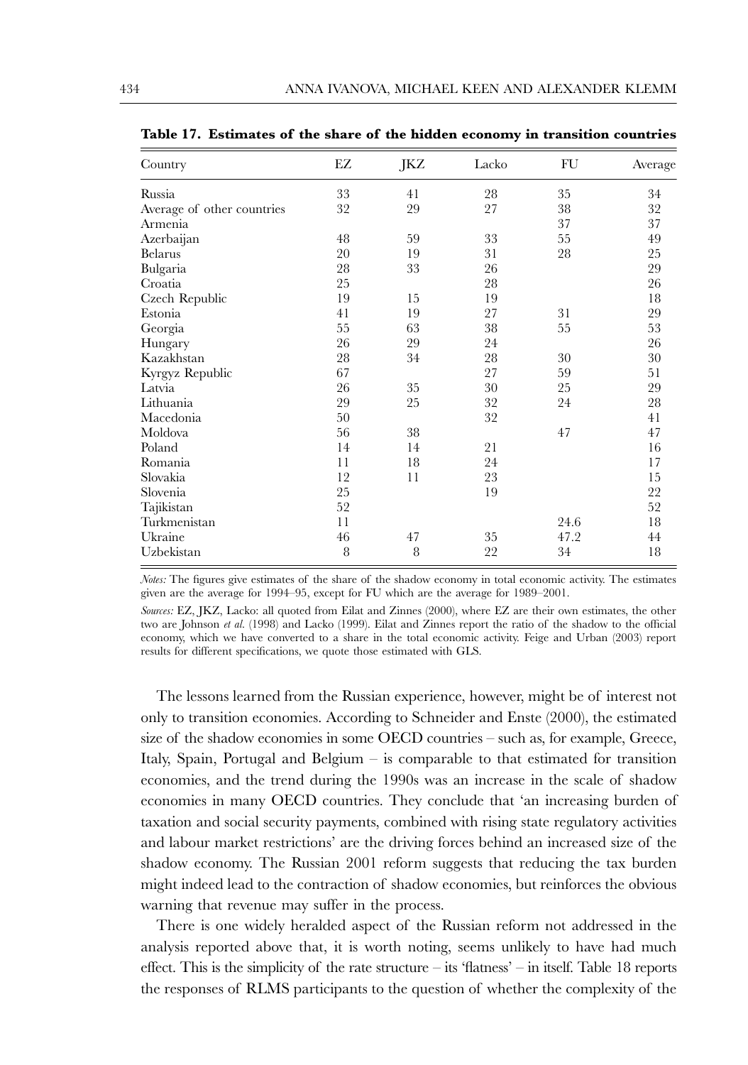**Table 17. Estimates of the share of the hidden economy in transition countries**

| Country | EZ | JKZ | Lacko | FU | Average |
|---|---|---|---|---|---|
| Russia | 33 | 41 | 28 | 35 | 34 |
| Average of other countries | 32 | 29 | 27 | 38 | 32 |
| Armenia | | | | 37 | 37 |
| Azerbaijan | 48 | 59 | 33 | 55 | 49 |
| Belarus | 20 | 19 | 31 | 28 | 25 |
| Bulgaria | 28 | 33 | 26 | | 29 |
| Croatia | 25 | | 28 | | 26 |
| Czech Republic | 19 | 15 | 19 | | 18 |
| Estonia | 41 | 19 | 27 | 31 | 29 |
| Georgia | 55 | 63 | 38 | 55 | 53 |
| Hungary | 26 | 29 | 24 | | 26 |
| Kazakhstan | 28 | 34 | 28 | 30 | 30 |
| Kyrgyz Republic | 67 | | 27 | 59 | 51 |
| Latvia | 26 | 35 | 30 | 25 | 29 |
| Lithuania | 29 | 25 | 32 | 24 | 28 |
| Macedonia | 50 | | 32 | | 41 |
| Moldova | 56 | 38 | | 47 | 47 |
| Poland | 14 | 14 | 21 | | 16 |
| Romania | 11 | 18 | 24 | | 17 |
| Slovakia | 12 | 11 | 23 | | 15 |
| Slovenia | 25 | | 19 | | 22 |
| Tajikistan | 52 | | | | 52 |
| Turkmenistan | 11 | | | 24.6 | 18 |
| Ukraine | 46 | 47 | 35 | 47.2 | 44 |
| Uzbekistan | 8 | 8 | 22 | 34 | 18 |

*Notes:* The figures give estimates of the share of the shadow economy in total economic activity. The estimates given are the average for 1994–95, except for FU which are the average for 1989–2001.

*Sources:* EZ, JKZ, Lacko: all quoted from Eilat and Zinnes (2000), where EZ are their own estimates, the other two are Johnson *et al.* (1998) and Lacko (1999). Eilat and Zinnes report the ratio of the shadow to the official economy, which we have converted to a share in the total economic activity. Feige and Urban (2003) report results for different specifications, we quote those estimated with GLS.

The lessons learned from the Russian experience, however, might be of interest not only to transition economies. According to Schneider and Enste (2000), the estimated size of the shadow economies in some OECD countries – such as, for example, Greece, Italy, Spain, Portugal and Belgium – is comparable to that estimated for transition economies, and the trend during the 1990s was an increase in the scale of shadow economies in many OECD countries. They conclude that 'an increasing burden of taxation and social security payments, combined with rising state regulatory activities and labour market restrictions' are the driving forces behind an increased size of the shadow economy. The Russian 2001 reform suggests that reducing the tax burden might indeed lead to the contraction of shadow economies, but reinforces the obvious warning that revenue may suffer in the process.

There is one widely heralded aspect of the Russian reform not addressed in the analysis reported above that, it is worth noting, seems unlikely to have had much effect. This is the simplicity of the rate structure – its 'flatness' – in itself. Table 18 reports the responses of RLMS participants to the question of whether the complexity of the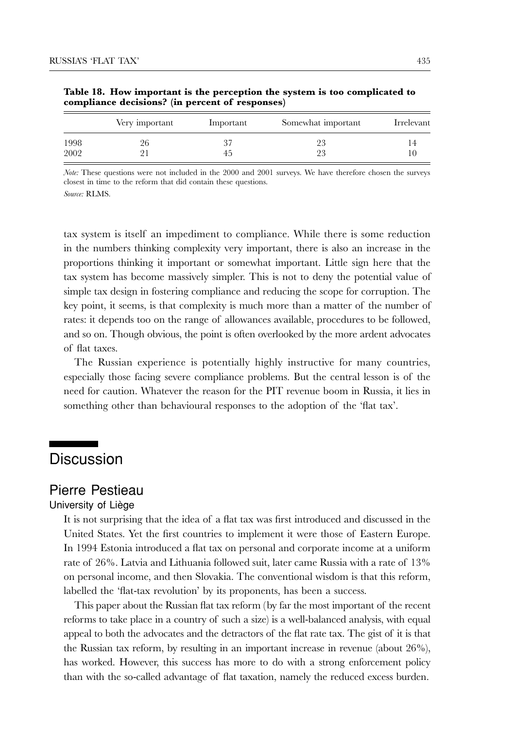**Table 18. How important is the perception the system is too complicated to compliance decisions? (in percent of responses)**

| | Very important | Important | Somewhat important | Irrelevant |
|---|---|---|---|---|
| 1998 | 26 | 37 | 23 | 14 |
| 2002 | 21 | 45 | 23 | 10 |

*Note:* These questions were not included in the 2000 and 2001 surveys. We have therefore chosen the surveys closest in time to the reform that did contain these questions.

*Source:* RLMS.

tax system is itself an impediment to compliance. While there is some reduction in the numbers thinking complexity very important, there is also an increase in the proportions thinking it important or somewhat important. Little sign here that the tax system has become massively simpler. This is not to deny the potential value of simple tax design in fostering compliance and reducing the scope for corruption. The key point, it seems, is that complexity is much more than a matter of the number of rates: it depends too on the range of allowances available, procedures to be followed, and so on. Though obvious, the point is often overlooked by the more ardent advocates of flat taxes.

The Russian experience is potentially highly instructive for many countries, especially those facing severe compliance problems. But the central lesson is of the need for caution. Whatever the reason for the PIT revenue boom in Russia, it lies in something other than behavioural responses to the adoption of the 'flat tax'.

# Discussion

## Pierre Pestieau

### University of Liège

It is not surprising that the idea of a flat tax was first introduced and discussed in the United States. Yet the first countries to implement it were those of Eastern Europe. In 1994 Estonia introduced a flat tax on personal and corporate income at a uniform rate of 26%. Latvia and Lithuania followed suit, later came Russia with a rate of 13% on personal income, and then Slovakia. The conventional wisdom is that this reform, labelled the 'flat-tax revolution' by its proponents, has been a success.

This paper about the Russian flat tax reform (by far the most important of the recent reforms to take place in a country of such a size) is a well-balanced analysis, with equal appeal to both the advocates and the detractors of the flat rate tax. The gist of it is that the Russian tax reform, by resulting in an important increase in revenue (about 26%), has worked. However, this success has more to do with a strong enforcement policy than with the so-called advantage of flat taxation, namely the reduced excess burden.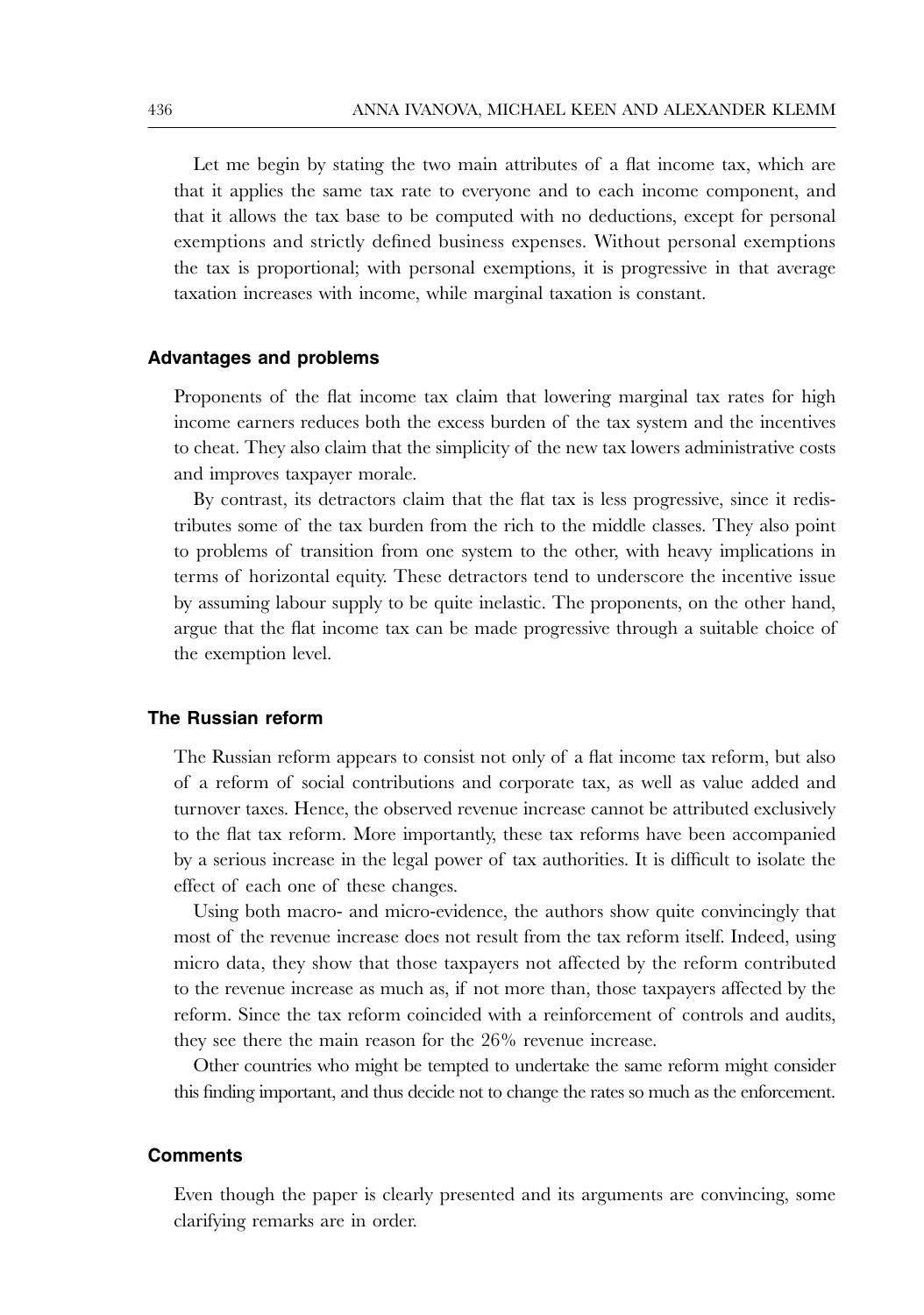Let me begin by stating the two main attributes of a flat income tax, which are that it applies the same tax rate to everyone and to each income component, and that it allows the tax base to be computed with no deductions, except for personal exemptions and strictly defined business expenses. Without personal exemptions the tax is proportional; with personal exemptions, it is progressive in that average taxation increases with income, while marginal taxation is constant.

### Advantages and problems

Proponents of the flat income tax claim that lowering marginal tax rates for high income earners reduces both the excess burden of the tax system and the incentives to cheat. They also claim that the simplicity of the new tax lowers administrative costs and improves taxpayer morale.

By contrast, its detractors claim that the flat tax is less progressive, since it redistributes some of the tax burden from the rich to the middle classes. They also point to problems of transition from one system to the other, with heavy implications in terms of horizontal equity. These detractors tend to underscore the incentive issue by assuming labour supply to be quite inelastic. The proponents, on the other hand, argue that the flat income tax can be made progressive through a suitable choice of the exemption level.

### The Russian reform

The Russian reform appears to consist not only of a flat income tax reform, but also of a reform of social contributions and corporate tax, as well as value added and turnover taxes. Hence, the observed revenue increase cannot be attributed exclusively to the flat tax reform. More importantly, these tax reforms have been accompanied by a serious increase in the legal power of tax authorities. It is difficult to isolate the effect of each one of these changes.

Using both macro- and micro-evidence, the authors show quite convincingly that most of the revenue increase does not result from the tax reform itself. Indeed, using micro data, they show that those taxpayers not affected by the reform contributed to the revenue increase as much as, if not more than, those taxpayers affected by the reform. Since the tax reform coincided with a reinforcement of controls and audits, they see there the main reason for the 26% revenue increase.

Other countries who might be tempted to undertake the same reform might consider this finding important, and thus decide not to change the rates so much as the enforcement.

### Comments

Even though the paper is clearly presented and its arguments are convincing, some clarifying remarks are in order.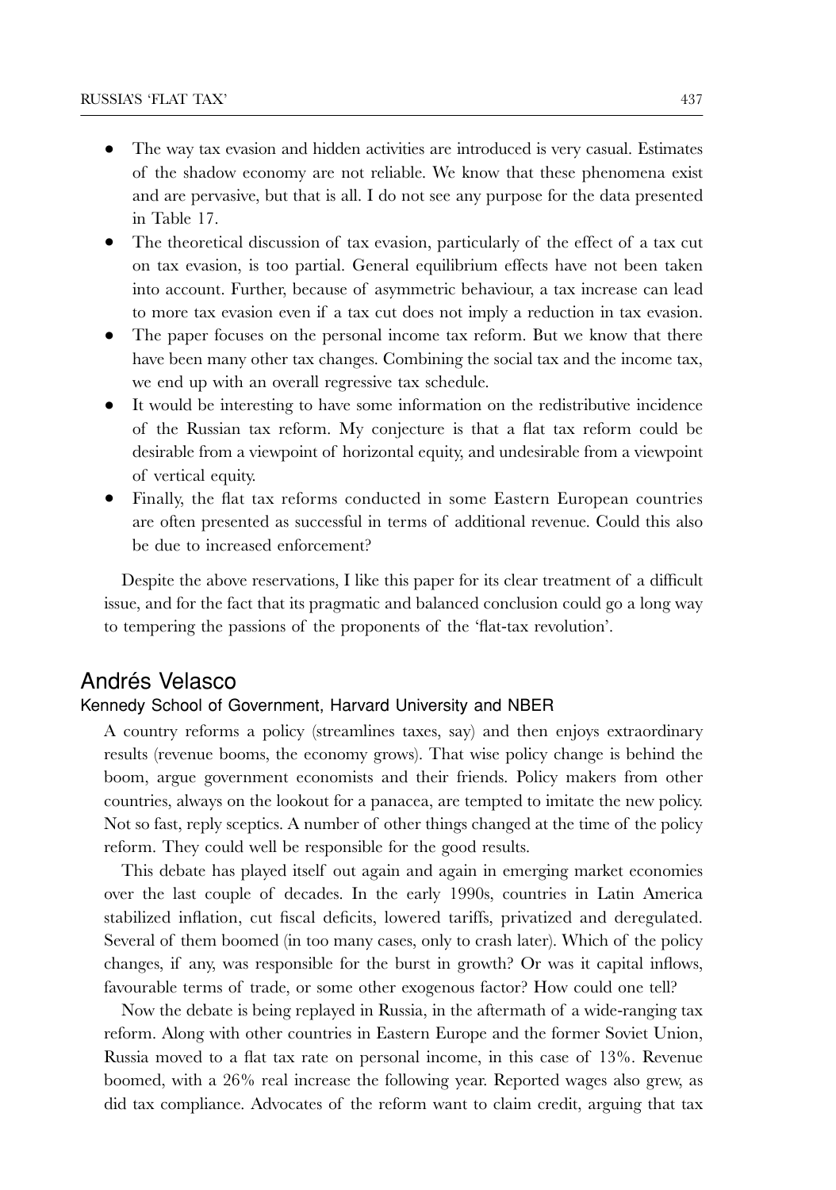- The way tax evasion and hidden activities are introduced is very casual. Estimates of the shadow economy are not reliable. We know that these phenomena exist and are pervasive, but that is all. I do not see any purpose for the data presented in Table 17.
- The theoretical discussion of tax evasion, particularly of the effect of a tax cut on tax evasion, is too partial. General equilibrium effects have not been taken into account. Further, because of asymmetric behaviour, a tax increase can lead to more tax evasion even if a tax cut does not imply a reduction in tax evasion.
- The paper focuses on the personal income tax reform. But we know that there have been many other tax changes. Combining the social tax and the income tax, we end up with an overall regressive tax schedule.
- It would be interesting to have some information on the redistributive incidence of the Russian tax reform. My conjecture is that a flat tax reform could be desirable from a viewpoint of horizontal equity, and undesirable from a viewpoint of vertical equity.
- Finally, the flat tax reforms conducted in some Eastern European countries are often presented as successful in terms of additional revenue. Could this also be due to increased enforcement?

Despite the above reservations, I like this paper for its clear treatment of a difficult issue, and for the fact that its pragmatic and balanced conclusion could go a long way to tempering the passions of the proponents of the 'flat-tax revolution'.

## Andrés Velasco

### Kennedy School of Government, Harvard University and NBER

A country reforms a policy (streamlines taxes, say) and then enjoys extraordinary results (revenue booms, the economy grows). That wise policy change is behind the boom, argue government economists and their friends. Policy makers from other countries, always on the lookout for a panacea, are tempted to imitate the new policy. Not so fast, reply sceptics. A number of other things changed at the time of the policy reform. They could well be responsible for the good results.

This debate has played itself out again and again in emerging market economies over the last couple of decades. In the early 1990s, countries in Latin America stabilized inflation, cut fiscal deficits, lowered tariffs, privatized and deregulated. Several of them boomed (in too many cases, only to crash later). Which of the policy changes, if any, was responsible for the burst in growth? Or was it capital inflows, favourable terms of trade, or some other exogenous factor? How could one tell?

Now the debate is being replayed in Russia, in the aftermath of a wide-ranging tax reform. Along with other countries in Eastern Europe and the former Soviet Union, Russia moved to a flat tax rate on personal income, in this case of 13%. Revenue boomed, with a 26% real increase the following year. Reported wages also grew, as did tax compliance. Advocates of the reform want to claim credit, arguing that tax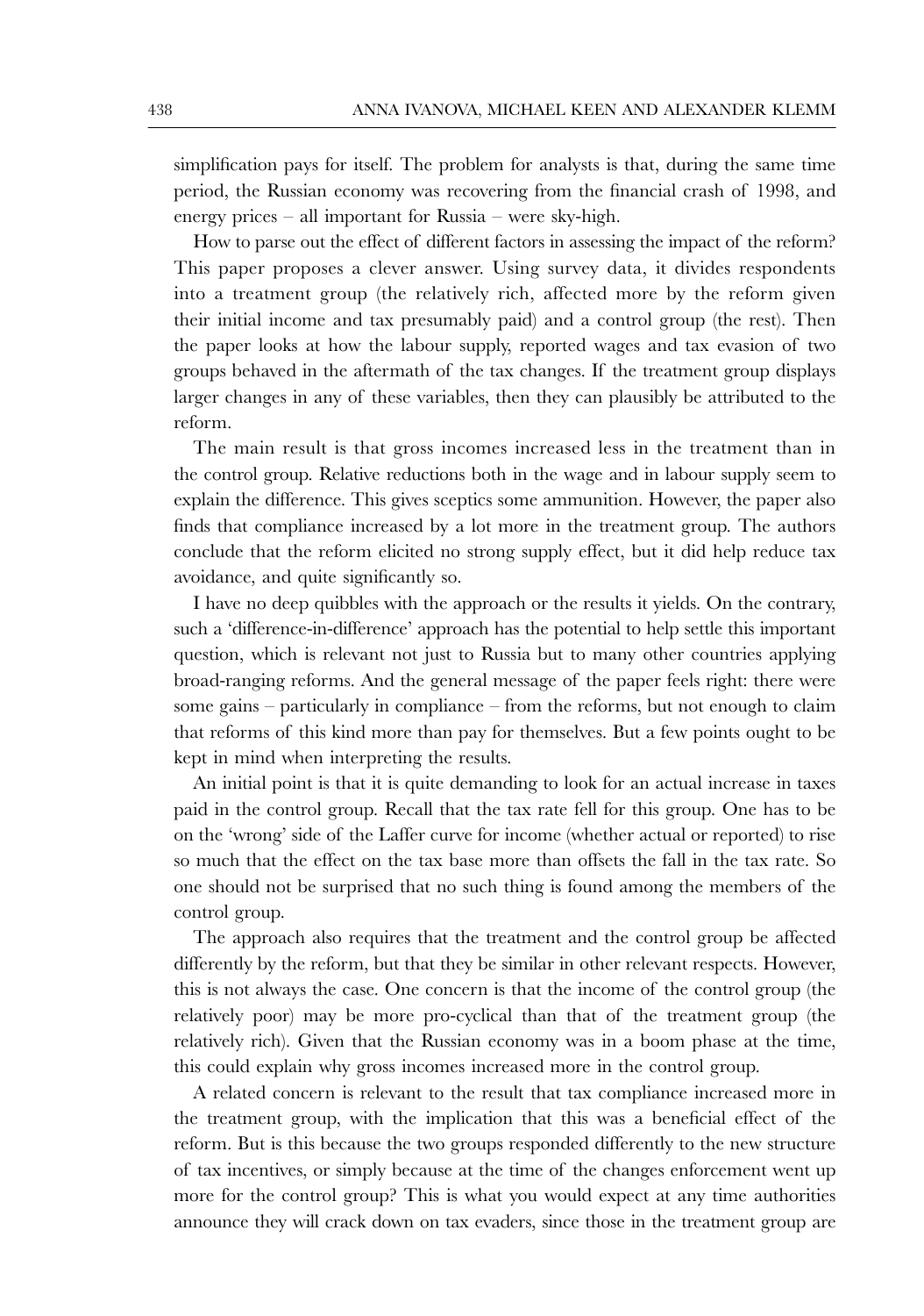simplification pays for itself. The problem for analysts is that, during the same time period, the Russian economy was recovering from the financial crash of 1998, and energy prices – all important for Russia – were sky-high.

How to parse out the effect of different factors in assessing the impact of the reform? This paper proposes a clever answer. Using survey data, it divides respondents into a treatment group (the relatively rich, affected more by the reform given their initial income and tax presumably paid) and a control group (the rest). Then the paper looks at how the labour supply, reported wages and tax evasion of two groups behaved in the aftermath of the tax changes. If the treatment group displays larger changes in any of these variables, then they can plausibly be attributed to the reform.

The main result is that gross incomes increased less in the treatment than in the control group. Relative reductions both in the wage and in labour supply seem to explain the difference. This gives sceptics some ammunition. However, the paper also finds that compliance increased by a lot more in the treatment group. The authors conclude that the reform elicited no strong supply effect, but it did help reduce tax avoidance, and quite significantly so.

I have no deep quibbles with the approach or the results it yields. On the contrary, such a 'difference-in-difference' approach has the potential to help settle this important question, which is relevant not just to Russia but to many other countries applying broad-ranging reforms. And the general message of the paper feels right: there were some gains – particularly in compliance – from the reforms, but not enough to claim that reforms of this kind more than pay for themselves. But a few points ought to be kept in mind when interpreting the results.

An initial point is that it is quite demanding to look for an actual increase in taxes paid in the control group. Recall that the tax rate fell for this group. One has to be on the 'wrong' side of the Laffer curve for income (whether actual or reported) to rise so much that the effect on the tax base more than offsets the fall in the tax rate. So one should not be surprised that no such thing is found among the members of the control group.

The approach also requires that the treatment and the control group be affected differently by the reform, but that they be similar in other relevant respects. However, this is not always the case. One concern is that the income of the control group (the relatively poor) may be more pro-cyclical than that of the treatment group (the relatively rich). Given that the Russian economy was in a boom phase at the time, this could explain why gross incomes increased more in the control group.

A related concern is relevant to the result that tax compliance increased more in the treatment group, with the implication that this was a beneficial effect of the reform. But is this because the two groups responded differently to the new structure of tax incentives, or simply because at the time of the changes enforcement went up more for the control group? This is what you would expect at any time authorities announce they will crack down on tax evaders, since those in the treatment group are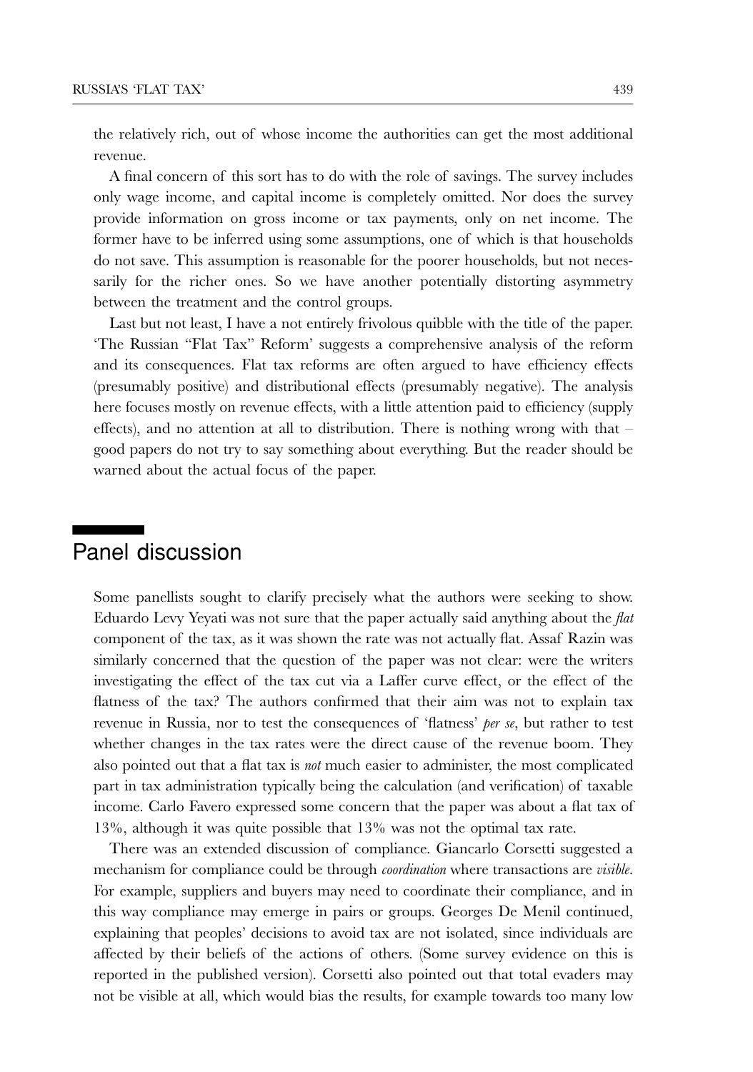the relatively rich, out of whose income the authorities can get the most additional revenue.

A final concern of this sort has to do with the role of savings. The survey includes only wage income, and capital income is completely omitted. Nor does the survey provide information on gross income or tax payments, only on net income. The former have to be inferred using some assumptions, one of which is that households do not save. This assumption is reasonable for the poorer households, but not necessarily for the richer ones. So we have another potentially distorting asymmetry between the treatment and the control groups.

Last but not least, I have a not entirely frivolous quibble with the title of the paper. 'The Russian "Flat Tax" Reform' suggests a comprehensive analysis of the reform and its consequences. Flat tax reforms are often argued to have efficiency effects (presumably positive) and distributional effects (presumably negative). The analysis here focuses mostly on revenue effects, with a little attention paid to efficiency (supply effects), and no attention at all to distribution. There is nothing wrong with that – good papers do not try to say something about everything. But the reader should be warned about the actual focus of the paper.

## Panel discussion

Some panellists sought to clarify precisely what the authors were seeking to show. Eduardo Levy Yeyati was not sure that the paper actually said anything about the *flat* component of the tax, as it was shown the rate was not actually flat. Assaf Razin was similarly concerned that the question of the paper was not clear: were the writers investigating the effect of the tax cut via a Laffer curve effect, or the effect of the flatness of the tax? The authors confirmed that their aim was not to explain tax revenue in Russia, nor to test the consequences of 'flatness' *per se*, but rather to test whether changes in the tax rates were the direct cause of the revenue boom. They also pointed out that a flat tax is *not* much easier to administer, the most complicated part in tax administration typically being the calculation (and verification) of taxable income. Carlo Favero expressed some concern that the paper was about a flat tax of 13%, although it was quite possible that 13% was not the optimal tax rate.

There was an extended discussion of compliance. Giancarlo Corsetti suggested a mechanism for compliance could be through *coordination* where transactions are *visible*. For example, suppliers and buyers may need to coordinate their compliance, and in this way compliance may emerge in pairs or groups. Georges De Menil continued, explaining that peoples' decisions to avoid tax are not isolated, since individuals are affected by their beliefs of the actions of others. (Some survey evidence on this is reported in the published version). Corsetti also pointed out that total evaders may not be visible at all, which would bias the results, for example towards too many low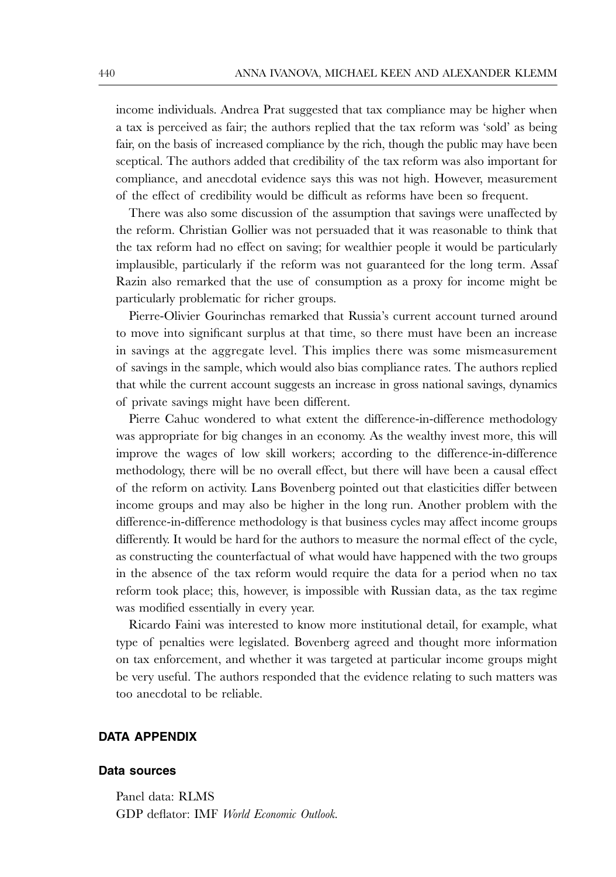income individuals. Andrea Prat suggested that tax compliance may be higher when a tax is perceived as fair; the authors replied that the tax reform was 'sold' as being fair, on the basis of increased compliance by the rich, though the public may have been sceptical. The authors added that credibility of the tax reform was also important for compliance, and anecdotal evidence says this was not high. However, measurement of the effect of credibility would be difficult as reforms have been so frequent.

There was also some discussion of the assumption that savings were unaffected by the reform. Christian Gollier was not persuaded that it was reasonable to think that the tax reform had no effect on saving; for wealthier people it would be particularly implausible, particularly if the reform was not guaranteed for the long term. Assaf Razin also remarked that the use of consumption as a proxy for income might be particularly problematic for richer groups.

Pierre-Olivier Gourinchas remarked that Russia's current account turned around to move into significant surplus at that time, so there must have been an increase in savings at the aggregate level. This implies there was some mismeasurement of savings in the sample, which would also bias compliance rates. The authors replied that while the current account suggests an increase in gross national savings, dynamics of private savings might have been different.

Pierre Cahuc wondered to what extent the difference-in-difference methodology was appropriate for big changes in an economy. As the wealthy invest more, this will improve the wages of low skill workers; according to the difference-in-difference methodology, there will be no overall effect, but there will have been a causal effect of the reform on activity. Lans Bovenberg pointed out that elasticities differ between income groups and may also be higher in the long run. Another problem with the difference-in-difference methodology is that business cycles may affect income groups differently. It would be hard for the authors to measure the normal effect of the cycle, as constructing the counterfactual of what would have happened with the two groups in the absence of the tax reform would require the data for a period when no tax reform took place; this, however, is impossible with Russian data, as the tax regime was modified essentially in every year.

Ricardo Faini was interested to know more institutional detail, for example, what type of penalties were legislated. Bovenberg agreed and thought more information on tax enforcement, and whether it was targeted at particular income groups might be very useful. The authors responded that the evidence relating to such matters was too anecdotal to be reliable.

## DATA APPENDIX

### Data sources

Panel data: RLMS
GDP deflator: IMF *World Economic Outlook*.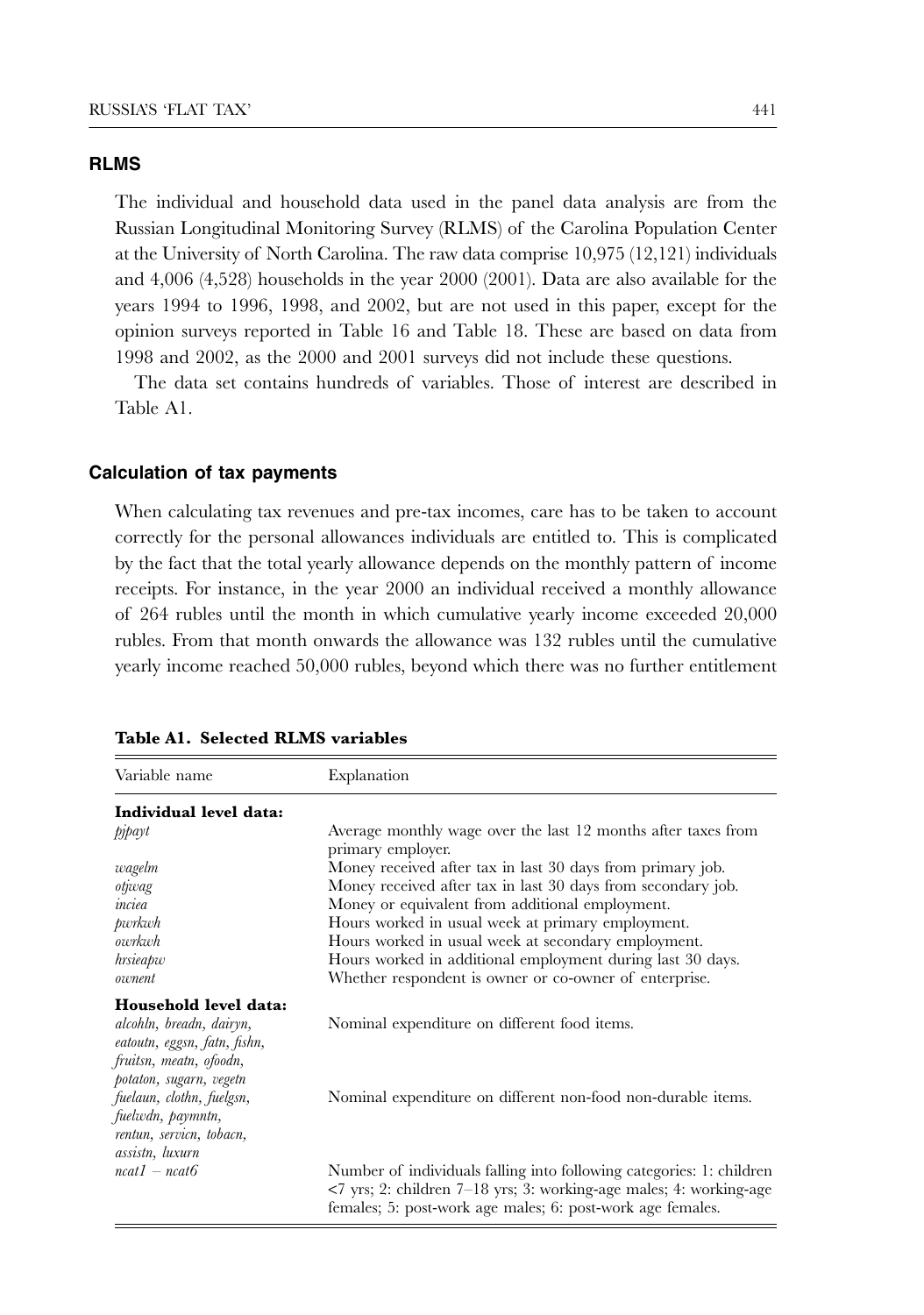## RLMS

The individual and household data used in the panel data analysis are from the Russian Longitudinal Monitoring Survey (RLMS) of the Carolina Population Center at the University of North Carolina. The raw data comprise 10,975 (12,121) individuals and 4,006 (4,528) households in the year 2000 (2001). Data are also available for the years 1994 to 1996, 1998, and 2002, but are not used in this paper, except for the opinion surveys reported in Table 16 and Table 18. These are based on data from 1998 and 2002, as the 2000 and 2001 surveys did not include these questions.

The data set contains hundreds of variables. Those of interest are described in Table A1.

## Calculation of tax payments

When calculating tax revenues and pre-tax incomes, care has to be taken to account correctly for the personal allowances individuals are entitled to. This is complicated by the fact that the total yearly allowance depends on the monthly pattern of income receipts. For instance, in the year 2000 an individual received a monthly allowance of 264 rubles until the month in which cumulative yearly income exceeded 20,000 rubles. From that month onwards the allowance was 132 rubles until the cumulative yearly income reached 50,000 rubles, beyond which there was no further entitlement

**Table A1. Selected RLMS variables**

| Variable name | Explanation |
|---|---|
| **Individual level data:** | |
| *pjpayt* | Average monthly wage over the last 12 months after taxes from primary employer. |
| *wagelm* | Money received after tax in last 30 days from primary job. |
| *otjwag* | Money received after tax in last 30 days from secondary job. |
| *inciea* | Money or equivalent from additional employment. |
| *pwrkwh* | Hours worked in usual week at primary employment. |
| *owrkwh* | Hours worked in usual week at secondary employment. |
| *hrsieapw* | Hours worked in additional employment during last 30 days. |
| *ownent* | Whether respondent is owner or co-owner of enterprise. |
| **Household level data:** | |
| *alcohln, breadn, dairyn, eatoutn, eggsn, fatn, fishn, fruitsn, meatn, ofoodn, potaton, sugarn, vegetn* | Nominal expenditure on different food items. |
| *fuelaun, clothn, fuelgsn, fuelwdn, paymntn, rentun, servicn, tobacn, assistn, luxurn* | Nominal expenditure on different non-food non-durable items. |
| *ncat1 – ncat6* | Number of individuals falling into following categories: 1: children <7 yrs; 2: children 7–18 yrs; 3: working-age males; 4: working-age females; 5: post-work age males; 6: post-work age females. |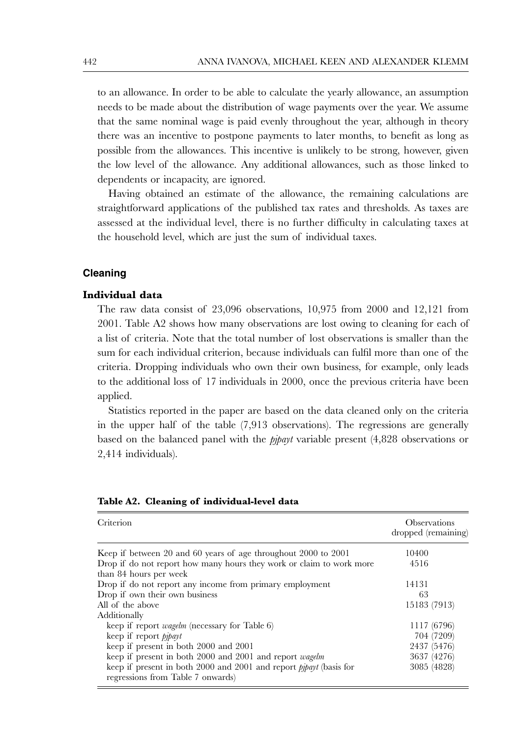to an allowance. In order to be able to calculate the yearly allowance, an assumption needs to be made about the distribution of wage payments over the year. We assume that the same nominal wage is paid evenly throughout the year, although in theory there was an incentive to postpone payments to later months, to benefit as long as possible from the allowances. This incentive is unlikely to be strong, however, given the low level of the allowance. Any additional allowances, such as those linked to dependents or incapacity, are ignored.

Having obtained an estimate of the allowance, the remaining calculations are straightforward applications of the published tax rates and thresholds. As taxes are assessed at the individual level, there is no further difficulty in calculating taxes at the household level, which are just the sum of individual taxes.

## Cleaning

### Individual data

The raw data consist of 23,096 observations, 10,975 from 2000 and 12,121 from 2001. Table A2 shows how many observations are lost owing to cleaning for each of a list of criteria. Note that the total number of lost observations is smaller than the sum for each individual criterion, because individuals can fulfil more than one of the criteria. Dropping individuals who own their own business, for example, only leads to the additional loss of 17 individuals in 2000, once the previous criteria have been applied.

Statistics reported in the paper are based on the data cleaned only on the criteria in the upper half of the table (7,913 observations). The regressions are generally based on the balanced panel with the *pjpayt* variable present (4,828 observations or 2,414 individuals).

**Table A2. Cleaning of individual-level data**

| Criterion | Observations dropped (remaining) |
|---|---|
| Keep if between 20 and 60 years of age throughout 2000 to 2001 | 10400 |
| Drop if do not report how many hours they work or claim to work more than 84 hours per week | 4516 |
| Drop if do not report any income from primary employment | 14131 |
| Drop if own their own business | 63 |
| All of the above | 15183 (7913) |
| Additionally | |
| keep if report *wagelm* (necessary for Table 6) | 1117 (6796) |
| keep if report *pjpayt* | 704 (7209) |
| keep if present in both 2000 and 2001 | 2437 (5476) |
| keep if present in both 2000 and 2001 and report *wagelm* | 3637 (4276) |
| keep if present in both 2000 and 2001 and report *pjpayt* (basis for regressions from Table 7 onwards) | 3085 (4828) |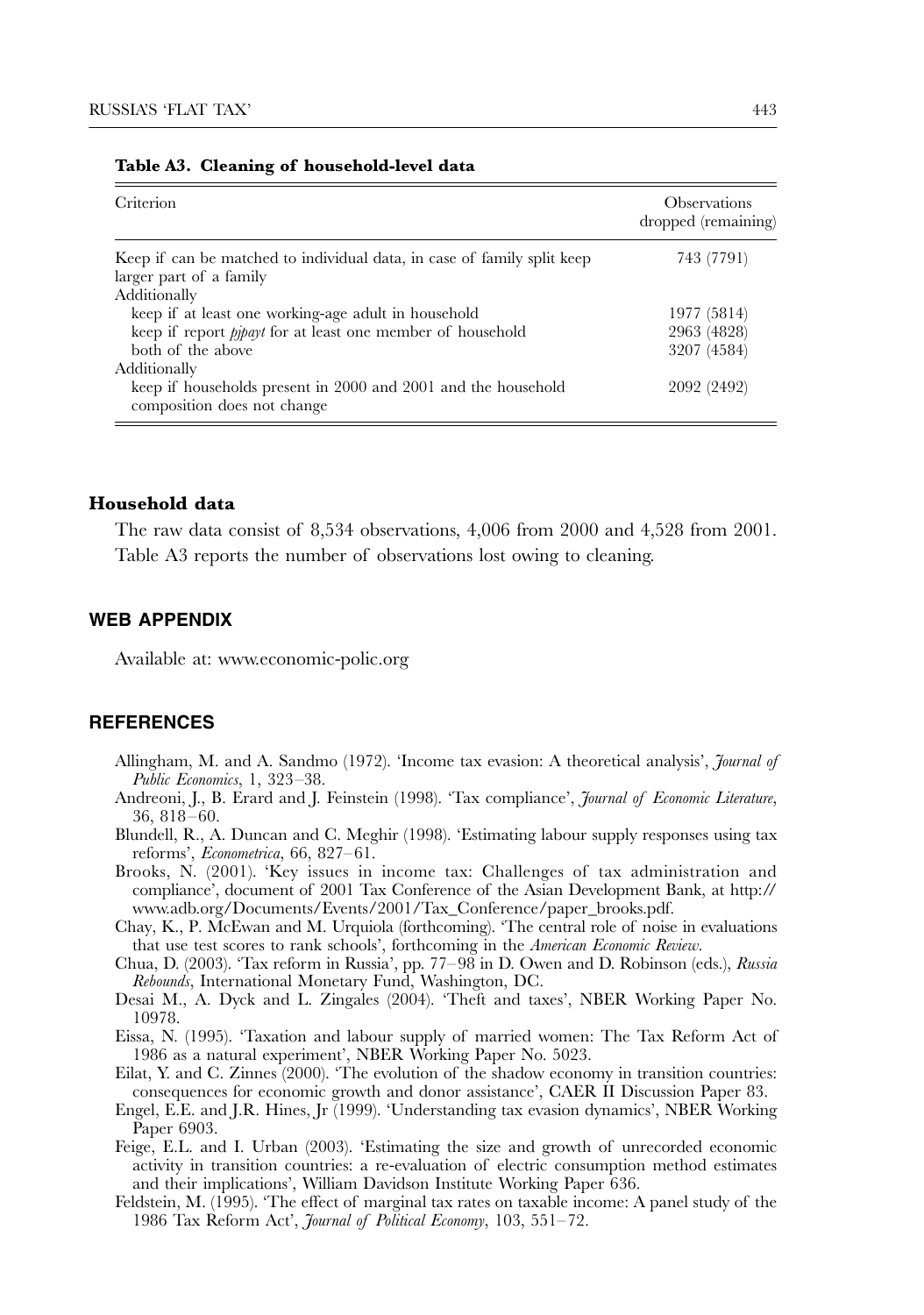**Table A3. Cleaning of household-level data**

| Criterion | Observations dropped (remaining) |
|---|---|
| Keep if can be matched to individual data, in case of family split keep larger part of a family | 743 (7791) |
| Additionally | |
| keep if at least one working-age adult in household | 1977 (5814) |
| keep if report *pjpayt* for at least one member of household | 2963 (4828) |
| both of the above | 3207 (4584) |
| Additionally | |
| keep if households present in 2000 and 2001 and the household composition does not change | 2092 (2492) |

### Household data

The raw data consist of 8,534 observations, 4,006 from 2000 and 4,528 from 2001. Table A3 reports the number of observations lost owing to cleaning.

## WEB APPENDIX

Available at: www.economic-polic.org

## REFERENCES

Allingham, M. and A. Sandmo (1972). 'Income tax evasion: A theoretical analysis', *Journal of Public Economics*, 1, 323–38.

Andreoni, J., B. Erard and J. Feinstein (1998). 'Tax compliance', *Journal of Economic Literature*, 36, 818–60.

Blundell, R., A. Duncan and C. Meghir (1998). 'Estimating labour supply responses using tax reforms', *Econometrica*, 66, 827–61.

Brooks, N. (2001). 'Key issues in income tax: Challenges of tax administration and compliance', document of 2001 Tax Conference of the Asian Development Bank, at http://www.adb.org/Documents/Events/2001/Tax_Conference/paper_brooks.pdf.

Chay, K., P. McEwan and M. Urquiola (forthcoming). 'The central role of noise in evaluations that use test scores to rank schools', forthcoming in the *American Economic Review*.

Chua, D. (2003). 'Tax reform in Russia', pp. 77–98 in D. Owen and D. Robinson (eds.), *Russia Rebounds*, International Monetary Fund, Washington, DC.

Desai M., A. Dyck and L. Zingales (2004). 'Theft and taxes', NBER Working Paper No. 10978.

Eissa, N. (1995). 'Taxation and labour supply of married women: The Tax Reform Act of 1986 as a natural experiment', NBER Working Paper No. 5023.

Eilat, Y. and C. Zinnes (2000). 'The evolution of the shadow economy in transition countries: consequences for economic growth and donor assistance', CAER II Discussion Paper 83.

Engel, E.E. and J.R. Hines, Jr (1999). 'Understanding tax evasion dynamics', NBER Working Paper 6903.

Feige, E.L. and I. Urban (2003). 'Estimating the size and growth of unrecorded economic activity in transition countries: a re-evaluation of electric consumption method estimates and their implications', William Davidson Institute Working Paper 636.

Feldstein, M. (1995). 'The effect of marginal tax rates on taxable income: A panel study of the 1986 Tax Reform Act', *Journal of Political Economy*, 103, 551–72.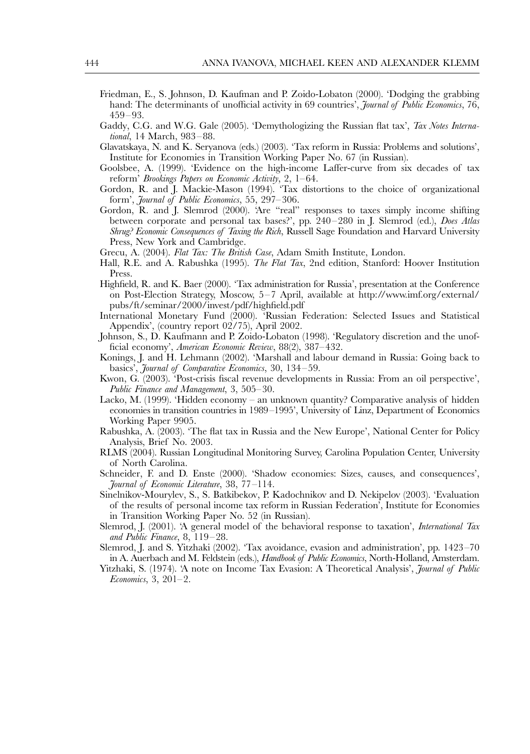Friedman, E., S. Johnson, D. Kaufman and P. Zoido-Lobaton (2000). 'Dodging the grabbing hand: The determinants of unofficial activity in 69 countries', *Journal of Public Economics*, 76, 459–93.

Gaddy, C.G. and W.G. Gale (2005). 'Demythologizing the Russian flat tax', *Tax Notes International*, 14 March, 983–88.

Glavatskaya, N. and K. Seryanova (eds.) (2003). 'Tax reform in Russia: Problems and solutions', Institute for Economies in Transition Working Paper No. 67 (in Russian).

Goolsbee, A. (1999). 'Evidence on the high-income Laffer-curve from six decades of tax reform' *Brookings Papers on Economic Activity*, 2, 1–64.

Gordon, R. and J. Mackie-Mason (1994). 'Tax distortions to the choice of organizational form', *Journal of Public Economics*, 55, 297–306.

Gordon, R. and J. Slemrod (2000). 'Are "real" responses to taxes simply income shifting between corporate and personal tax bases?', pp. 240–280 in J. Slemrod (ed.), *Does Atlas Shrug? Economic Consequences of Taxing the Rich*, Russell Sage Foundation and Harvard University Press, New York and Cambridge.

Grecu, A. (2004). *Flat Tax: The British Case*, Adam Smith Institute, London.

Hall, R.E. and A. Rabushka (1995). *The Flat Tax*, 2nd edition, Stanford: Hoover Institution Press.

Highfield, R. and K. Baer (2000). 'Tax administration for Russia', presentation at the Conference on Post-Election Strategy, Moscow, 5–7 April, available at http://www.imf.org/external/pubs/ft/seminar/2000/invest/pdf/highfield.pdf

International Monetary Fund (2000). 'Russian Federation: Selected Issues and Statistical Appendix', (country report 02/75), April 2002.

Johnson, S., D. Kaufmann and P. Zoido-Lobaton (1998). 'Regulatory discretion and the unofficial economy', *American Economic Review*, 88(2), 387–432.

Konings, J. and H. Lehmann (2002). 'Marshall and labour demand in Russia: Going back to basics', *Journal of Comparative Economics*, 30, 134–59.

Kwon, G. (2003). 'Post-crisis fiscal revenue developments in Russia: From an oil perspective', *Public Finance and Management*, 3, 505–30.

Lacko, M. (1999). 'Hidden economy – an unknown quantity? Comparative analysis of hidden economies in transition countries in 1989–1995', University of Linz, Department of Economics Working Paper 9905.

Rabushka, A. (2003). 'The flat tax in Russia and the New Europe', National Center for Policy Analysis, Brief No. 2003.

RLMS (2004). Russian Longitudinal Monitoring Survey, Carolina Population Center, University of North Carolina.

Schneider, F. and D. Enste (2000). 'Shadow economies: Sizes, causes, and consequences', *Journal of Economic Literature*, 38, 77–114.

Sinelnikov-Mourylev, S., S. Batkibekov, P. Kadochnikov and D. Nekipelov (2003). 'Evaluation of the results of personal income tax reform in Russian Federation', Institute for Economies in Transition Working Paper No. 52 (in Russian).

Slemrod, J. (2001). 'A general model of the behavioral response to taxation', *International Tax and Public Finance*, 8, 119–28.

Slemrod, J. and S. Yitzhaki (2002). 'Tax avoidance, evasion and administration', pp. 1423–70 in A. Auerbach and M. Feldstein (eds.), *Handbook of Public Economics*, North-Holland, Amsterdam.

Yitzhaki, S. (1974). 'A note on Income Tax Evasion: A Theoretical Analysis', *Journal of Public Economics*, 3, 201–2.